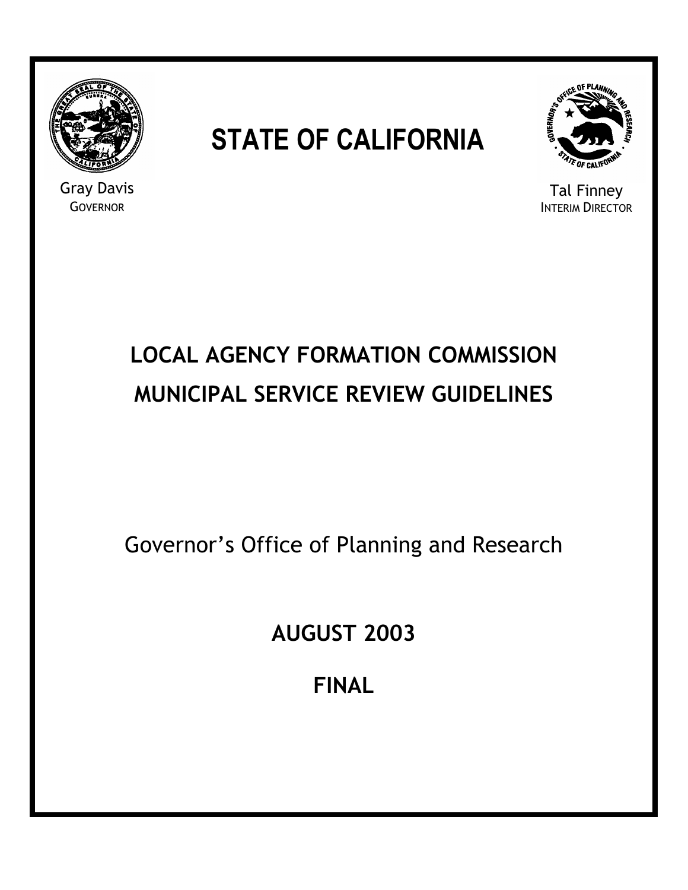Gray Davis
GOVERNOR

# STATE OF CALIFORNIA

Tal Finney
INTERIM DIRECTOR

## LOCAL AGENCY FORMATION COMMISSION MUNICIPAL SERVICE REVIEW GUIDELINES

Governor's Office of Planning and Research

**AUGUST 2003**

**FINAL**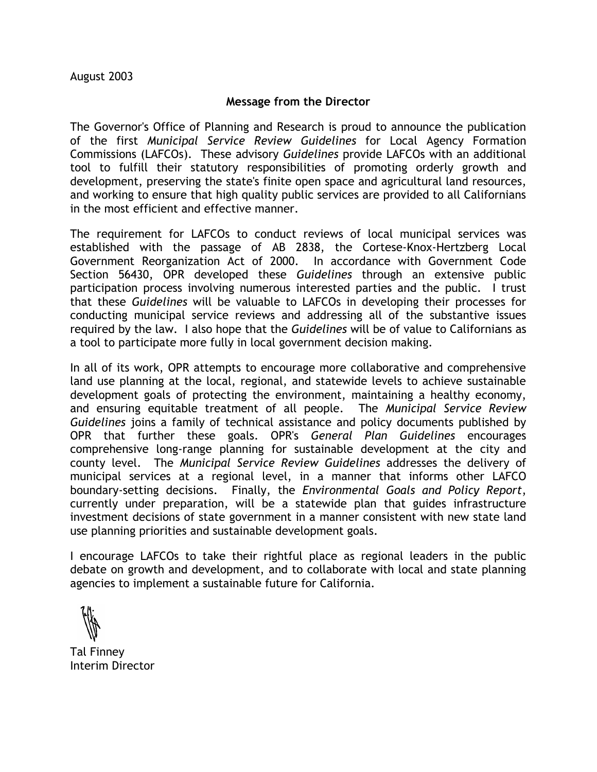August 2003

**Message from the Director**

The Governor's Office of Planning and Research is proud to announce the publication of the first *Municipal Service Review Guidelines* for Local Agency Formation Commissions (LAFCOs). These advisory *Guidelines* provide LAFCOs with an additional tool to fulfill their statutory responsibilities of promoting orderly growth and development, preserving the state's finite open space and agricultural land resources, and working to ensure that high quality public services are provided to all Californians in the most efficient and effective manner.

The requirement for LAFCOs to conduct reviews of local municipal services was established with the passage of AB 2838, the Cortese-Knox-Hertzberg Local Government Reorganization Act of 2000. In accordance with Government Code Section 56430, OPR developed these *Guidelines* through an extensive public participation process involving numerous interested parties and the public. I trust that these *Guidelines* will be valuable to LAFCOs in developing their processes for conducting municipal service reviews and addressing all of the substantive issues required by the law. I also hope that the *Guidelines* will be of value to Californians as a tool to participate more fully in local government decision making.

In all of its work, OPR attempts to encourage more collaborative and comprehensive land use planning at the local, regional, and statewide levels to achieve sustainable development goals of protecting the environment, maintaining a healthy economy, and ensuring equitable treatment of all people. The *Municipal Service Review Guidelines* joins a family of technical assistance and policy documents published by OPR that further these goals. OPR's *General Plan Guidelines* encourages comprehensive long-range planning for sustainable development at the city and county level. The *Municipal Service Review Guidelines* addresses the delivery of municipal services at a regional level, in a manner that informs other LAFCO boundary-setting decisions. Finally, the *Environmental Goals and Policy Report*, currently under preparation, will be a statewide plan that guides infrastructure investment decisions of state government in a manner consistent with new state land use planning priorities and sustainable development goals.

I encourage LAFCOs to take their rightful place as regional leaders in the public debate on growth and development, and to collaborate with local and state planning agencies to implement a sustainable future for California.

Tal Finney
Interim Director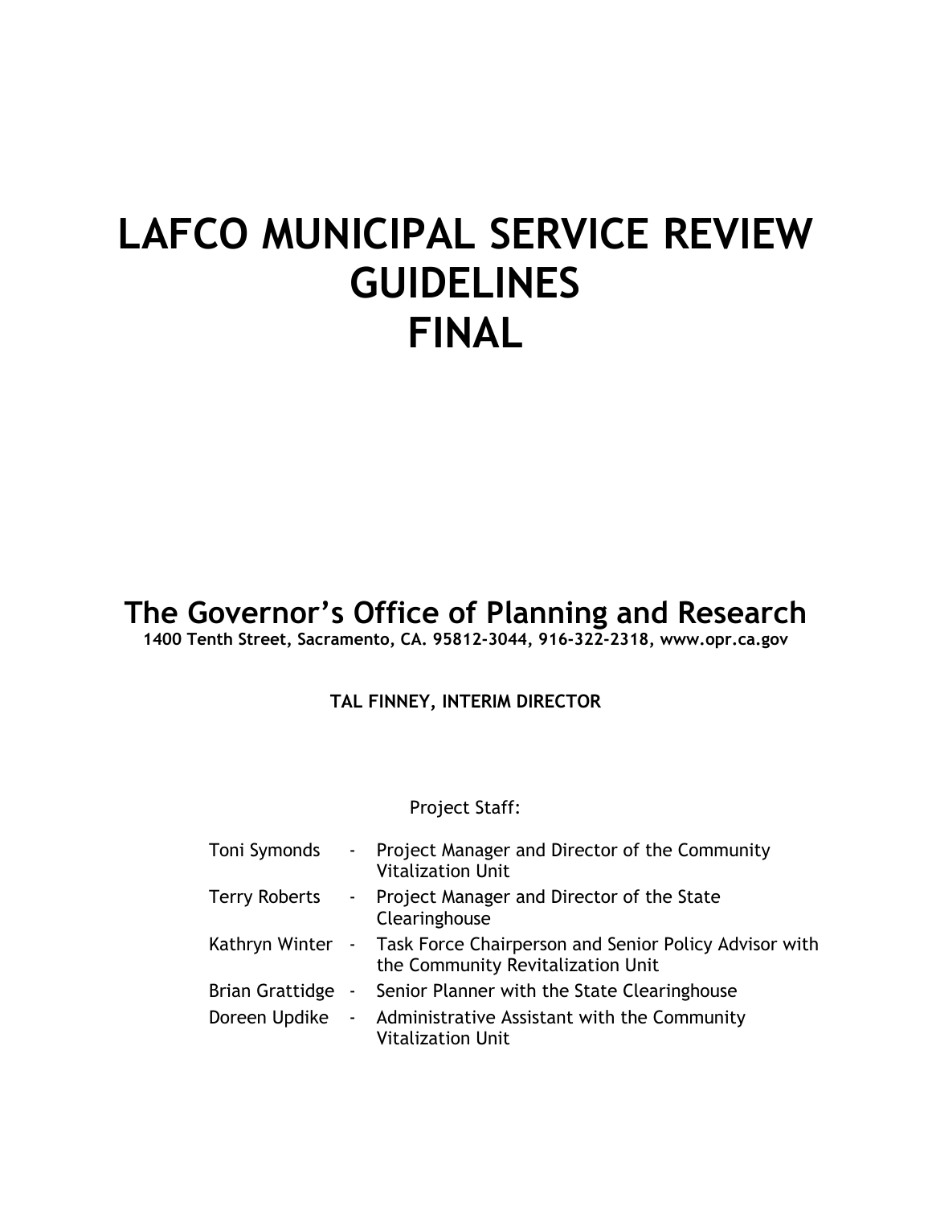# LAFCO MUNICIPAL SERVICE REVIEW GUIDELINES FINAL

## The Governor's Office of Planning and Research

**1400 Tenth Street, Sacramento, CA. 95812-3044, 916-322-2318, www.opr.ca.gov**

**TAL FINNEY, INTERIM DIRECTOR**

Project Staff:

| | | |
|---|---|---|
| Toni Symonds | - | Project Manager and Director of the Community Vitalization Unit |
| Terry Roberts | - | Project Manager and Director of the State Clearinghouse |
| Kathryn Winter | - | Task Force Chairperson and Senior Policy Advisor with the Community Revitalization Unit |
| Brian Grattidge | - | Senior Planner with the State Clearinghouse |
| Doreen Updike | - | Administrative Assistant with the Community Vitalization Unit |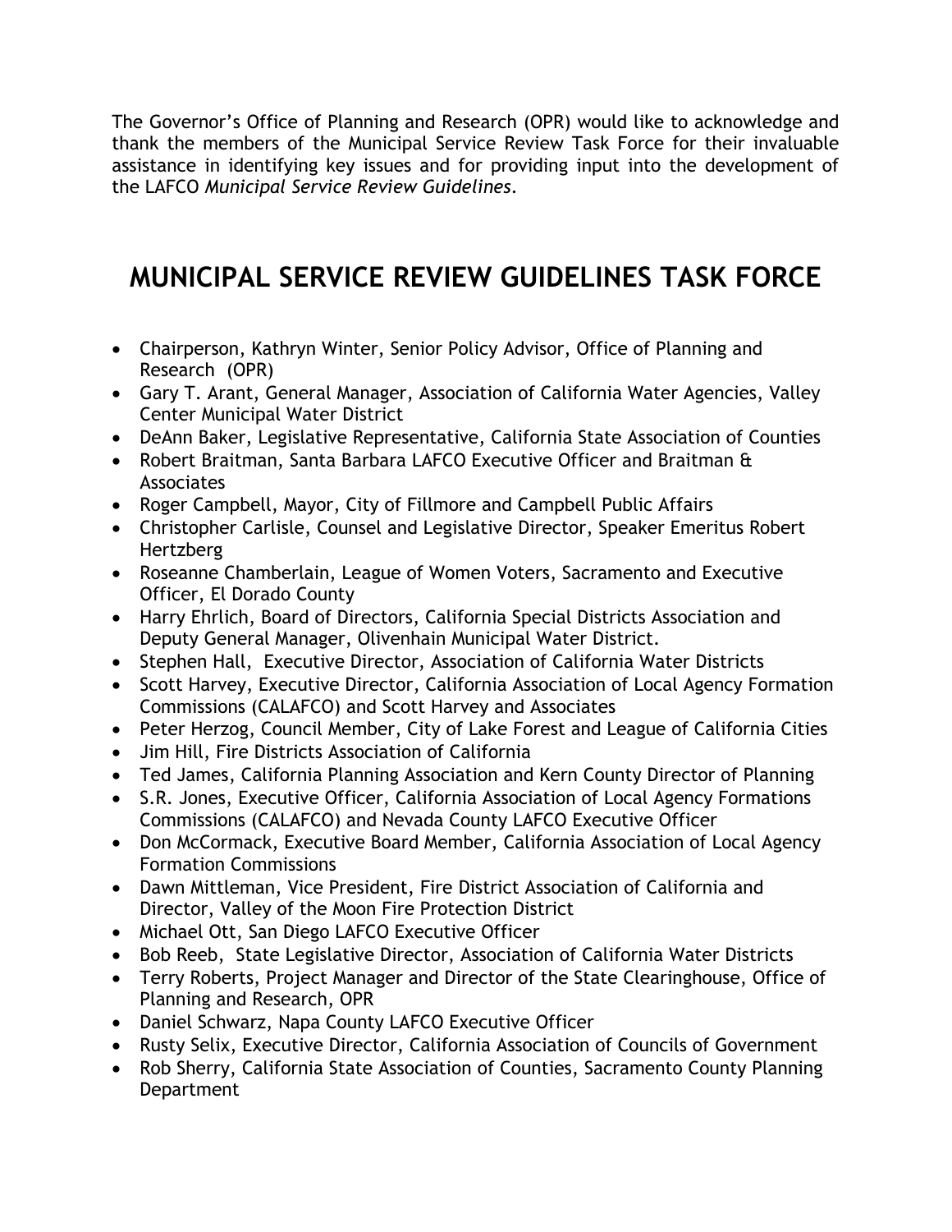The Governor's Office of Planning and Research (OPR) would like to acknowledge and thank the members of the Municipal Service Review Task Force for their invaluable assistance in identifying key issues and for providing input into the development of the LAFCO *Municipal Service Review Guidelines*.

# MUNICIPAL SERVICE REVIEW GUIDELINES TASK FORCE

- Chairperson, Kathryn Winter, Senior Policy Advisor, Office of Planning and Research (OPR)
- Gary T. Arant, General Manager, Association of California Water Agencies, Valley Center Municipal Water District
- DeAnn Baker, Legislative Representative, California State Association of Counties
- Robert Braitman, Santa Barbara LAFCO Executive Officer and Braitman & Associates
- Roger Campbell, Mayor, City of Fillmore and Campbell Public Affairs
- Christopher Carlisle, Counsel and Legislative Director, Speaker Emeritus Robert Hertzberg
- Roseanne Chamberlain, League of Women Voters, Sacramento and Executive Officer, El Dorado County
- Harry Ehrlich, Board of Directors, California Special Districts Association and Deputy General Manager, Olivenhain Municipal Water District.
- Stephen Hall, Executive Director, Association of California Water Districts
- Scott Harvey, Executive Director, California Association of Local Agency Formation Commissions (CALAFCO) and Scott Harvey and Associates
- Peter Herzog, Council Member, City of Lake Forest and League of California Cities
- Jim Hill, Fire Districts Association of California
- Ted James, California Planning Association and Kern County Director of Planning
- S.R. Jones, Executive Officer, California Association of Local Agency Formations Commissions (CALAFCO) and Nevada County LAFCO Executive Officer
- Don McCormack, Executive Board Member, California Association of Local Agency Formation Commissions
- Dawn Mittleman, Vice President, Fire District Association of California and Director, Valley of the Moon Fire Protection District
- Michael Ott, San Diego LAFCO Executive Officer
- Bob Reeb, State Legislative Director, Association of California Water Districts
- Terry Roberts, Project Manager and Director of the State Clearinghouse, Office of Planning and Research, OPR
- Daniel Schwarz, Napa County LAFCO Executive Officer
- Rusty Selix, Executive Director, California Association of Councils of Government
- Rob Sherry, California State Association of Counties, Sacramento County Planning Department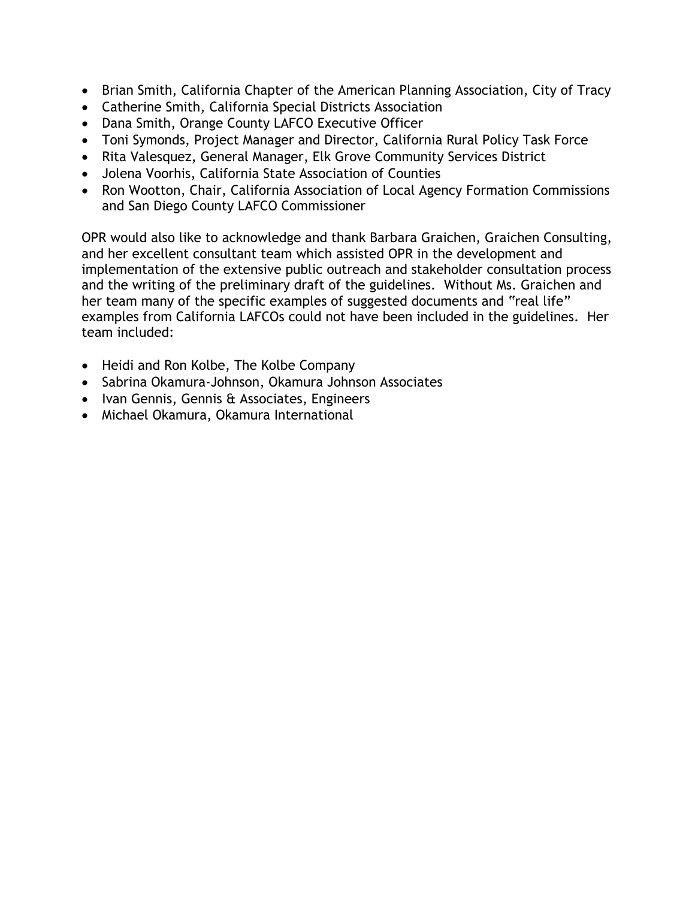- Brian Smith, California Chapter of the American Planning Association, City of Tracy
- Catherine Smith, California Special Districts Association
- Dana Smith, Orange County LAFCO Executive Officer
- Toni Symonds, Project Manager and Director, California Rural Policy Task Force
- Rita Valesquez, General Manager, Elk Grove Community Services District
- Jolena Voorhis, California State Association of Counties
- Ron Wootton, Chair, California Association of Local Agency Formation Commissions and San Diego County LAFCO Commissioner

OPR would also like to acknowledge and thank Barbara Graichen, Graichen Consulting, and her excellent consultant team which assisted OPR in the development and implementation of the extensive public outreach and stakeholder consultation process and the writing of the preliminary draft of the guidelines. Without Ms. Graichen and her team many of the specific examples of suggested documents and "real life" examples from California LAFCOs could not have been included in the guidelines. Her team included:

- Heidi and Ron Kolbe, The Kolbe Company
- Sabrina Okamura-Johnson, Okamura Johnson Associates
- Ivan Gennis, Gennis & Associates, Engineers
- Michael Okamura, Okamura International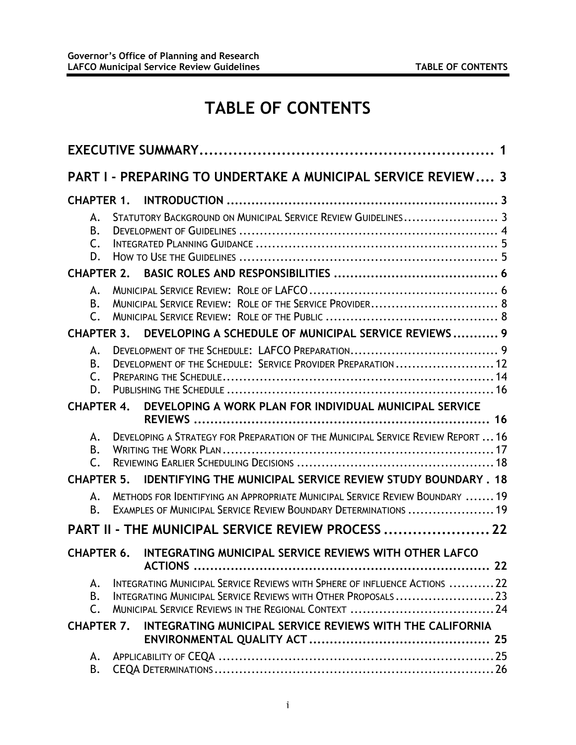# TABLE OF CONTENTS

**EXECUTIVE SUMMARY** ........................................................... 1

**PART I - PREPARING TO UNDERTAKE A MUNICIPAL SERVICE REVIEW** .... 3

**CHAPTER 1. INTRODUCTION** ........................................................... 3

- A. Statutory Background on Municipal Service Review Guidelines ..................... 3
- B. Development of Guidelines ........................................................... 4
- C. Integrated Planning Guidance ........................................................... 5
- D. How to Use the Guidelines ........................................................... 5

**CHAPTER 2. BASIC ROLES AND RESPONSIBILITIES** ....................................... 6

- A. Municipal Service Review: Role of LAFCO ........................................... 6
- B. Municipal Service Review: Role of the Service Provider ............................. 8
- C. Municipal Service Review: Role of the Public ......................................... 8

**CHAPTER 3. DEVELOPING A SCHEDULE OF MUNICIPAL SERVICE REVIEWS** ........... 9

- A. Development of the Schedule: LAFCO Preparation ................................... 9
- B. Development of the Schedule: Service Provider Preparation ....................... 12
- C. Preparing the Schedule ........................................................... 14
- D. Publishing the Schedule ........................................................... 16

**CHAPTER 4. DEVELOPING A WORK PLAN FOR INDIVIDUAL MUNICIPAL SERVICE REVIEWS** ........................................................... 16

- A. Developing a Strategy for Preparation of the Municipal Service Review Report ... 16
- B. Writing the Work Plan ........................................................... 17
- C. Reviewing Earlier Scheduling Decisions ............................................... 18

**CHAPTER 5. IDENTIFYING THE MUNICIPAL SERVICE REVIEW STUDY BOUNDARY** . 18

- A. Methods for Identifying an Appropriate Municipal Service Review Boundary ....... 19
- B. Examples of Municipal Service Review Boundary Determinations .................... 19

**PART II - THE MUNICIPAL SERVICE REVIEW PROCESS** ..................... 22

**CHAPTER 6. INTEGRATING MUNICIPAL SERVICE REVIEWS WITH OTHER LAFCO ACTIONS** ........................................................... 22

- A. Integrating Municipal Service Reviews with Sphere of influence Actions ........... 22
- B. Integrating Municipal Service Reviews with Other Proposals ........................ 23
- C. Municipal Service Reviews in the Regional Context ................................... 24

**CHAPTER 7. INTEGRATING MUNICIPAL SERVICE REVIEWS WITH THE CALIFORNIA ENVIRONMENTAL QUALITY ACT** ........................................... 25

- A. Applicability of CEQA ........................................................... 25
- B. CEQA Determinations ........................................................... 26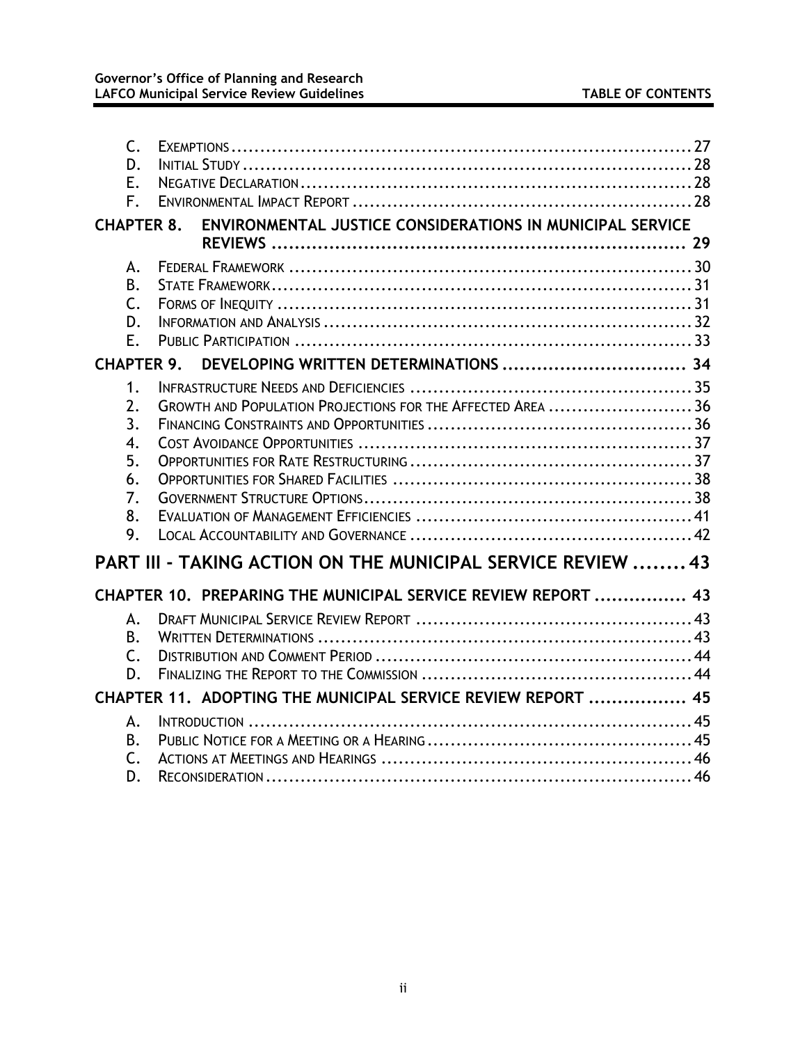C. Exemptions ........................................................................ 27
D. Initial Study ........................................................................ 28
E. Negative Declaration ........................................................................ 28
F. Environmental Impact Report ........................................................................ 28

**CHAPTER 8. ENVIRONMENTAL JUSTICE CONSIDERATIONS IN MUNICIPAL SERVICE REVIEWS ........................................................................ 29**

A. Federal Framework ........................................................................ 30
B. State Framework ........................................................................ 31
C. Forms of Inequity ........................................................................ 31
D. Information and Analysis ........................................................................ 32
E. Public Participation ........................................................................ 33

**CHAPTER 9. DEVELOPING WRITTEN DETERMINATIONS ........................................ 34**

1. Infrastructure Needs and Deficiencies ........................................................................ 35
2. Growth and Population Projections for the Affected Area ........................................ 36
3. Financing Constraints and Opportunities ........................................................................ 36
4. Cost Avoidance Opportunities ........................................................................ 37
5. Opportunities for Rate Restructuring ........................................................................ 37
6. Opportunities for Shared Facilities ........................................................................ 38
7. Government Structure Options ........................................................................ 38
8. Evaluation of Management Efficiencies ........................................................................ 41
9. Local Accountability and Governance ........................................................................ 42

**PART III - TAKING ACTION ON THE MUNICIPAL SERVICE REVIEW ........ 43**

**CHAPTER 10. PREPARING THE MUNICIPAL SERVICE REVIEW REPORT ................ 43**

A. Draft Municipal Service Review Report ........................................................................ 43
B. Written Determinations ........................................................................ 43
C. Distribution and Comment Period ........................................................................ 44
D. Finalizing the Report to the Commission ........................................................................ 44

**CHAPTER 11. ADOPTING THE MUNICIPAL SERVICE REVIEW REPORT ................. 45**

A. Introduction ........................................................................ 45
B. Public Notice for a Meeting or a Hearing ........................................................................ 45
C. Actions at Meetings and Hearings ........................................................................ 46
D. Reconsideration ........................................................................ 46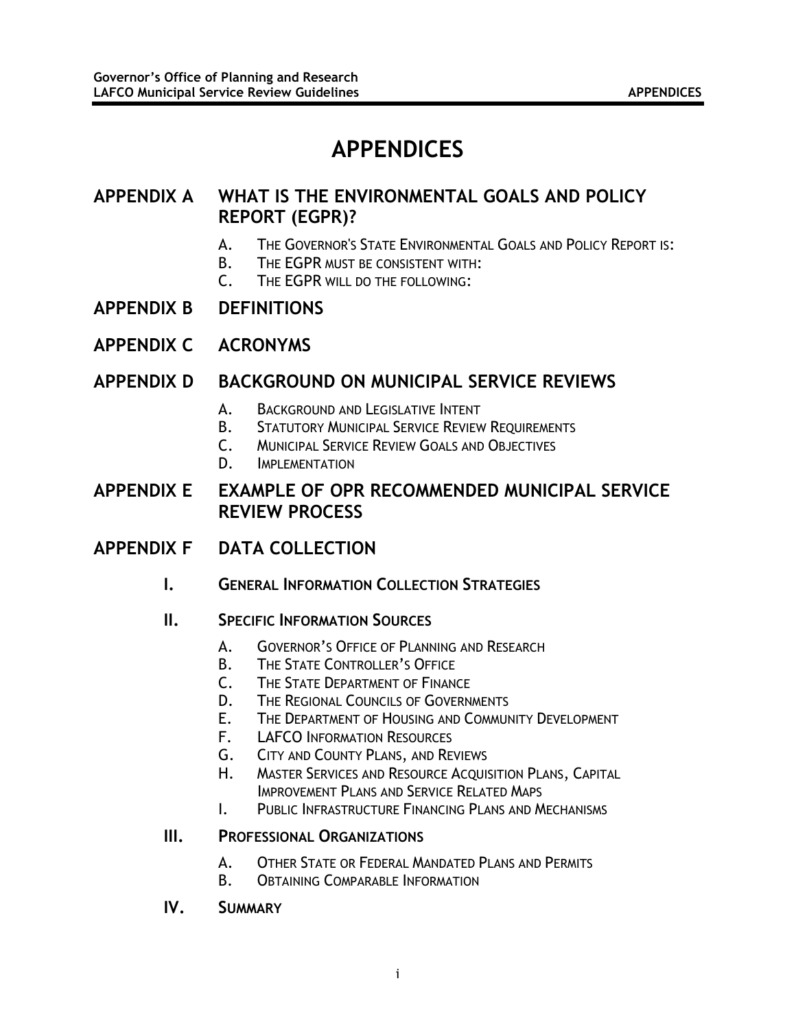# APPENDICES

## APPENDIX A WHAT IS THE ENVIRONMENTAL GOALS AND POLICY REPORT (EGPR)?

A. The Governor's State Environmental Goals and Policy Report is:
B. The EGPR must be consistent with:
C. The EGPR will do the following:

## APPENDIX B DEFINITIONS

## APPENDIX C ACRONYMS

## APPENDIX D BACKGROUND ON MUNICIPAL SERVICE REVIEWS

A. Background and Legislative Intent
B. Statutory Municipal Service Review Requirements
C. Municipal Service Review Goals and Objectives
D. Implementation

## APPENDIX E EXAMPLE OF OPR RECOMMENDED MUNICIPAL SERVICE REVIEW PROCESS

## APPENDIX F DATA COLLECTION

### I. General Information Collection Strategies

### II. Specific Information Sources

A. Governor's Office of Planning and Research
B. The State Controller's Office
C. The State Department of Finance
D. The Regional Councils of Governments
E. The Department of Housing and Community Development
F. LAFCO Information Resources
G. City and County Plans, and Reviews
H. Master Services and Resource Acquisition Plans, Capital Improvement Plans and Service Related Maps
I. Public Infrastructure Financing Plans and Mechanisms

### III. Professional Organizations

A. Other State or Federal Mandated Plans and Permits
B. Obtaining Comparable Information

### IV. Summary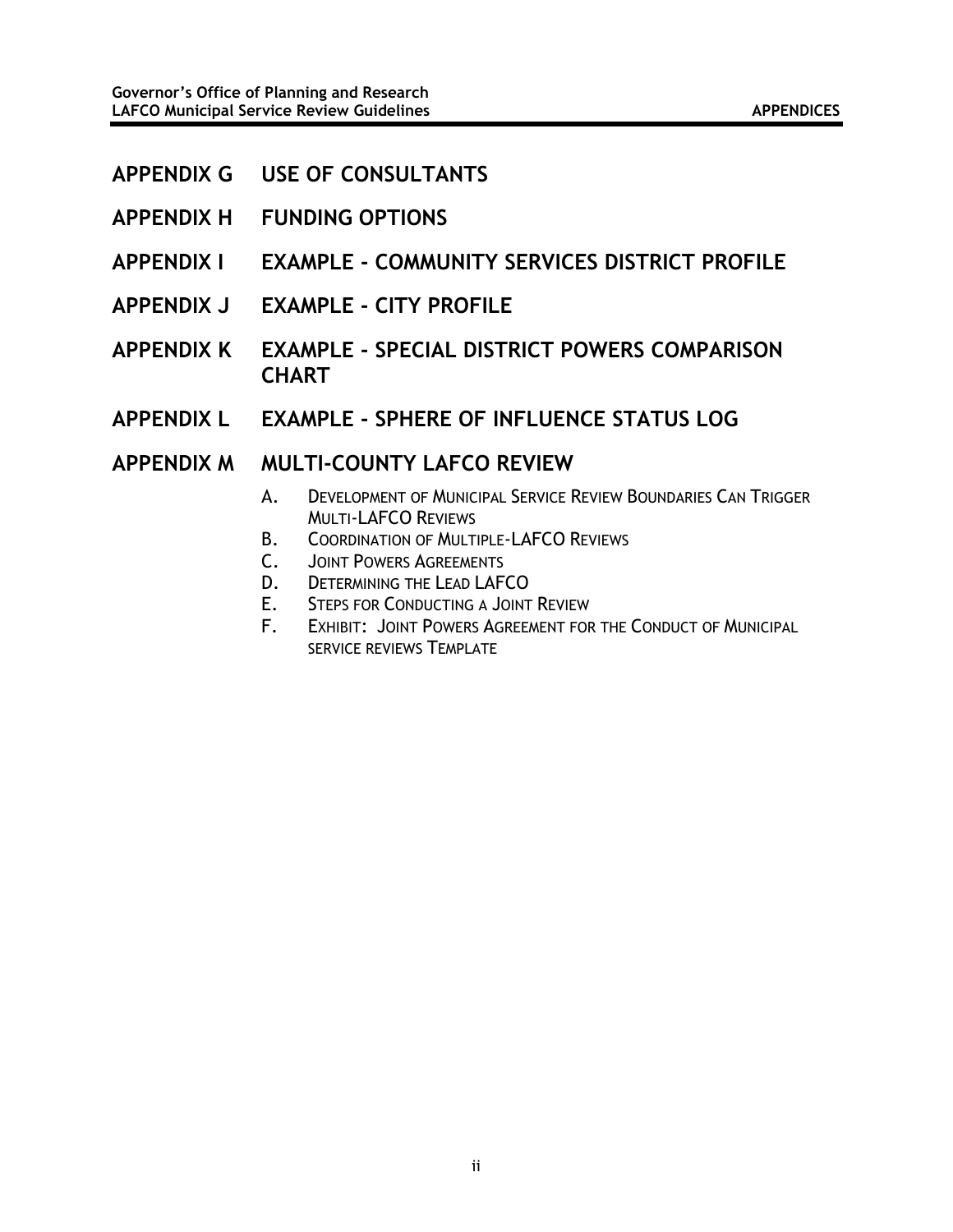## APPENDIX G USE OF CONSULTANTS

## APPENDIX H FUNDING OPTIONS

## APPENDIX I EXAMPLE - COMMUNITY SERVICES DISTRICT PROFILE

## APPENDIX J EXAMPLE - CITY PROFILE

## APPENDIX K EXAMPLE - SPECIAL DISTRICT POWERS COMPARISON CHART

## APPENDIX L EXAMPLE - SPHERE OF INFLUENCE STATUS LOG

## APPENDIX M MULTI-COUNTY LAFCO REVIEW

A. DEVELOPMENT OF MUNICIPAL SERVICE REVIEW BOUNDARIES CAN TRIGGER MULTI-LAFCO REVIEWS
B. COORDINATION OF MULTIPLE-LAFCO REVIEWS
C. JOINT POWERS AGREEMENTS
D. DETERMINING THE LEAD LAFCO
E. STEPS FOR CONDUCTING A JOINT REVIEW
F. EXHIBIT: JOINT POWERS AGREEMENT FOR THE CONDUCT OF MUNICIPAL SERVICE REVIEWS TEMPLATE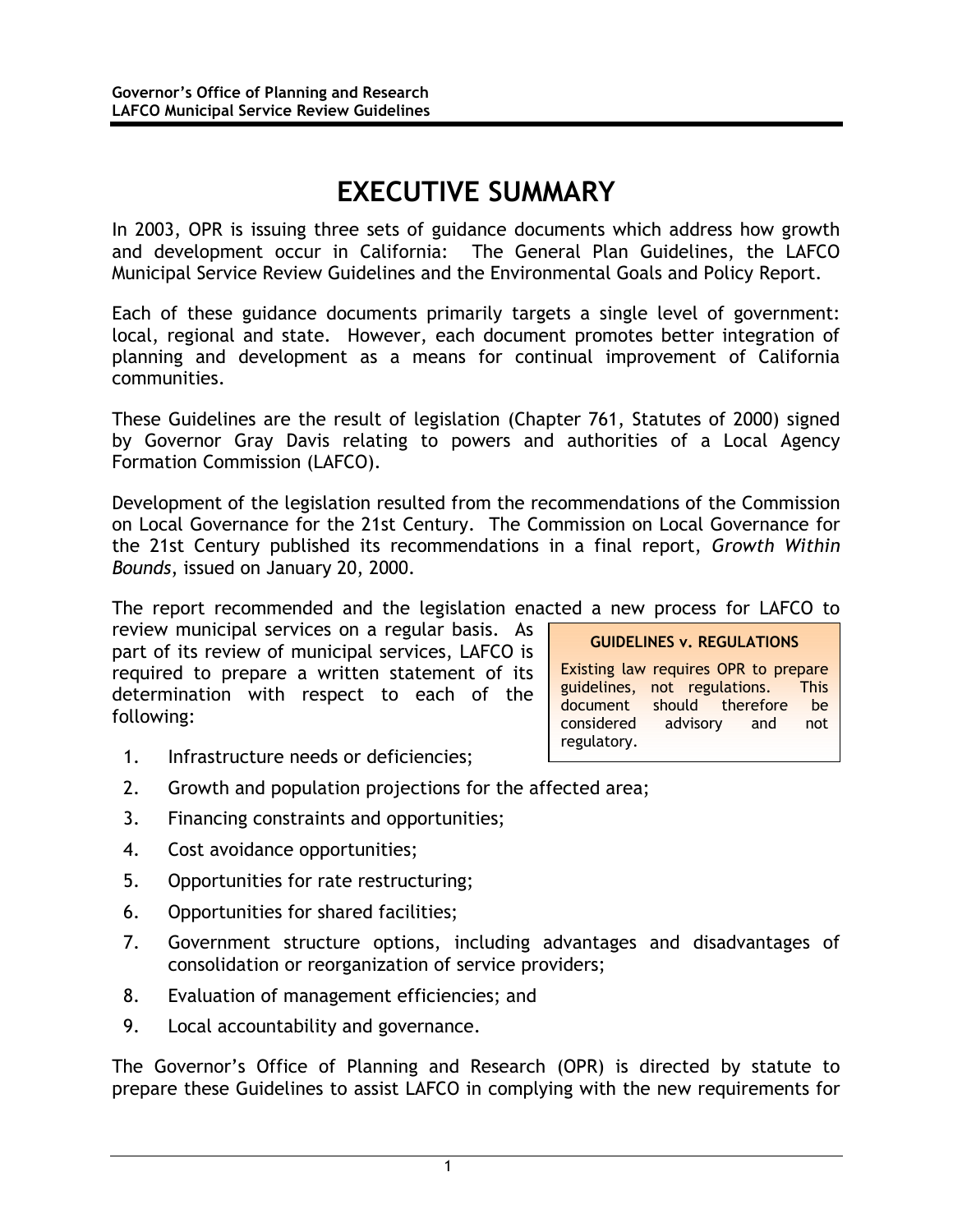# EXECUTIVE SUMMARY

In 2003, OPR is issuing three sets of guidance documents which address how growth and development occur in California: The General Plan Guidelines, the LAFCO Municipal Service Review Guidelines and the Environmental Goals and Policy Report.

Each of these guidance documents primarily targets a single level of government: local, regional and state. However, each document promotes better integration of planning and development as a means for continual improvement of California communities.

These Guidelines are the result of legislation (Chapter 761, Statutes of 2000) signed by Governor Gray Davis relating to powers and authorities of a Local Agency Formation Commission (LAFCO).

Development of the legislation resulted from the recommendations of the Commission on Local Governance for the 21st Century. The Commission on Local Governance for the 21st Century published its recommendations in a final report, *Growth Within Bounds*, issued on January 20, 2000.

The report recommended and the legislation enacted a new process for LAFCO to review municipal services on a regular basis. As part of its review of municipal services, LAFCO is required to prepare a written statement of its determination with respect to each of the following:

> **GUIDELINES v. REGULATIONS**
>
> Existing law requires OPR to prepare guidelines, not regulations. This document should therefore be considered advisory and not regulatory.

1. Infrastructure needs or deficiencies;
2. Growth and population projections for the affected area;
3. Financing constraints and opportunities;
4. Cost avoidance opportunities;
5. Opportunities for rate restructuring;
6. Opportunities for shared facilities;
7. Government structure options, including advantages and disadvantages of consolidation or reorganization of service providers;
8. Evaluation of management efficiencies; and
9. Local accountability and governance.

The Governor's Office of Planning and Research (OPR) is directed by statute to prepare these Guidelines to assist LAFCO in complying with the new requirements for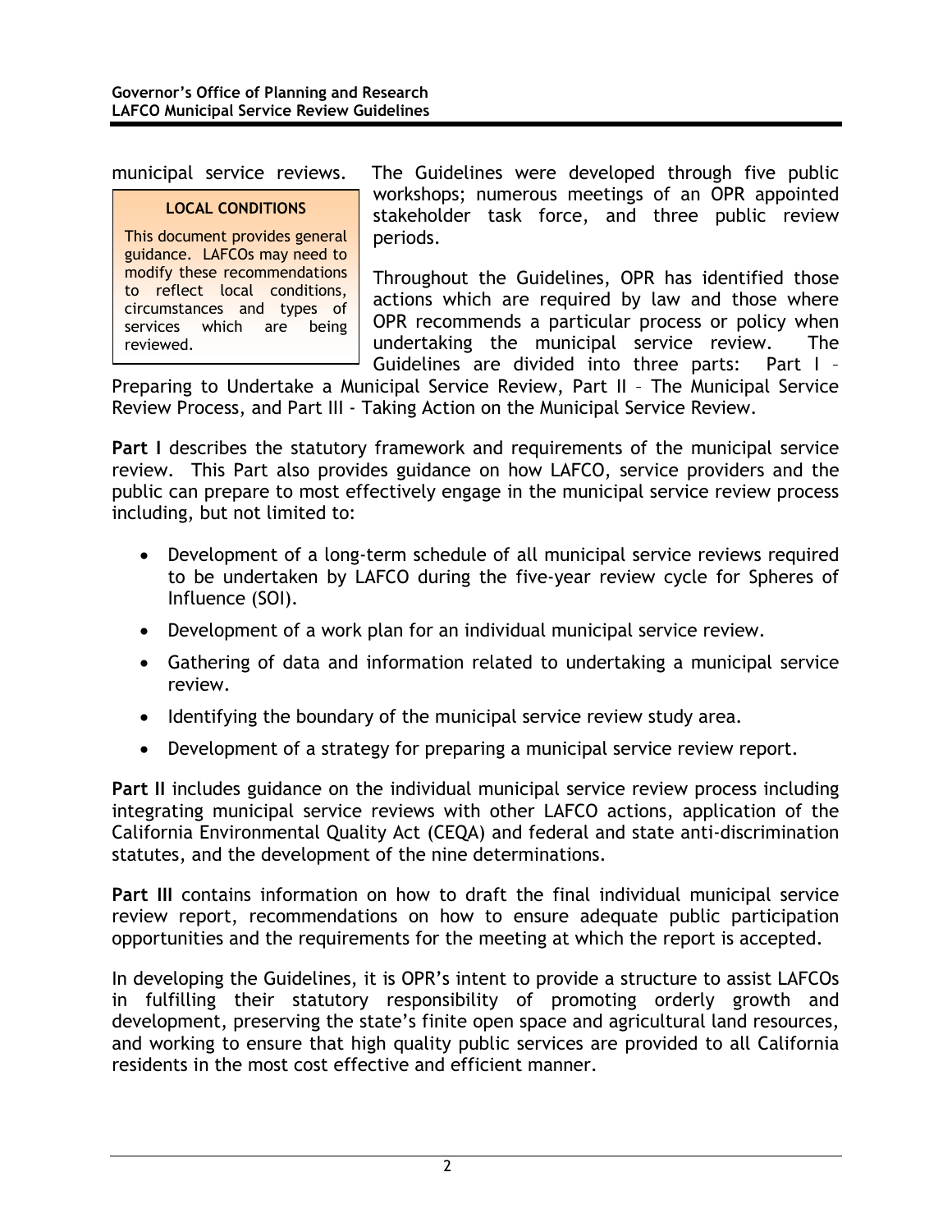municipal service reviews. The Guidelines were developed through five public workshops; numerous meetings of an OPR appointed stakeholder task force, and three public review periods.

> **LOCAL CONDITIONS**
>
> This document provides general guidance. LAFCOs may need to modify these recommendations to reflect local conditions, circumstances and types of services which are being reviewed.

Throughout the Guidelines, OPR has identified those actions which are required by law and those where OPR recommends a particular process or policy when undertaking the municipal service review. The Guidelines are divided into three parts: Part I – Preparing to Undertake a Municipal Service Review, Part II – The Municipal Service Review Process, and Part III - Taking Action on the Municipal Service Review.

**Part I** describes the statutory framework and requirements of the municipal service review. This Part also provides guidance on how LAFCO, service providers and the public can prepare to most effectively engage in the municipal service review process including, but not limited to:

- Development of a long-term schedule of all municipal service reviews required to be undertaken by LAFCO during the five-year review cycle for Spheres of Influence (SOI).
- Development of a work plan for an individual municipal service review.
- Gathering of data and information related to undertaking a municipal service review.
- Identifying the boundary of the municipal service review study area.
- Development of a strategy for preparing a municipal service review report.

**Part II** includes guidance on the individual municipal service review process including integrating municipal service reviews with other LAFCO actions, application of the California Environmental Quality Act (CEQA) and federal and state anti-discrimination statutes, and the development of the nine determinations.

**Part III** contains information on how to draft the final individual municipal service review report, recommendations on how to ensure adequate public participation opportunities and the requirements for the meeting at which the report is accepted.

In developing the Guidelines, it is OPR's intent to provide a structure to assist LAFCOs in fulfilling their statutory responsibility of promoting orderly growth and development, preserving the state's finite open space and agricultural land resources, and working to ensure that high quality public services are provided to all California residents in the most cost effective and efficient manner.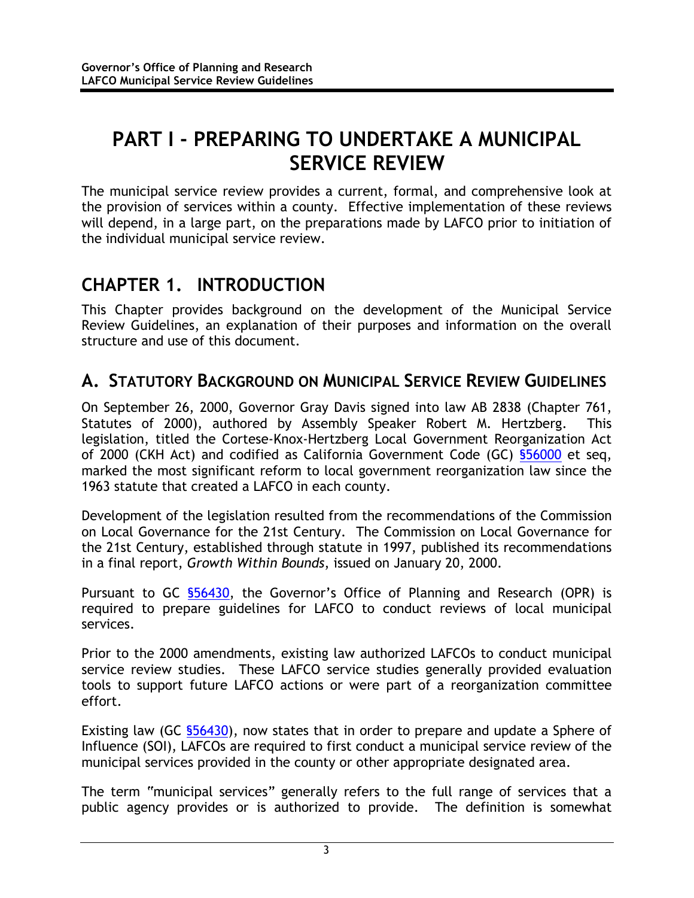# PART I - PREPARING TO UNDERTAKE A MUNICIPAL SERVICE REVIEW

The municipal service review provides a current, formal, and comprehensive look at the provision of services within a county. Effective implementation of these reviews will depend, in a large part, on the preparations made by LAFCO prior to initiation of the individual municipal service review.

## CHAPTER 1. INTRODUCTION

This Chapter provides background on the development of the Municipal Service Review Guidelines, an explanation of their purposes and information on the overall structure and use of this document.

### A. STATUTORY BACKGROUND ON MUNICIPAL SERVICE REVIEW GUIDELINES

On September 26, 2000, Governor Gray Davis signed into law AB 2838 (Chapter 761, Statutes of 2000), authored by Assembly Speaker Robert M. Hertzberg. This legislation, titled the Cortese-Knox-Hertzberg Local Government Reorganization Act of 2000 (CKH Act) and codified as California Government Code (GC) §56000 et seq, marked the most significant reform to local government reorganization law since the 1963 statute that created a LAFCO in each county.

Development of the legislation resulted from the recommendations of the Commission on Local Governance for the 21st Century. The Commission on Local Governance for the 21st Century, established through statute in 1997, published its recommendations in a final report, *Growth Within Bounds*, issued on January 20, 2000.

Pursuant to GC §56430, the Governor's Office of Planning and Research (OPR) is required to prepare guidelines for LAFCO to conduct reviews of local municipal services.

Prior to the 2000 amendments, existing law authorized LAFCOs to conduct municipal service review studies. These LAFCO service studies generally provided evaluation tools to support future LAFCO actions or were part of a reorganization committee effort.

Existing law (GC §56430), now states that in order to prepare and update a Sphere of Influence (SOI), LAFCOs are required to first conduct a municipal service review of the municipal services provided in the county or other appropriate designated area.

The term "municipal services" generally refers to the full range of services that a public agency provides or is authorized to provide. The definition is somewhat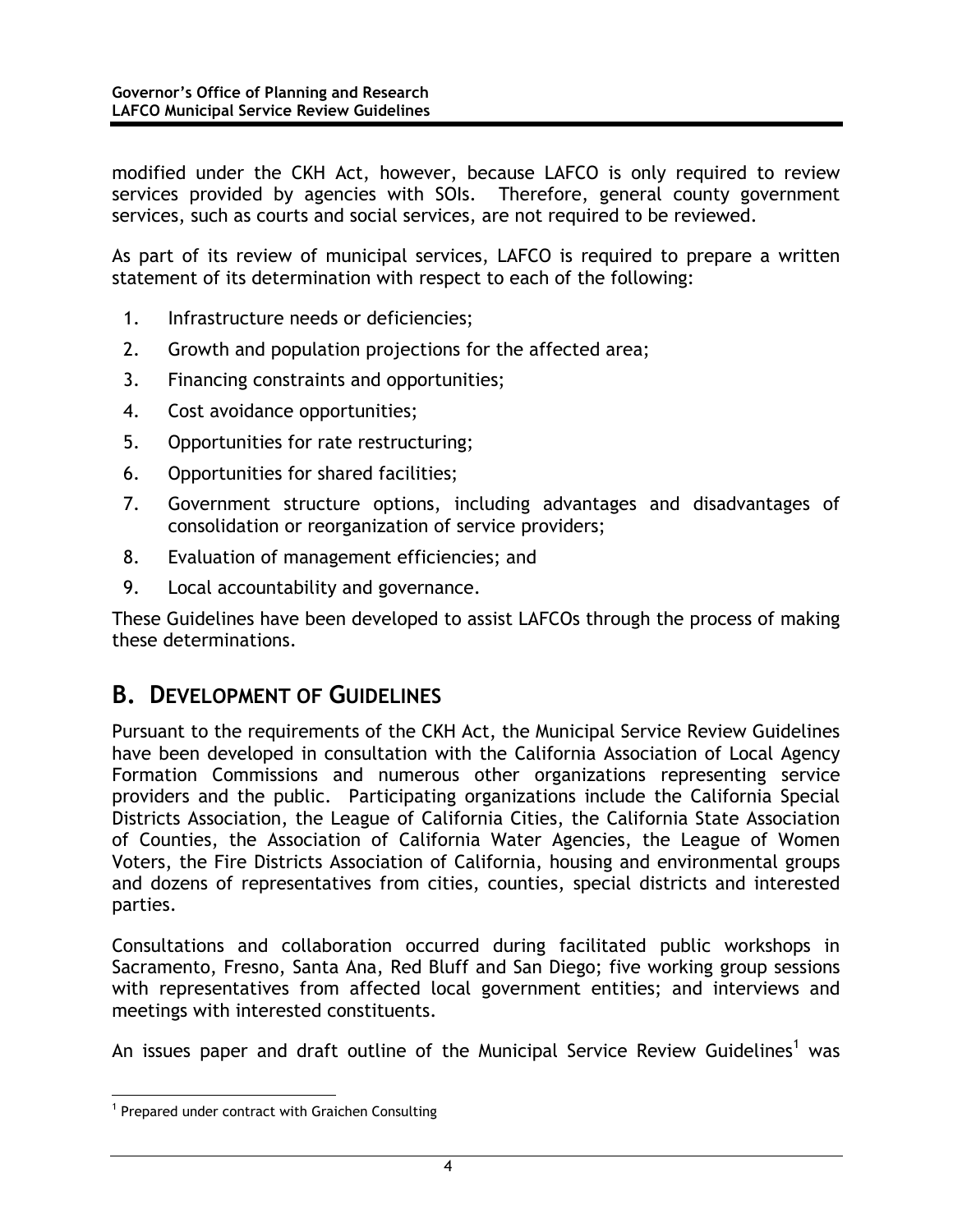modified under the CKH Act, however, because LAFCO is only required to review services provided by agencies with SOIs. Therefore, general county government services, such as courts and social services, are not required to be reviewed.

As part of its review of municipal services, LAFCO is required to prepare a written statement of its determination with respect to each of the following:

1. Infrastructure needs or deficiencies;
2. Growth and population projections for the affected area;
3. Financing constraints and opportunities;
4. Cost avoidance opportunities;
5. Opportunities for rate restructuring;
6. Opportunities for shared facilities;
7. Government structure options, including advantages and disadvantages of consolidation or reorganization of service providers;
8. Evaluation of management efficiencies; and
9. Local accountability and governance.

These Guidelines have been developed to assist LAFCOs through the process of making these determinations.

## B. Development of Guidelines

Pursuant to the requirements of the CKH Act, the Municipal Service Review Guidelines have been developed in consultation with the California Association of Local Agency Formation Commissions and numerous other organizations representing service providers and the public. Participating organizations include the California Special Districts Association, the League of California Cities, the California State Association of Counties, the Association of California Water Agencies, the League of Women Voters, the Fire Districts Association of California, housing and environmental groups and dozens of representatives from cities, counties, special districts and interested parties.

Consultations and collaboration occurred during facilitated public workshops in Sacramento, Fresno, Santa Ana, Red Bluff and San Diego; five working group sessions with representatives from affected local government entities; and interviews and meetings with interested constituents.

An issues paper and draft outline of the Municipal Service Review Guidelines[1] was

[1] Prepared under contract with Graichen Consulting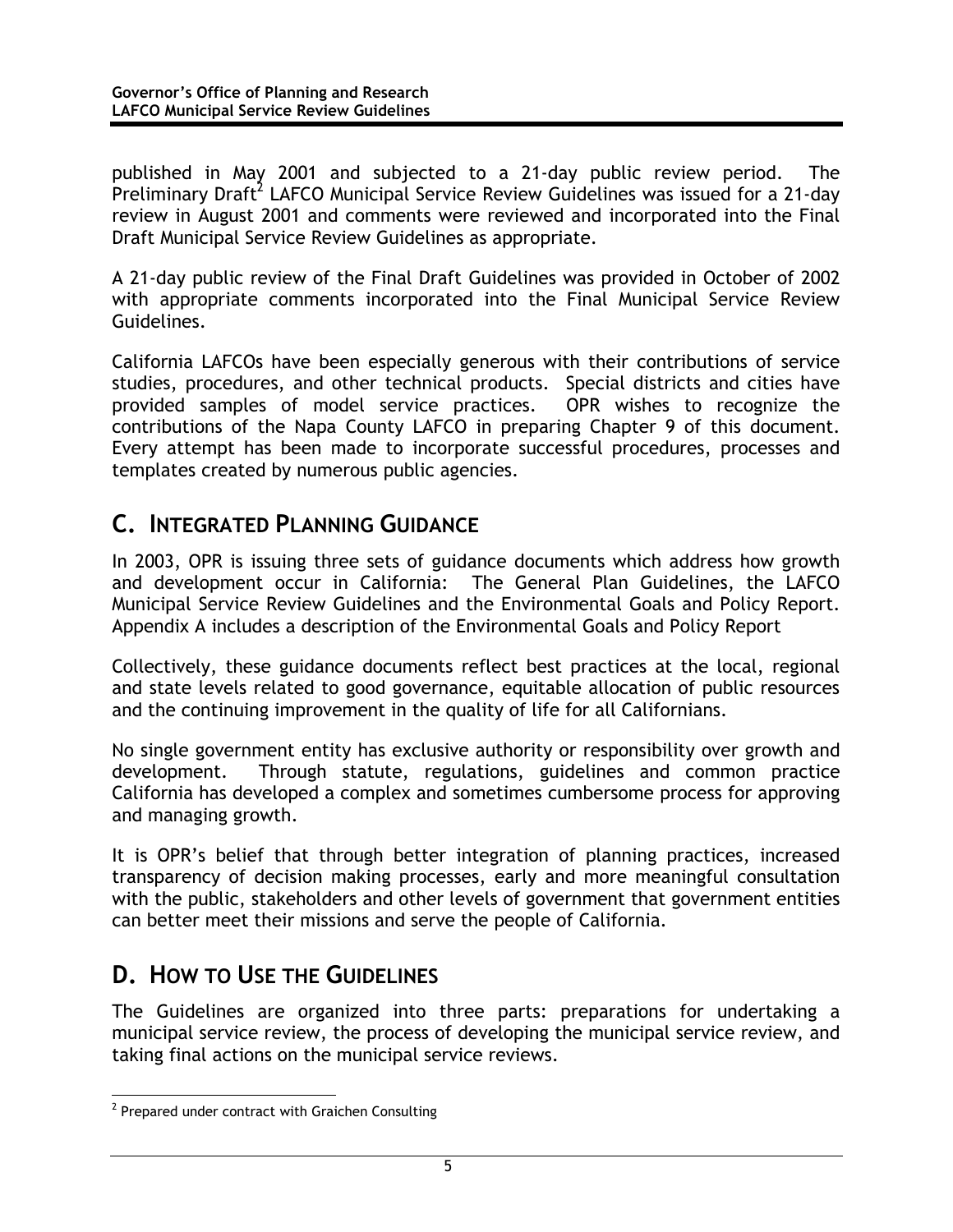published in May 2001 and subjected to a 21-day public review period. The Preliminary Draft[2] LAFCO Municipal Service Review Guidelines was issued for a 21-day review in August 2001 and comments were reviewed and incorporated into the Final Draft Municipal Service Review Guidelines as appropriate.

A 21-day public review of the Final Draft Guidelines was provided in October of 2002 with appropriate comments incorporated into the Final Municipal Service Review Guidelines.

California LAFCOs have been especially generous with their contributions of service studies, procedures, and other technical products. Special districts and cities have provided samples of model service practices. OPR wishes to recognize the contributions of the Napa County LAFCO in preparing Chapter 9 of this document. Every attempt has been made to incorporate successful procedures, processes and templates created by numerous public agencies.

## C. Integrated Planning Guidance

In 2003, OPR is issuing three sets of guidance documents which address how growth and development occur in California: The General Plan Guidelines, the LAFCO Municipal Service Review Guidelines and the Environmental Goals and Policy Report. Appendix A includes a description of the Environmental Goals and Policy Report

Collectively, these guidance documents reflect best practices at the local, regional and state levels related to good governance, equitable allocation of public resources and the continuing improvement in the quality of life for all Californians.

No single government entity has exclusive authority or responsibility over growth and development. Through statute, regulations, guidelines and common practice California has developed a complex and sometimes cumbersome process for approving and managing growth.

It is OPR's belief that through better integration of planning practices, increased transparency of decision making processes, early and more meaningful consultation with the public, stakeholders and other levels of government that government entities can better meet their missions and serve the people of California.

## D. How to Use the Guidelines

The Guidelines are organized into three parts: preparations for undertaking a municipal service review, the process of developing the municipal service review, and taking final actions on the municipal service reviews.

[2] Prepared under contract with Graichen Consulting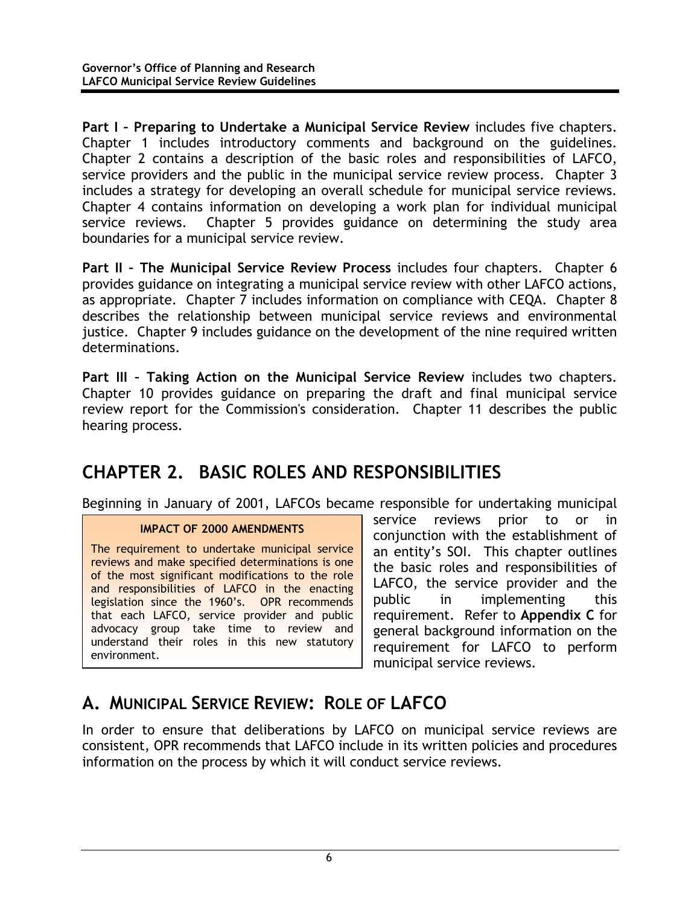**Part I – Preparing to Undertake a Municipal Service Review** includes five chapters. Chapter 1 includes introductory comments and background on the guidelines. Chapter 2 contains a description of the basic roles and responsibilities of LAFCO, service providers and the public in the municipal service review process. Chapter 3 includes a strategy for developing an overall schedule for municipal service reviews. Chapter 4 contains information on developing a work plan for individual municipal service reviews. Chapter 5 provides guidance on determining the study area boundaries for a municipal service review.

**Part II – The Municipal Service Review Process** includes four chapters. Chapter 6 provides guidance on integrating a municipal service review with other LAFCO actions, as appropriate. Chapter 7 includes information on compliance with CEQA. Chapter 8 describes the relationship between municipal service reviews and environmental justice. Chapter 9 includes guidance on the development of the nine required written determinations.

**Part III – Taking Action on the Municipal Service Review** includes two chapters. Chapter 10 provides guidance on preparing the draft and final municipal service review report for the Commission's consideration. Chapter 11 describes the public hearing process.

# CHAPTER 2. BASIC ROLES AND RESPONSIBILITIES

Beginning in January of 2001, LAFCOs became responsible for undertaking municipal service reviews prior to or in conjunction with the establishment of an entity's SOI. This chapter outlines the basic roles and responsibilities of LAFCO, the service provider and the public in implementing this requirement. Refer to **Appendix C** for general background information on the requirement for LAFCO to perform municipal service reviews.

> **IMPACT OF 2000 AMENDMENTS**
>
> The requirement to undertake municipal service reviews and make specified determinations is one of the most significant modifications to the role and responsibilities of LAFCO in the enacting legislation since the 1960's. OPR recommends that each LAFCO, service provider and public advocacy group take time to review and understand their roles in this new statutory environment.

## A. MUNICIPAL SERVICE REVIEW: ROLE OF LAFCO

In order to ensure that deliberations by LAFCO on municipal service reviews are consistent, OPR recommends that LAFCO include in its written policies and procedures information on the process by which it will conduct service reviews.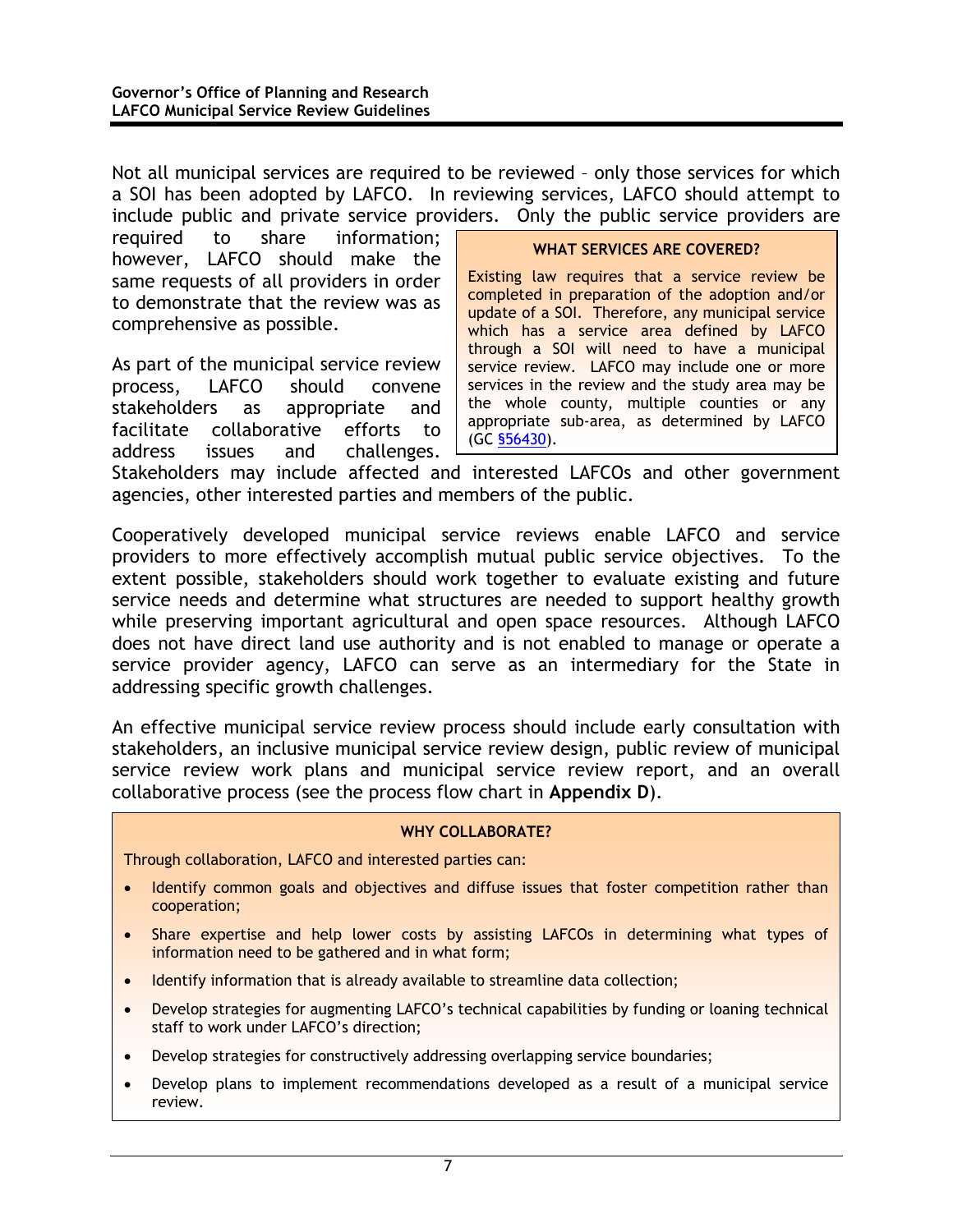Not all municipal services are required to be reviewed – only those services for which a SOI has been adopted by LAFCO. In reviewing services, LAFCO should attempt to include public and private service providers. Only the public service providers are required to share information; however, LAFCO should make the same requests of all providers in order to demonstrate that the review was as comprehensive as possible.

> **WHAT SERVICES ARE COVERED?**
>
> Existing law requires that a service review be completed in preparation of the adoption and/or update of a SOI. Therefore, any municipal service which has a service area defined by LAFCO through a SOI will need to have a municipal service review. LAFCO may include one or more services in the review and the study area may be the whole county, multiple counties or any appropriate sub-area, as determined by LAFCO (GC §56430).

As part of the municipal service review process, LAFCO should convene stakeholders as appropriate and facilitate collaborative efforts to address issues and challenges. Stakeholders may include affected and interested LAFCOs and other government agencies, other interested parties and members of the public.

Cooperatively developed municipal service reviews enable LAFCO and service providers to more effectively accomplish mutual public service objectives. To the extent possible, stakeholders should work together to evaluate existing and future service needs and determine what structures are needed to support healthy growth while preserving important agricultural and open space resources. Although LAFCO does not have direct land use authority and is not enabled to manage or operate a service provider agency, LAFCO can serve as an intermediary for the State in addressing specific growth challenges.

An effective municipal service review process should include early consultation with stakeholders, an inclusive municipal service review design, public review of municipal service review work plans and municipal service review report, and an overall collaborative process (see the process flow chart in **Appendix D**).

> **WHY COLLABORATE?**
>
> Through collaboration, LAFCO and interested parties can:
>
> - Identify common goals and objectives and diffuse issues that foster competition rather than cooperation;
> - Share expertise and help lower costs by assisting LAFCOs in determining what types of information need to be gathered and in what form;
> - Identify information that is already available to streamline data collection;
> - Develop strategies for augmenting LAFCO's technical capabilities by funding or loaning technical staff to work under LAFCO's direction;
> - Develop strategies for constructively addressing overlapping service boundaries;
> - Develop plans to implement recommendations developed as a result of a municipal service review.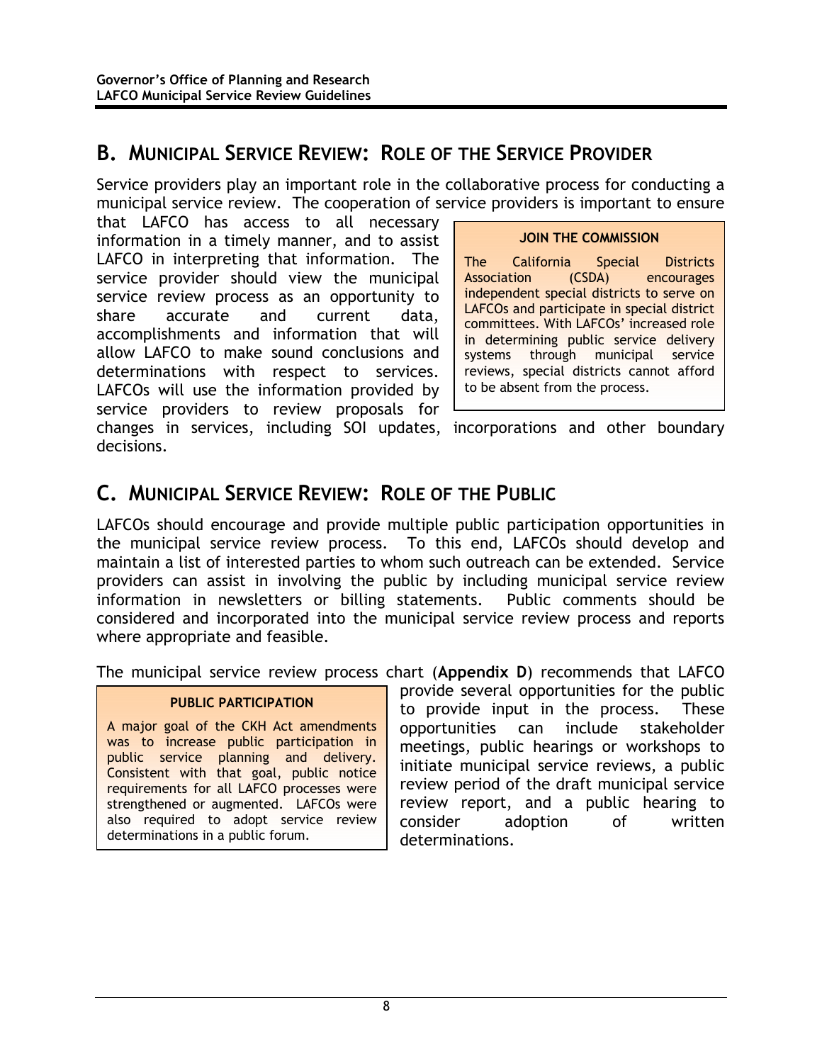## B. Municipal Service Review: Role of the Service Provider

Service providers play an important role in the collaborative process for conducting a municipal service review. The cooperation of service providers is important to ensure that LAFCO has access to all necessary information in a timely manner, and to assist LAFCO in interpreting that information. The service provider should view the municipal service review process as an opportunity to share accurate and current data, accomplishments and information that will allow LAFCO to make sound conclusions and determinations with respect to services. LAFCOs will use the information provided by service providers to review proposals for changes in services, including SOI updates, incorporations and other boundary decisions.

> **JOIN THE COMMISSION**
>
> The California Special Districts Association (CSDA) encourages independent special districts to serve on LAFCOs and participate in special district committees. With LAFCOs' increased role in determining public service delivery systems through municipal service reviews, special districts cannot afford to be absent from the process.

## C. Municipal Service Review: Role of the Public

LAFCOs should encourage and provide multiple public participation opportunities in the municipal service review process. To this end, LAFCOs should develop and maintain a list of interested parties to whom such outreach can be extended. Service providers can assist in involving the public by including municipal service review information in newsletters or billing statements. Public comments should be considered and incorporated into the municipal service review process and reports where appropriate and feasible.

The municipal service review process chart (**Appendix D**) recommends that LAFCO provide several opportunities for the public to provide input in the process. These opportunities can include stakeholder meetings, public hearings or workshops to initiate municipal service reviews, a public review period of the draft municipal service review report, and a public hearing to consider adoption of written determinations.

> **PUBLIC PARTICIPATION**
>
> A major goal of the CKH Act amendments was to increase public participation in public service planning and delivery. Consistent with that goal, public notice requirements for all LAFCO processes were strengthened or augmented. LAFCOs were also required to adopt service review determinations in a public forum.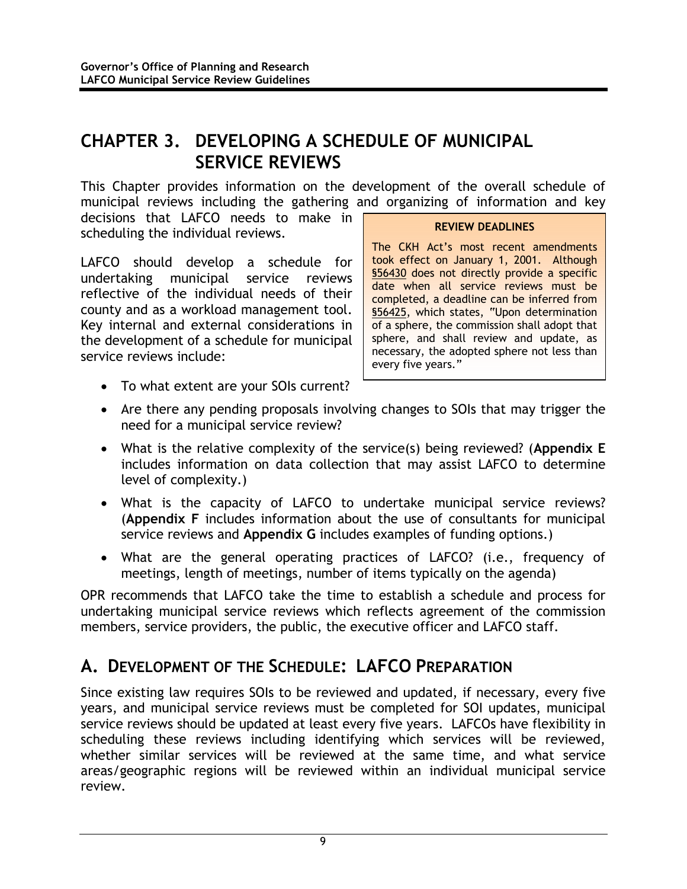# CHAPTER 3. DEVELOPING A SCHEDULE OF MUNICIPAL SERVICE REVIEWS

This Chapter provides information on the development of the overall schedule of municipal reviews including the gathering and organizing of information and key decisions that LAFCO needs to make in scheduling the individual reviews.

> **REVIEW DEADLINES**
>
> The CKH Act's most recent amendments took effect on January 1, 2001. Although §56430 does not directly provide a specific date when all service reviews must be completed, a deadline can be inferred from §56425, which states, "Upon determination of a sphere, the commission shall adopt that sphere, and shall review and update, as necessary, the adopted sphere not less than every five years."

LAFCO should develop a schedule for undertaking municipal service reviews reflective of the individual needs of their county and as a workload management tool. Key internal and external considerations in the development of a schedule for municipal service reviews include:

- To what extent are your SOIs current?
- Are there any pending proposals involving changes to SOIs that may trigger the need for a municipal service review?
- What is the relative complexity of the service(s) being reviewed? (**Appendix E** includes information on data collection that may assist LAFCO to determine level of complexity.)
- What is the capacity of LAFCO to undertake municipal service reviews? (**Appendix F** includes information about the use of consultants for municipal service reviews and **Appendix G** includes examples of funding options.)
- What are the general operating practices of LAFCO? (i.e., frequency of meetings, length of meetings, number of items typically on the agenda)

OPR recommends that LAFCO take the time to establish a schedule and process for undertaking municipal service reviews which reflects agreement of the commission members, service providers, the public, the executive officer and LAFCO staff.

## A. DEVELOPMENT OF THE SCHEDULE: LAFCO PREPARATION

Since existing law requires SOIs to be reviewed and updated, if necessary, every five years, and municipal service reviews must be completed for SOI updates, municipal service reviews should be updated at least every five years. LAFCOs have flexibility in scheduling these reviews including identifying which services will be reviewed, whether similar services will be reviewed at the same time, and what service areas/geographic regions will be reviewed within an individual municipal service review.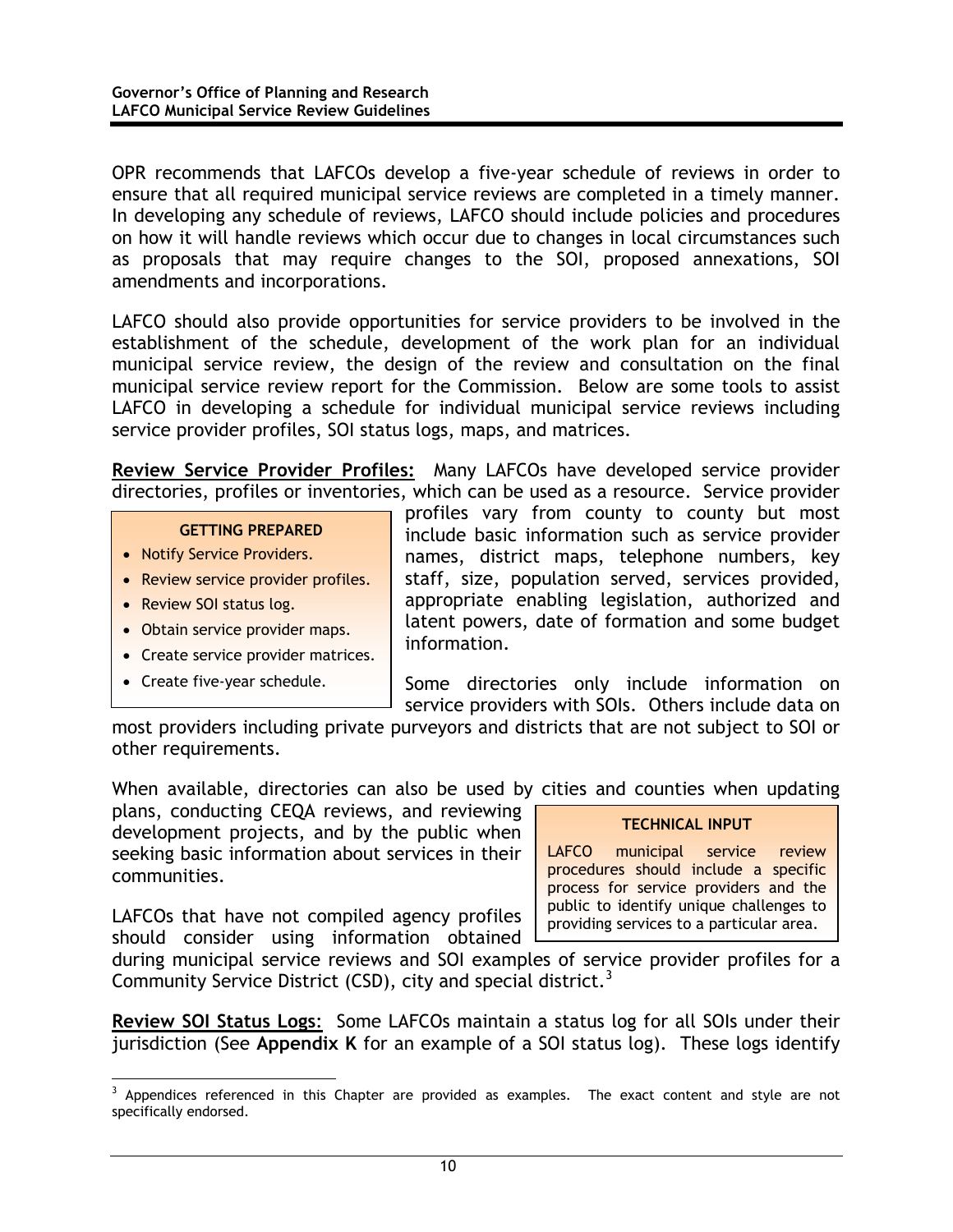OPR recommends that LAFCOs develop a five-year schedule of reviews in order to ensure that all required municipal service reviews are completed in a timely manner. In developing any schedule of reviews, LAFCO should include policies and procedures on how it will handle reviews which occur due to changes in local circumstances such as proposals that may require changes to the SOI, proposed annexations, SOI amendments and incorporations.

LAFCO should also provide opportunities for service providers to be involved in the establishment of the schedule, development of the work plan for an individual municipal service review, the design of the review and consultation on the final municipal service review report for the Commission. Below are some tools to assist LAFCO in developing a schedule for individual municipal service reviews including service provider profiles, SOI status logs, maps, and matrices.

**Review Service Provider Profiles:** Many LAFCOs have developed service provider directories, profiles or inventories, which can be used as a resource. Service provider profiles vary from county to county but most include basic information such as service provider names, district maps, telephone numbers, key staff, size, population served, services provided, appropriate enabling legislation, authorized and latent powers, date of formation and some budget information.

> **GETTING PREPARED**
>
> - Notify Service Providers.
> - Review service provider profiles.
> - Review SOI status log.
> - Obtain service provider maps.
> - Create service provider matrices.
> - Create five-year schedule.

Some directories only include information on service providers with SOIs. Others include data on most providers including private purveyors and districts that are not subject to SOI or other requirements.

When available, directories can also be used by cities and counties when updating plans, conducting CEQA reviews, and reviewing development projects, and by the public when seeking basic information about services in their communities.

> **TECHNICAL INPUT**
>
> LAFCO municipal service review procedures should include a specific process for service providers and the public to identify unique challenges to providing services to a particular area.

LAFCOs that have not compiled agency profiles should consider using information obtained during municipal service reviews and SOI examples of service provider profiles for a Community Service District (CSD), city and special district.[3]

**Review SOI Status Logs**: Some LAFCOs maintain a status log for all SOIs under their jurisdiction (See **Appendix K** for an example of a SOI status log). These logs identify

---

[3] Appendices referenced in this Chapter are provided as examples. The exact content and style are not specifically endorsed.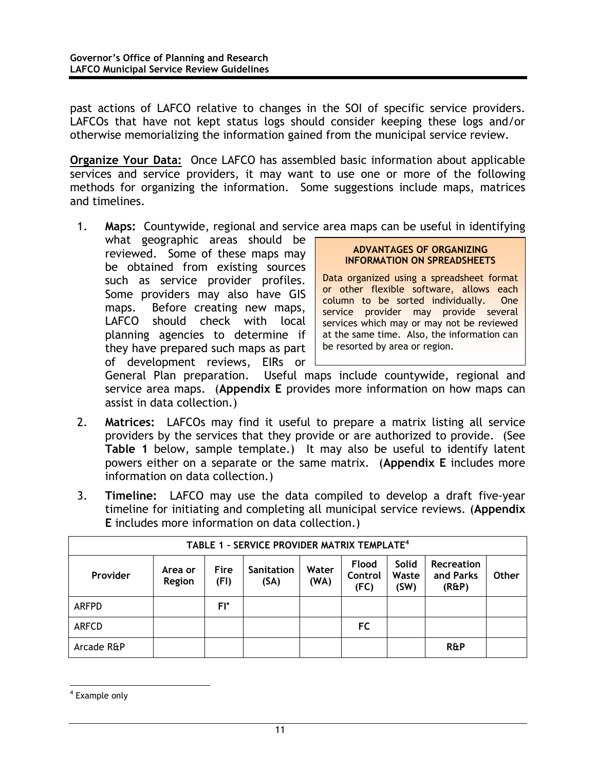past actions of LAFCO relative to changes in the SOI of specific service providers. LAFCOs that have not kept status logs should consider keeping these logs and/or otherwise memorializing the information gained from the municipal service review.

**Organize Your Data:** Once LAFCO has assembled basic information about applicable services and service providers, it may want to use one or more of the following methods for organizing the information. Some suggestions include maps, matrices and timelines.

1. **Maps:** Countywide, regional and service area maps can be useful in identifying what geographic areas should be reviewed. Some of these maps may be obtained from existing sources such as service provider profiles. Some providers may also have GIS maps. Before creating new maps, LAFCO should check with local planning agencies to determine if they have prepared such maps as part of development reviews, EIRs or General Plan preparation. Useful maps include countywide, regional and service area maps. (**Appendix E** provides more information on how maps can assist in data collection.)

2. **Matrices:** LAFCOs may find it useful to prepare a matrix listing all service providers by the services that they provide or are authorized to provide. (See **Table 1** below, sample template.) It may also be useful to identify latent powers either on a separate or the same matrix. (**Appendix E** includes more information on data collection.)

3. **Timeline:** LAFCO may use the data compiled to develop a draft five-year timeline for initiating and completing all municipal service reviews. (**Appendix E** includes more information on data collection.)

> **ADVANTAGES OF ORGANIZING INFORMATION ON SPREADSHEETS**
>
> Data organized using a spreadsheet format or other flexible software, allows each column to be sorted individually. One service provider may provide several services which may or may not be reviewed at the same time. Also, the information can be resorted by area or region.

**TABLE 1 – SERVICE PROVIDER MATRIX TEMPLATE[4]**

| Provider | Area or Region | Fire (FI) | Sanitation (SA) | Water (WA) | Flood Control (FC) | Solid Waste (SW) | Recreation and Parks (R&P) | Other |
|---|---|---|---|---|---|---|---|---|
| ARFPD | | FI* | | | | | | |
| ARFCD | | | | | FC | | | |
| Arcade R&P | | | | | | | R&P | |

[4] Example only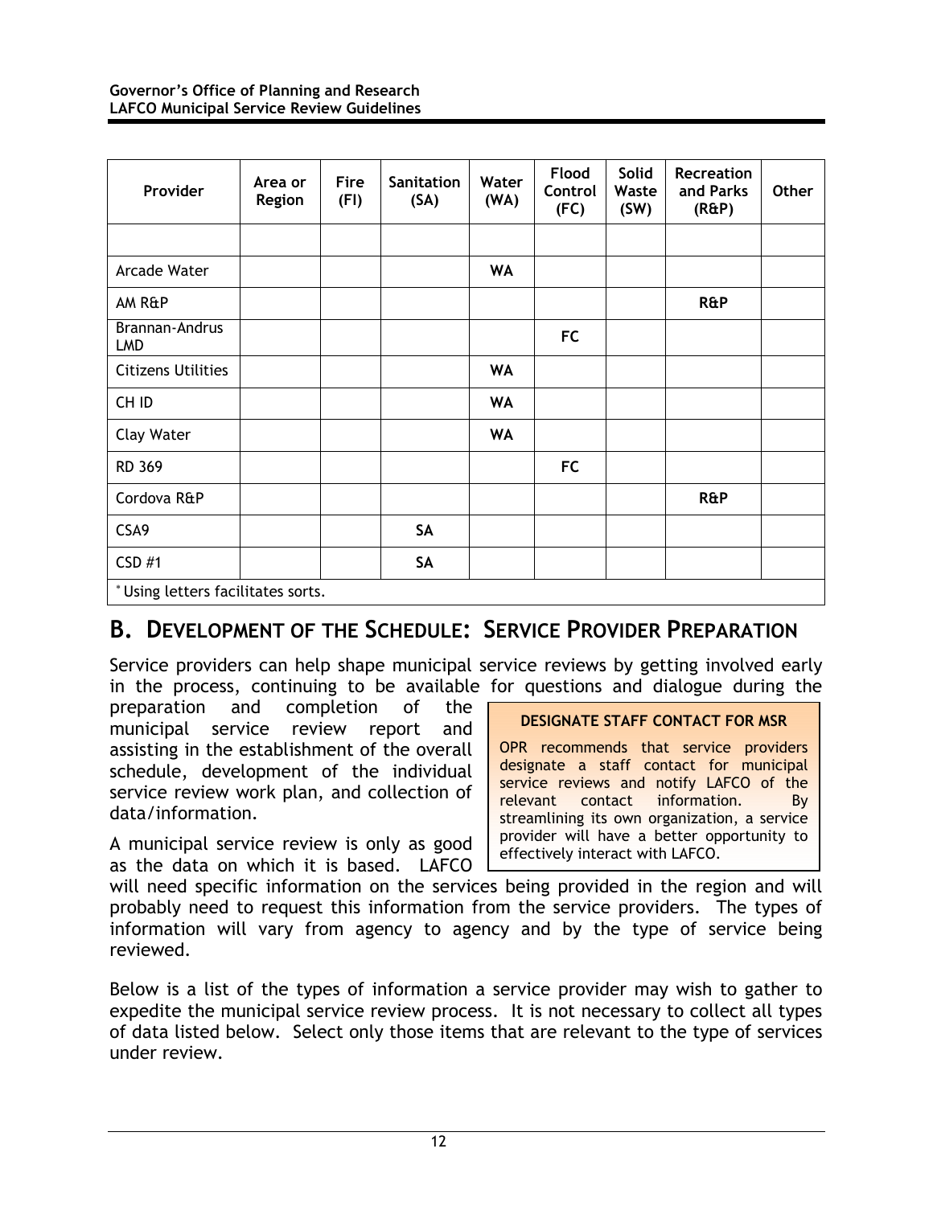| Provider | Area or Region | Fire (FI) | Sanitation (SA) | Water (WA) | Flood Control (FC) | Solid Waste (SW) | Recreation and Parks (R&P) | Other |
|---|---|---|---|---|---|---|---|---|
| | | | | | | | | |
| Arcade Water | | | | **WA** | | | | |
| AM R&P | | | | | | | **R&P** | |
| Brannan-Andrus LMD | | | | | **FC** | | | |
| Citizens Utilities | | | | **WA** | | | | |
| CH ID | | | | **WA** | | | | |
| Clay Water | | | | **WA** | | | | |
| RD 369 | | | | | **FC** | | | |
| Cordova R&P | | | | | | | **R&P** | |
| CSA9 | | | **SA** | | | | | |
| CSD #1 | | | **SA** | | | | | |
| * Using letters facilitates sorts. | | | | | | | | |

## B. Development of the Schedule: Service Provider Preparation

Service providers can help shape municipal service reviews by getting involved early in the process, continuing to be available for questions and dialogue during the preparation and completion of the municipal service review report and assisting in the establishment of the overall schedule, development of the individual service review work plan, and collection of data/information.

A municipal service review is only as good as the data on which it is based. LAFCO will need specific information on the services being provided in the region and will probably need to request this information from the service providers. The types of information will vary from agency to agency and by the type of service being reviewed.

> **DESIGNATE STAFF CONTACT FOR MSR**
>
> OPR recommends that service providers designate a staff contact for municipal service reviews and notify LAFCO of the relevant contact information. By streamlining its own organization, a service provider will have a better opportunity to effectively interact with LAFCO.

Below is a list of the types of information a service provider may wish to gather to expedite the municipal service review process. It is not necessary to collect all types of data listed below. Select only those items that are relevant to the type of services under review.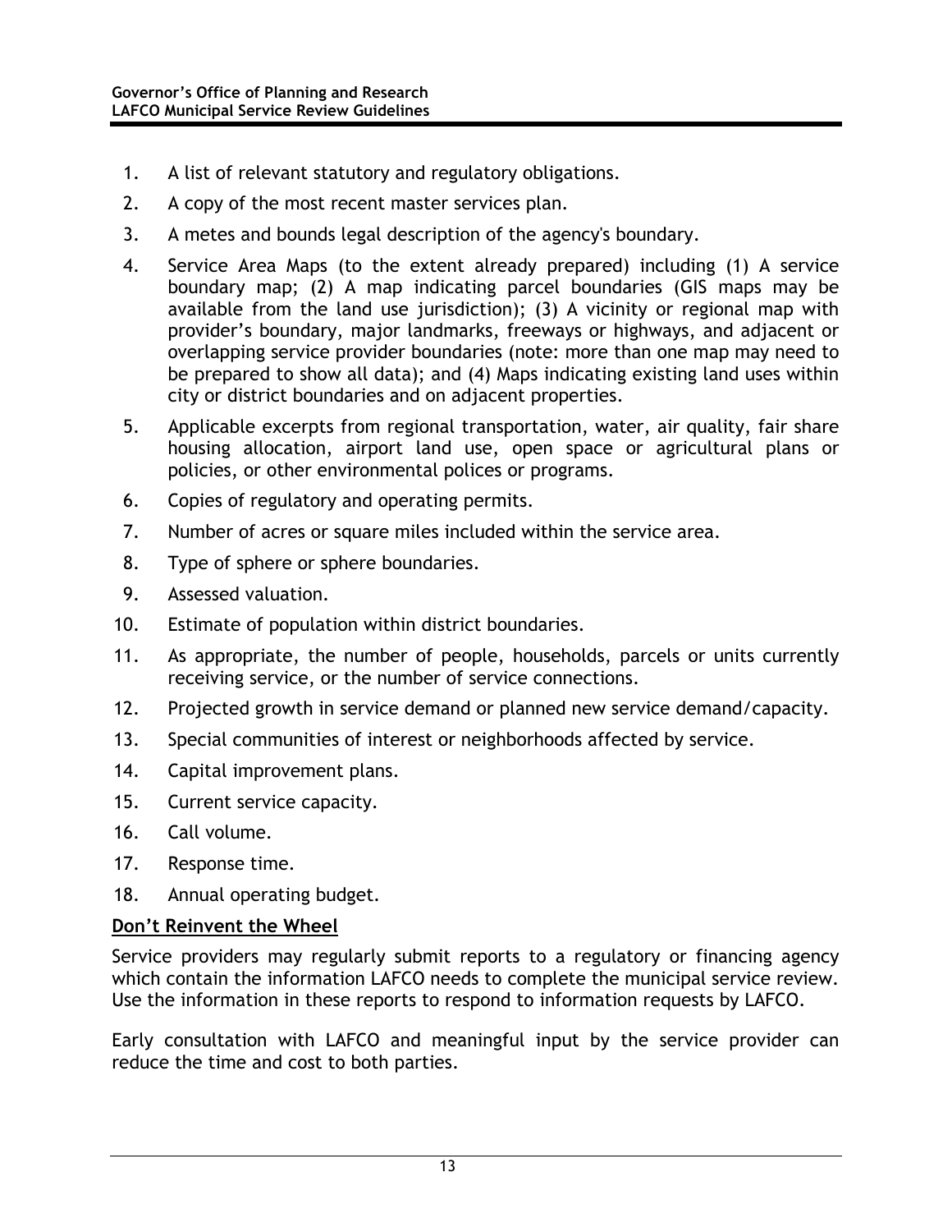1. A list of relevant statutory and regulatory obligations.
2. A copy of the most recent master services plan.
3. A metes and bounds legal description of the agency's boundary.
4. Service Area Maps (to the extent already prepared) including (1) A service boundary map; (2) A map indicating parcel boundaries (GIS maps may be available from the land use jurisdiction); (3) A vicinity or regional map with provider's boundary, major landmarks, freeways or highways, and adjacent or overlapping service provider boundaries (note: more than one map may need to be prepared to show all data); and (4) Maps indicating existing land uses within city or district boundaries and on adjacent properties.
5. Applicable excerpts from regional transportation, water, air quality, fair share housing allocation, airport land use, open space or agricultural plans or policies, or other environmental polices or programs.
6. Copies of regulatory and operating permits.
7. Number of acres or square miles included within the service area.
8. Type of sphere or sphere boundaries.
9. Assessed valuation.
10. Estimate of population within district boundaries.
11. As appropriate, the number of people, households, parcels or units currently receiving service, or the number of service connections.
12. Projected growth in service demand or planned new service demand/capacity.
13. Special communities of interest or neighborhoods affected by service.
14. Capital improvement plans.
15. Current service capacity.
16. Call volume.
17. Response time.
18. Annual operating budget.

**Don't Reinvent the Wheel**

Service providers may regularly submit reports to a regulatory or financing agency which contain the information LAFCO needs to complete the municipal service review. Use the information in these reports to respond to information requests by LAFCO.

Early consultation with LAFCO and meaningful input by the service provider can reduce the time and cost to both parties.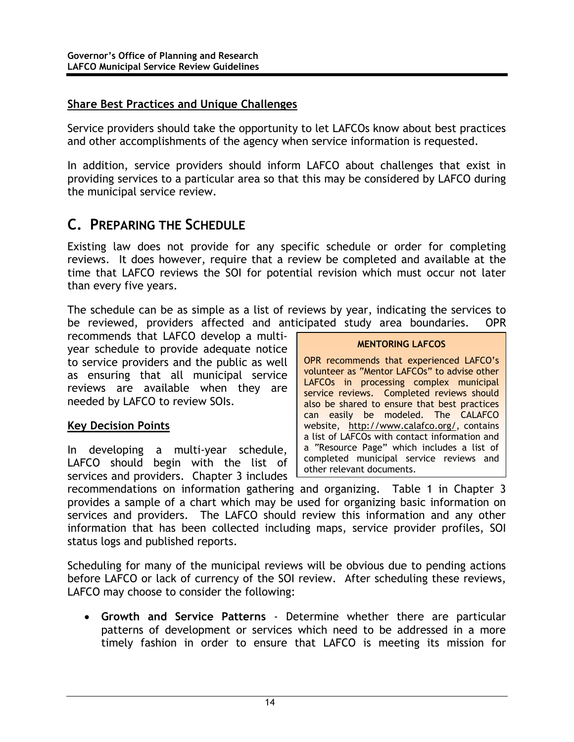**Share Best Practices and Unique Challenges**

Service providers should take the opportunity to let LAFCOs know about best practices and other accomplishments of the agency when service information is requested.

In addition, service providers should inform LAFCO about challenges that exist in providing services to a particular area so that this may be considered by LAFCO during the municipal service review.

## C. PREPARING THE SCHEDULE

Existing law does not provide for any specific schedule or order for completing reviews. It does however, require that a review be completed and available at the time that LAFCO reviews the SOI for potential revision which must occur not later than every five years.

The schedule can be as simple as a list of reviews by year, indicating the services to be reviewed, providers affected and anticipated study area boundaries. OPR recommends that LAFCO develop a multi-year schedule to provide adequate notice to service providers and the public as well as ensuring that all municipal service reviews are available when they are needed by LAFCO to review SOIs.

> **MENTORING LAFCOS**
>
> OPR recommends that experienced LAFCO's volunteer as "Mentor LAFCOs" to advise other LAFCOs in processing complex municipal service reviews. Completed reviews should also be shared to ensure that best practices can easily be modeled. The CALAFCO website, http://www.calafco.org/, contains a list of LAFCOs with contact information and a "Resource Page" which includes a list of completed municipal service reviews and other relevant documents.

**Key Decision Points**

In developing a multi-year schedule, LAFCO should begin with the list of services and providers. Chapter 3 includes recommendations on information gathering and organizing. Table 1 in Chapter 3 provides a sample of a chart which may be used for organizing basic information on services and providers. The LAFCO should review this information and any other information that has been collected including maps, service provider profiles, SOI status logs and published reports.

Scheduling for many of the municipal reviews will be obvious due to pending actions before LAFCO or lack of currency of the SOI review. After scheduling these reviews, LAFCO may choose to consider the following:

- **Growth and Service Patterns** - Determine whether there are particular patterns of development or services which need to be addressed in a more timely fashion in order to ensure that LAFCO is meeting its mission for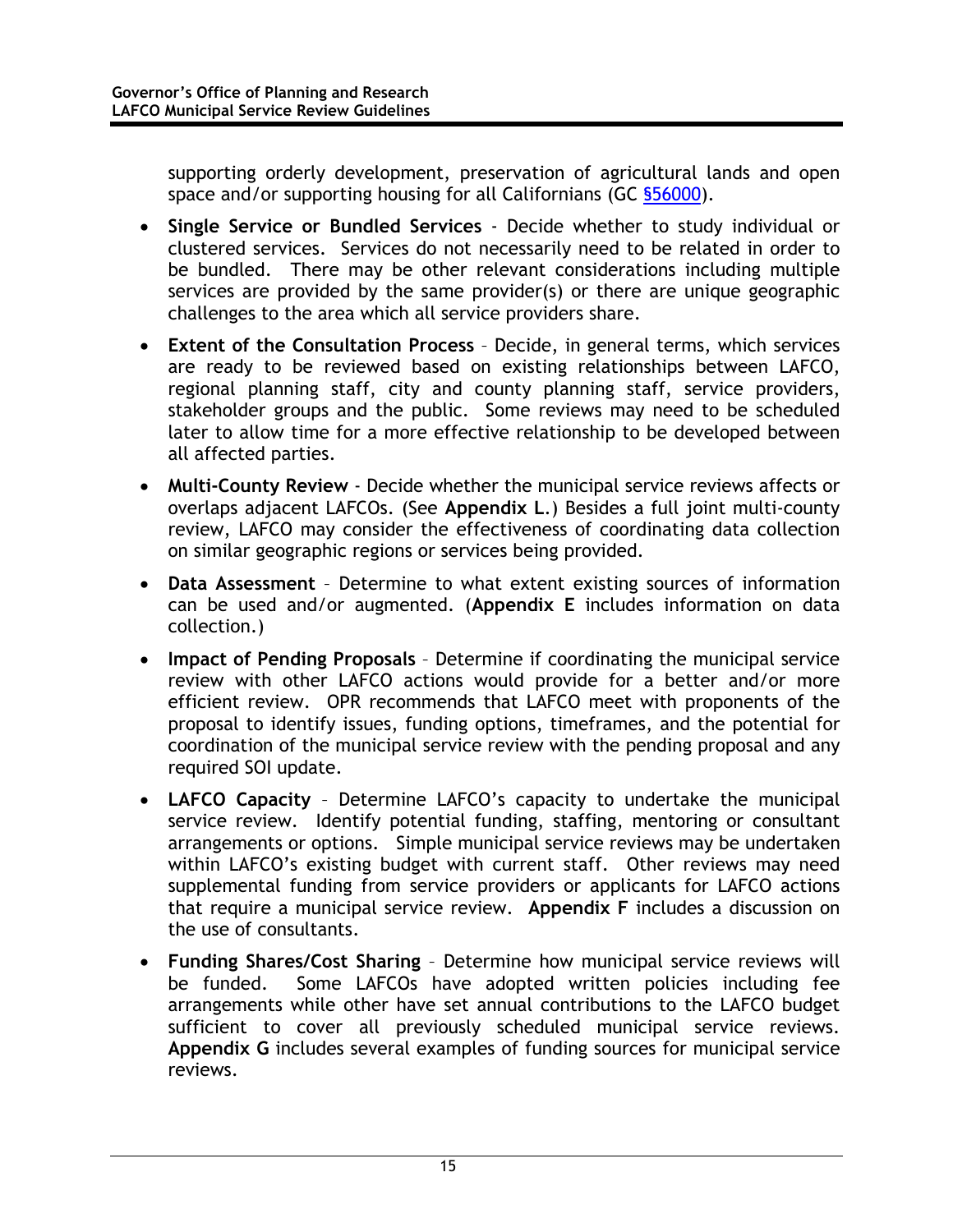supporting orderly development, preservation of agricultural lands and open space and/or supporting housing for all Californians (GC [§56000](#)).

- **Single Service or Bundled Services** - Decide whether to study individual or clustered services. Services do not necessarily need to be related in order to be bundled. There may be other relevant considerations including multiple services are provided by the same provider(s) or there are unique geographic challenges to the area which all service providers share.
- **Extent of the Consultation Process** – Decide, in general terms, which services are ready to be reviewed based on existing relationships between LAFCO, regional planning staff, city and county planning staff, service providers, stakeholder groups and the public. Some reviews may need to be scheduled later to allow time for a more effective relationship to be developed between all affected parties.
- **Multi-County Review** - Decide whether the municipal service reviews affects or overlaps adjacent LAFCOs. (See **Appendix L**.) Besides a full joint multi-county review, LAFCO may consider the effectiveness of coordinating data collection on similar geographic regions or services being provided.
- **Data Assessment** – Determine to what extent existing sources of information can be used and/or augmented. (**Appendix E** includes information on data collection.)
- **Impact of Pending Proposals** – Determine if coordinating the municipal service review with other LAFCO actions would provide for a better and/or more efficient review. OPR recommends that LAFCO meet with proponents of the proposal to identify issues, funding options, timeframes, and the potential for coordination of the municipal service review with the pending proposal and any required SOI update.
- **LAFCO Capacity** – Determine LAFCO's capacity to undertake the municipal service review. Identify potential funding, staffing, mentoring or consultant arrangements or options. Simple municipal service reviews may be undertaken within LAFCO's existing budget with current staff. Other reviews may need supplemental funding from service providers or applicants for LAFCO actions that require a municipal service review. **Appendix F** includes a discussion on the use of consultants.
- **Funding Shares/Cost Sharing** – Determine how municipal service reviews will be funded. Some LAFCOs have adopted written policies including fee arrangements while other have set annual contributions to the LAFCO budget sufficient to cover all previously scheduled municipal service reviews. **Appendix G** includes several examples of funding sources for municipal service reviews.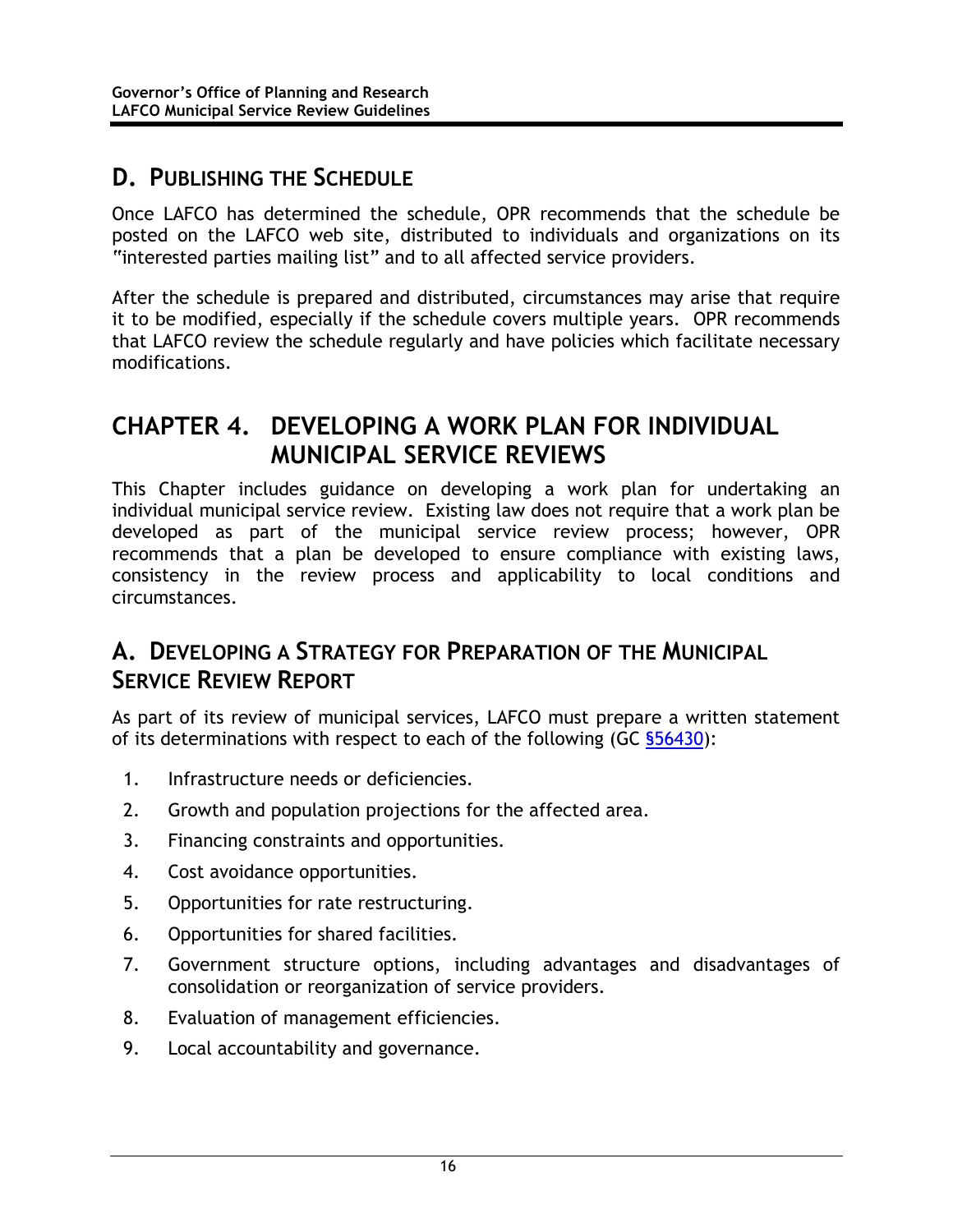## D. PUBLISHING THE SCHEDULE

Once LAFCO has determined the schedule, OPR recommends that the schedule be posted on the LAFCO web site, distributed to individuals and organizations on its "interested parties mailing list" and to all affected service providers.

After the schedule is prepared and distributed, circumstances may arise that require it to be modified, especially if the schedule covers multiple years. OPR recommends that LAFCO review the schedule regularly and have policies which facilitate necessary modifications.

# CHAPTER 4. DEVELOPING A WORK PLAN FOR INDIVIDUAL MUNICIPAL SERVICE REVIEWS

This Chapter includes guidance on developing a work plan for undertaking an individual municipal service review. Existing law does not require that a work plan be developed as part of the municipal service review process; however, OPR recommends that a plan be developed to ensure compliance with existing laws, consistency in the review process and applicability to local conditions and circumstances.

## A. DEVELOPING A STRATEGY FOR PREPARATION OF THE MUNICIPAL SERVICE REVIEW REPORT

As part of its review of municipal services, LAFCO must prepare a written statement of its determinations with respect to each of the following (GC §56430):

1. Infrastructure needs or deficiencies.
2. Growth and population projections for the affected area.
3. Financing constraints and opportunities.
4. Cost avoidance opportunities.
5. Opportunities for rate restructuring.
6. Opportunities for shared facilities.
7. Government structure options, including advantages and disadvantages of consolidation or reorganization of service providers.
8. Evaluation of management efficiencies.
9. Local accountability and governance.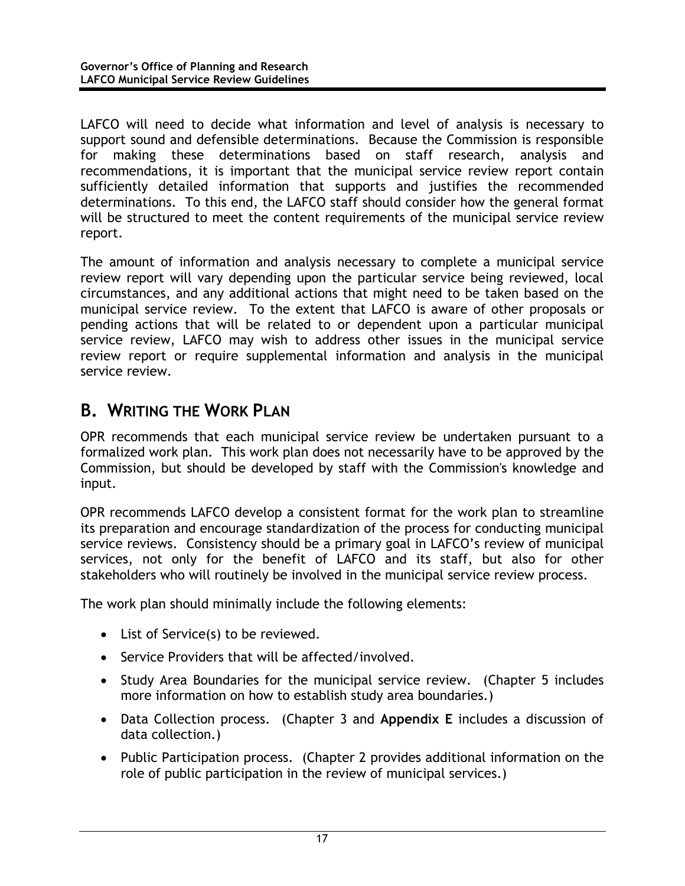LAFCO will need to decide what information and level of analysis is necessary to support sound and defensible determinations. Because the Commission is responsible for making these determinations based on staff research, analysis and recommendations, it is important that the municipal service review report contain sufficiently detailed information that supports and justifies the recommended determinations. To this end, the LAFCO staff should consider how the general format will be structured to meet the content requirements of the municipal service review report.

The amount of information and analysis necessary to complete a municipal service review report will vary depending upon the particular service being reviewed, local circumstances, and any additional actions that might need to be taken based on the municipal service review. To the extent that LAFCO is aware of other proposals or pending actions that will be related to or dependent upon a particular municipal service review, LAFCO may wish to address other issues in the municipal service review report or require supplemental information and analysis in the municipal service review.

## B. WRITING THE WORK PLAN

OPR recommends that each municipal service review be undertaken pursuant to a formalized work plan. This work plan does not necessarily have to be approved by the Commission, but should be developed by staff with the Commission's knowledge and input.

OPR recommends LAFCO develop a consistent format for the work plan to streamline its preparation and encourage standardization of the process for conducting municipal service reviews. Consistency should be a primary goal in LAFCO's review of municipal services, not only for the benefit of LAFCO and its staff, but also for other stakeholders who will routinely be involved in the municipal service review process.

The work plan should minimally include the following elements:

- List of Service(s) to be reviewed.
- Service Providers that will be affected/involved.
- Study Area Boundaries for the municipal service review. (Chapter 5 includes more information on how to establish study area boundaries.)
- Data Collection process. (Chapter 3 and **Appendix E** includes a discussion of data collection.)
- Public Participation process. (Chapter 2 provides additional information on the role of public participation in the review of municipal services.)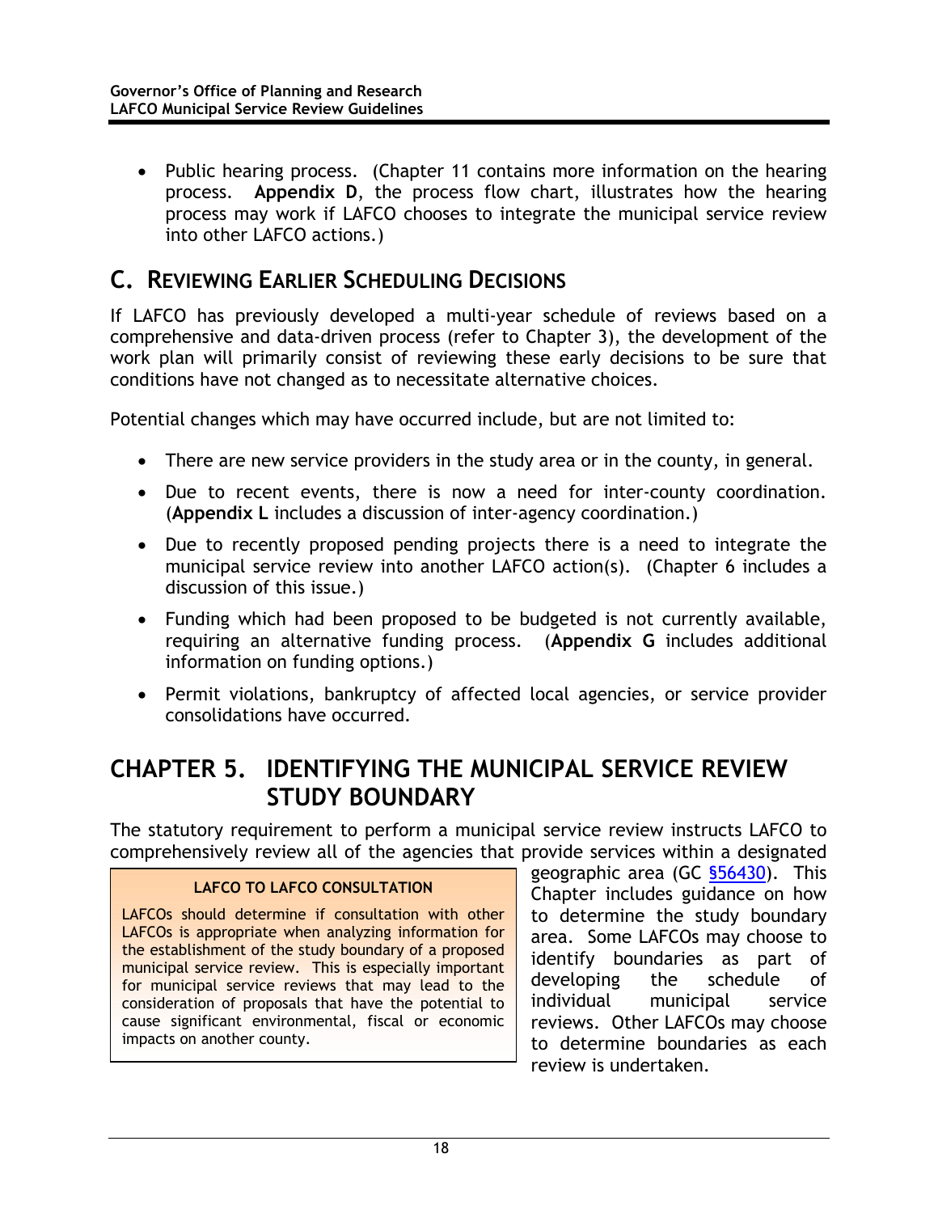- Public hearing process. (Chapter 11 contains more information on the hearing process. **Appendix D**, the process flow chart, illustrates how the hearing process may work if LAFCO chooses to integrate the municipal service review into other LAFCO actions.)

## C. Reviewing Earlier Scheduling Decisions

If LAFCO has previously developed a multi-year schedule of reviews based on a comprehensive and data-driven process (refer to Chapter 3), the development of the work plan will primarily consist of reviewing these early decisions to be sure that conditions have not changed as to necessitate alternative choices.

Potential changes which may have occurred include, but are not limited to:

- There are new service providers in the study area or in the county, in general.
- Due to recent events, there is now a need for inter-county coordination. (**Appendix L** includes a discussion of inter-agency coordination.)
- Due to recently proposed pending projects there is a need to integrate the municipal service review into another LAFCO action(s). (Chapter 6 includes a discussion of this issue.)
- Funding which had been proposed to be budgeted is not currently available, requiring an alternative funding process. (**Appendix G** includes additional information on funding options.)
- Permit violations, bankruptcy of affected local agencies, or service provider consolidations have occurred.

# CHAPTER 5. IDENTIFYING THE MUNICIPAL SERVICE REVIEW STUDY BOUNDARY

The statutory requirement to perform a municipal service review instructs LAFCO to comprehensively review all of the agencies that provide services within a designated geographic area (GC §56430). This Chapter includes guidance on how to determine the study boundary area. Some LAFCOs may choose to identify boundaries as part of developing the schedule of individual municipal service reviews. Other LAFCOs may choose to determine boundaries as each review is undertaken.

**LAFCO TO LAFCO CONSULTATION**

LAFCOs should determine if consultation with other LAFCOs is appropriate when analyzing information for the establishment of the study boundary of a proposed municipal service review. This is especially important for municipal service reviews that may lead to the consideration of proposals that have the potential to cause significant environmental, fiscal or economic impacts on another county.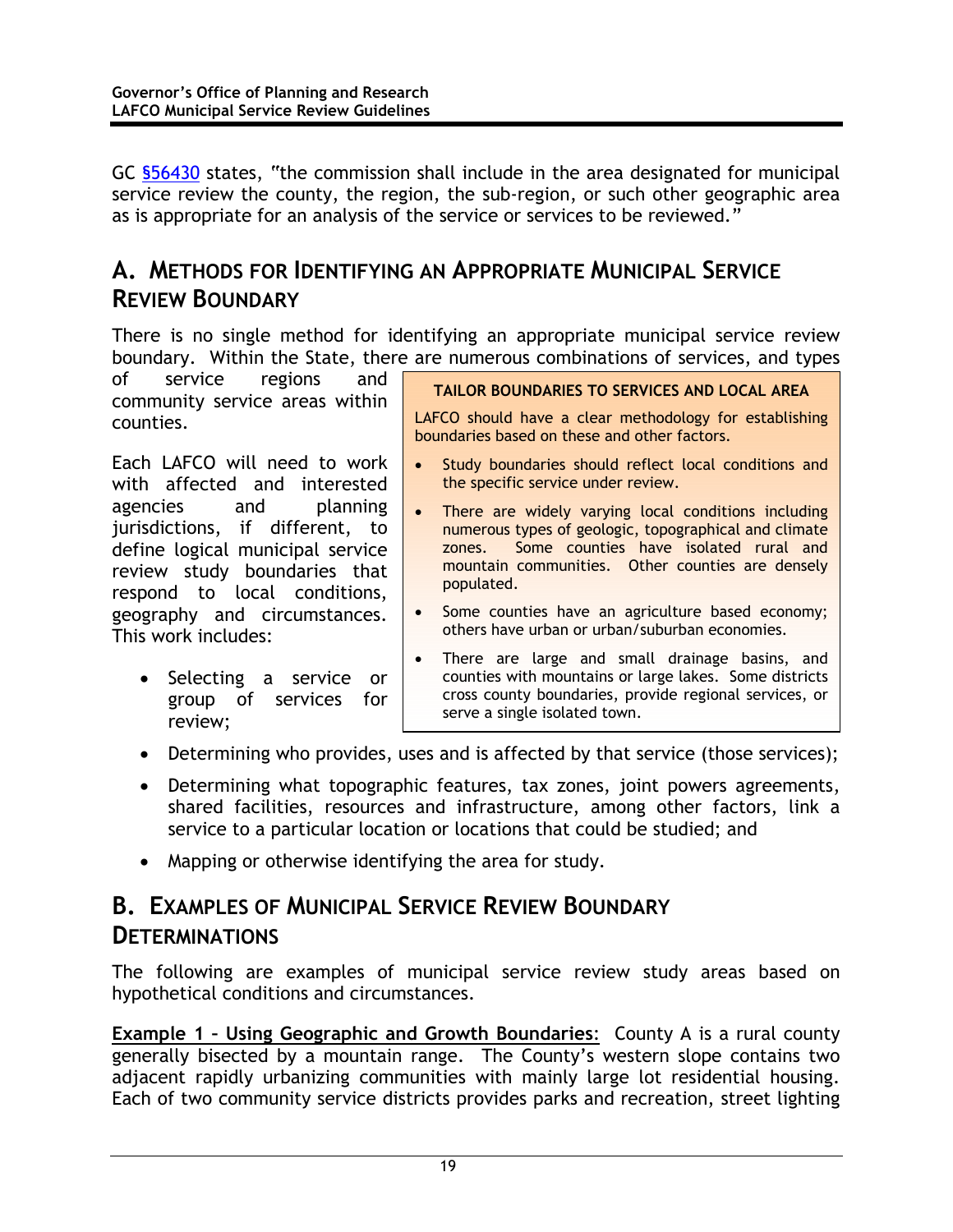GC [§56430](#) states, "the commission shall include in the area designated for municipal service review the county, the region, the sub-region, or such other geographic area as is appropriate for an analysis of the service or services to be reviewed."

## A. Methods for Identifying an Appropriate Municipal Service Review Boundary

There is no single method for identifying an appropriate municipal service review boundary. Within the State, there are numerous combinations of services, and types of service regions and community service areas within counties.

> **TAILOR BOUNDARIES TO SERVICES AND LOCAL AREA**
>
> LAFCO should have a clear methodology for establishing boundaries based on these and other factors.
>
> - Study boundaries should reflect local conditions and the specific service under review.
> - There are widely varying local conditions including numerous types of geologic, topographical and climate zones. Some counties have isolated rural and mountain communities. Other counties are densely populated.
> - Some counties have an agriculture based economy; others have urban or urban/suburban economies.
> - There are large and small drainage basins, and counties with mountains or large lakes. Some districts cross county boundaries, provide regional services, or serve a single isolated town.

Each LAFCO will need to work with affected and interested agencies and planning jurisdictions, if different, to define logical municipal service review study boundaries that respond to local conditions, geography and circumstances. This work includes:

- Selecting a service or group of services for review;
- Determining who provides, uses and is affected by that service (those services);
- Determining what topographic features, tax zones, joint powers agreements, shared facilities, resources and infrastructure, among other factors, link a service to a particular location or locations that could be studied; and
- Mapping or otherwise identifying the area for study.

## B. Examples of Municipal Service Review Boundary Determinations

The following are examples of municipal service review study areas based on hypothetical conditions and circumstances.

**Example 1 – Using Geographic and Growth Boundaries**: County A is a rural county generally bisected by a mountain range. The County's western slope contains two adjacent rapidly urbanizing communities with mainly large lot residential housing. Each of two community service districts provides parks and recreation, street lighting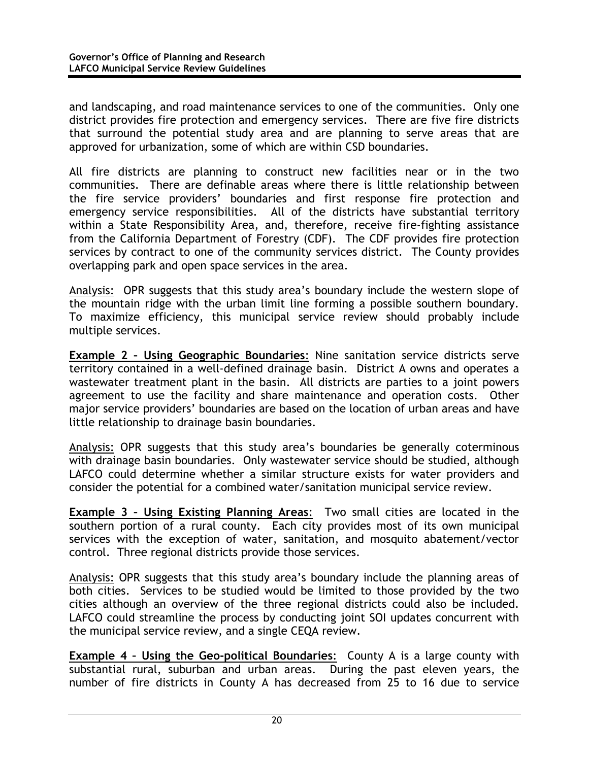and landscaping, and road maintenance services to one of the communities. Only one district provides fire protection and emergency services. There are five fire districts that surround the potential study area and are planning to serve areas that are approved for urbanization, some of which are within CSD boundaries.

All fire districts are planning to construct new facilities near or in the two communities. There are definable areas where there is little relationship between the fire service providers' boundaries and first response fire protection and emergency service responsibilities. All of the districts have substantial territory within a State Responsibility Area, and, therefore, receive fire-fighting assistance from the California Department of Forestry (CDF). The CDF provides fire protection services by contract to one of the community services district. The County provides overlapping park and open space services in the area.

Analysis: OPR suggests that this study area's boundary include the western slope of the mountain ridge with the urban limit line forming a possible southern boundary. To maximize efficiency, this municipal service review should probably include multiple services.

**Example 2 – Using Geographic Boundaries**: Nine sanitation service districts serve territory contained in a well-defined drainage basin. District A owns and operates a wastewater treatment plant in the basin. All districts are parties to a joint powers agreement to use the facility and share maintenance and operation costs. Other major service providers' boundaries are based on the location of urban areas and have little relationship to drainage basin boundaries.

Analysis: OPR suggests that this study area's boundaries be generally coterminous with drainage basin boundaries. Only wastewater service should be studied, although LAFCO could determine whether a similar structure exists for water providers and consider the potential for a combined water/sanitation municipal service review.

**Example 3 – Using Existing Planning Areas**: Two small cities are located in the southern portion of a rural county. Each city provides most of its own municipal services with the exception of water, sanitation, and mosquito abatement/vector control. Three regional districts provide those services.

Analysis: OPR suggests that this study area's boundary include the planning areas of both cities. Services to be studied would be limited to those provided by the two cities although an overview of the three regional districts could also be included. LAFCO could streamline the process by conducting joint SOI updates concurrent with the municipal service review, and a single CEQA review.

**Example 4 – Using the Geo-political Boundaries**: County A is a large county with substantial rural, suburban and urban areas. During the past eleven years, the number of fire districts in County A has decreased from 25 to 16 due to service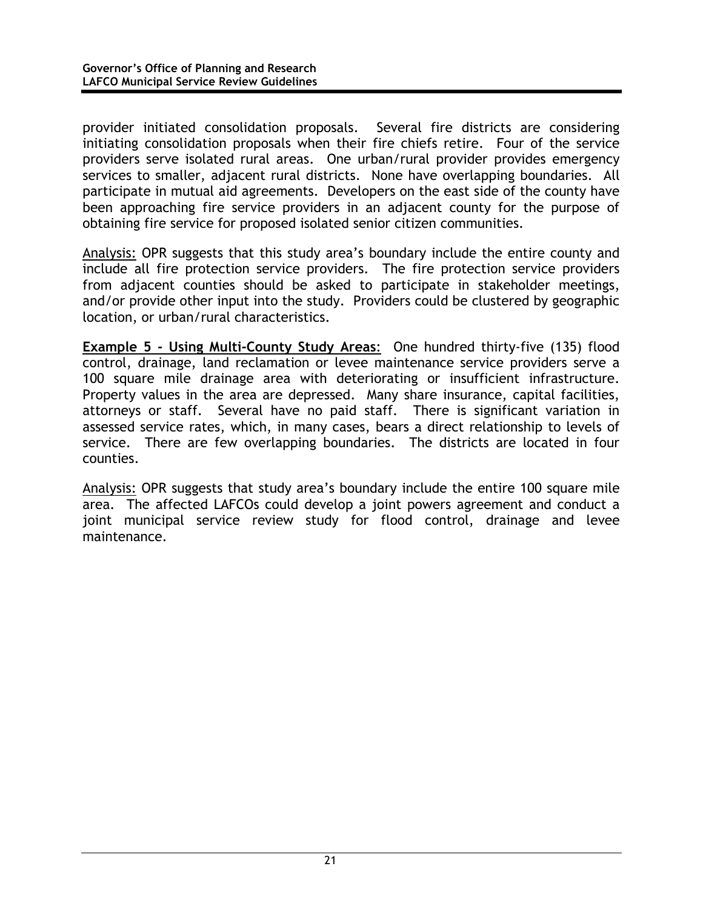provider initiated consolidation proposals. Several fire districts are considering initiating consolidation proposals when their fire chiefs retire. Four of the service providers serve isolated rural areas. One urban/rural provider provides emergency services to smaller, adjacent rural districts. None have overlapping boundaries. All participate in mutual aid agreements. Developers on the east side of the county have been approaching fire service providers in an adjacent county for the purpose of obtaining fire service for proposed isolated senior citizen communities.

<u>Analysis:</u> OPR suggests that this study area's boundary include the entire county and include all fire protection service providers. The fire protection service providers from adjacent counties should be asked to participate in stakeholder meetings, and/or provide other input into the study. Providers could be clustered by geographic location, or urban/rural characteristics.

**<u>Example 5 - Using Multi-County Study Areas</u>**: One hundred thirty-five (135) flood control, drainage, land reclamation or levee maintenance service providers serve a 100 square mile drainage area with deteriorating or insufficient infrastructure. Property values in the area are depressed. Many share insurance, capital facilities, attorneys or staff. Several have no paid staff. There is significant variation in assessed service rates, which, in many cases, bears a direct relationship to levels of service. There are few overlapping boundaries. The districts are located in four counties.

<u>Analysis:</u> OPR suggests that study area's boundary include the entire 100 square mile area. The affected LAFCOs could develop a joint powers agreement and conduct a joint municipal service review study for flood control, drainage and levee maintenance.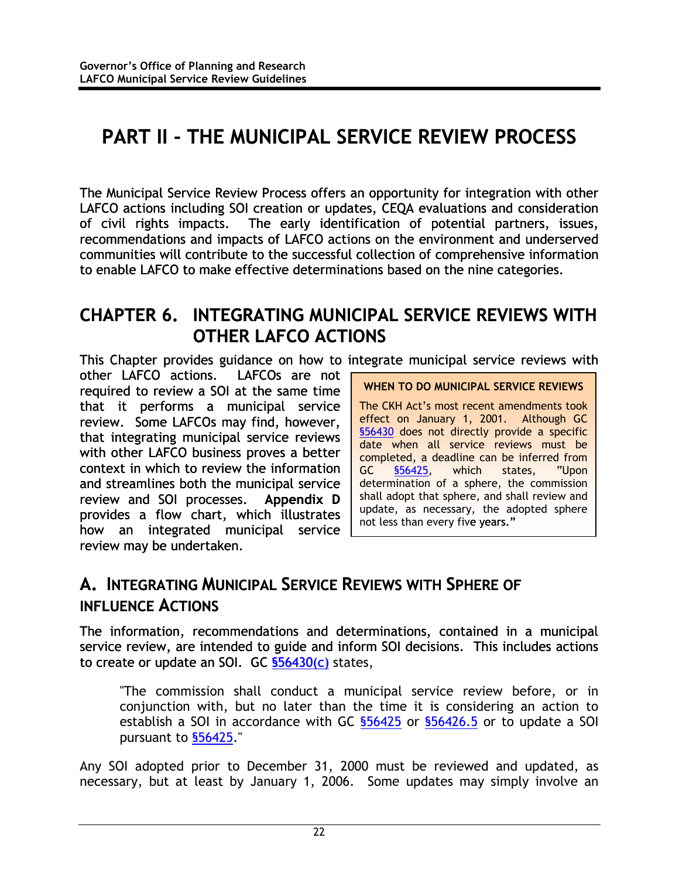# PART II - THE MUNICIPAL SERVICE REVIEW PROCESS

The Municipal Service Review Process offers an opportunity for integration with other LAFCO actions including SOI creation or updates, CEQA evaluations and consideration of civil rights impacts. The early identification of potential partners, issues, recommendations and impacts of LAFCO actions on the environment and underserved communities will contribute to the successful collection of comprehensive information to enable LAFCO to make effective determinations based on the nine categories.

## CHAPTER 6. INTEGRATING MUNICIPAL SERVICE REVIEWS WITH OTHER LAFCO ACTIONS

This Chapter provides guidance on how to integrate municipal service reviews with other LAFCO actions. LAFCOs are not required to review a SOI at the same time that it performs a municipal service review. Some LAFCOs may find, however, that integrating municipal service reviews with other LAFCO business proves a better context in which to review the information and streamlines both the municipal service review and SOI processes. **Appendix D** provides a flow chart, which illustrates how an integrated municipal service review may be undertaken.

> **WHEN TO DO MUNICIPAL SERVICE REVIEWS**
>
> The CKH Act's most recent amendments took effect on January 1, 2001. Although GC §56430 does not directly provide a specific date when all service reviews must be completed, a deadline can be inferred from GC §56425, which states, "Upon determination of a sphere, the commission shall adopt that sphere, and shall review and update, as necessary, the adopted sphere not less than every five years."

### A. INTEGRATING MUNICIPAL SERVICE REVIEWS WITH SPHERE OF INFLUENCE ACTIONS

The information, recommendations and determinations, contained in a municipal service review, are intended to guide and inform SOI decisions. This includes actions to create or update an SOI. GC **§56430(c)** states,

> "The commission shall conduct a municipal service review before, or in conjunction with, but no later than the time it is considering an action to establish a SOI in accordance with GC §56425 or §56426.5 or to update a SOI pursuant to §56425."

Any SOI adopted prior to December 31, 2000 must be reviewed and updated, as necessary, but at least by January 1, 2006. Some updates may simply involve an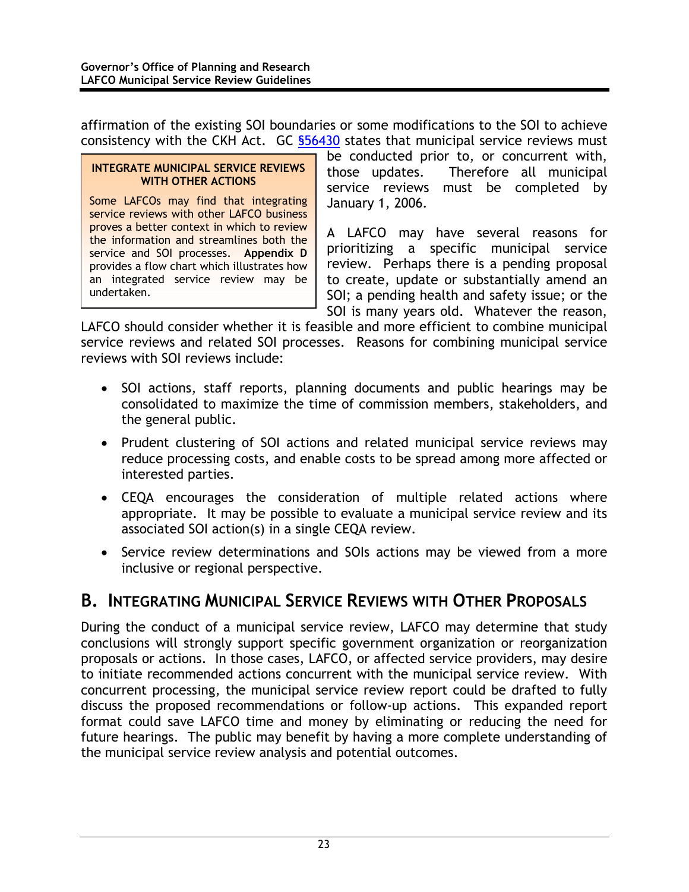affirmation of the existing SOI boundaries or some modifications to the SOI to achieve consistency with the CKH Act. GC [§56430](#) states that municipal service reviews must be conducted prior to, or concurrent with, those updates. Therefore all municipal service reviews must be completed by January 1, 2006.

> **INTEGRATE MUNICIPAL SERVICE REVIEWS WITH OTHER ACTIONS**
>
> Some LAFCOs may find that integrating service reviews with other LAFCO business proves a better context in which to review the information and streamlines both the service and SOI processes. **Appendix D** provides a flow chart which illustrates how an integrated service review may be undertaken.

A LAFCO may have several reasons for prioritizing a specific municipal service review. Perhaps there is a pending proposal to create, update or substantially amend an SOI; a pending health and safety issue; or the SOI is many years old. Whatever the reason, LAFCO should consider whether it is feasible and more efficient to combine municipal service reviews and related SOI processes. Reasons for combining municipal service reviews with SOI reviews include:

- SOI actions, staff reports, planning documents and public hearings may be consolidated to maximize the time of commission members, stakeholders, and the general public.
- Prudent clustering of SOI actions and related municipal service reviews may reduce processing costs, and enable costs to be spread among more affected or interested parties.
- CEQA encourages the consideration of multiple related actions where appropriate. It may be possible to evaluate a municipal service review and its associated SOI action(s) in a single CEQA review.
- Service review determinations and SOIs actions may be viewed from a more inclusive or regional perspective.

## B. Integrating Municipal Service Reviews with Other Proposals

During the conduct of a municipal service review, LAFCO may determine that study conclusions will strongly support specific government organization or reorganization proposals or actions. In those cases, LAFCO, or affected service providers, may desire to initiate recommended actions concurrent with the municipal service review. With concurrent processing, the municipal service review report could be drafted to fully discuss the proposed recommendations or follow-up actions. This expanded report format could save LAFCO time and money by eliminating or reducing the need for future hearings. The public may benefit by having a more complete understanding of the municipal service review analysis and potential outcomes.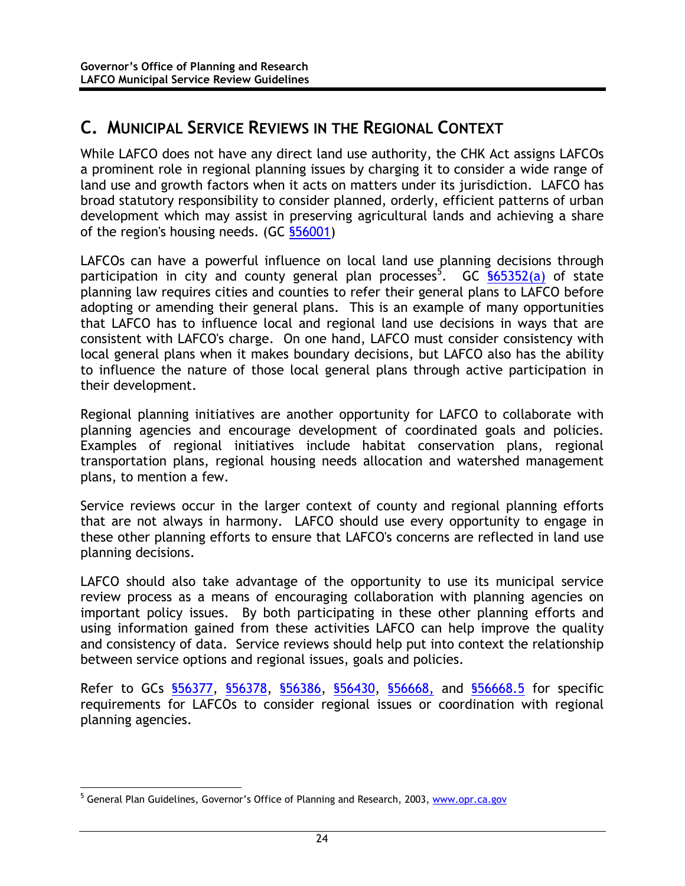## C. MUNICIPAL SERVICE REVIEWS IN THE REGIONAL CONTEXT

While LAFCO does not have any direct land use authority, the CHK Act assigns LAFCOs a prominent role in regional planning issues by charging it to consider a wide range of land use and growth factors when it acts on matters under its jurisdiction. LAFCO has broad statutory responsibility to consider planned, orderly, efficient patterns of urban development which may assist in preserving agricultural lands and achieving a share of the region's housing needs. (GC §56001)

LAFCOs can have a powerful influence on local land use planning decisions through participation in city and county general plan processes[5]. GC §65352(a) of state planning law requires cities and counties to refer their general plans to LAFCO before adopting or amending their general plans. This is an example of many opportunities that LAFCO has to influence local and regional land use decisions in ways that are consistent with LAFCO's charge. On one hand, LAFCO must consider consistency with local general plans when it makes boundary decisions, but LAFCO also has the ability to influence the nature of those local general plans through active participation in their development.

Regional planning initiatives are another opportunity for LAFCO to collaborate with planning agencies and encourage development of coordinated goals and policies. Examples of regional initiatives include habitat conservation plans, regional transportation plans, regional housing needs allocation and watershed management plans, to mention a few.

Service reviews occur in the larger context of county and regional planning efforts that are not always in harmony. LAFCO should use every opportunity to engage in these other planning efforts to ensure that LAFCO's concerns are reflected in land use planning decisions.

LAFCO should also take advantage of the opportunity to use its municipal service review process as a means of encouraging collaboration with planning agencies on important policy issues. By both participating in these other planning efforts and using information gained from these activities LAFCO can help improve the quality and consistency of data. Service reviews should help put into context the relationship between service options and regional issues, goals and policies.

Refer to GCs §56377, §56378, §56386, §56430, §56668, and §56668.5 for specific requirements for LAFCOs to consider regional issues or coordination with regional planning agencies.

[5] General Plan Guidelines, Governor's Office of Planning and Research, 2003, www.opr.ca.gov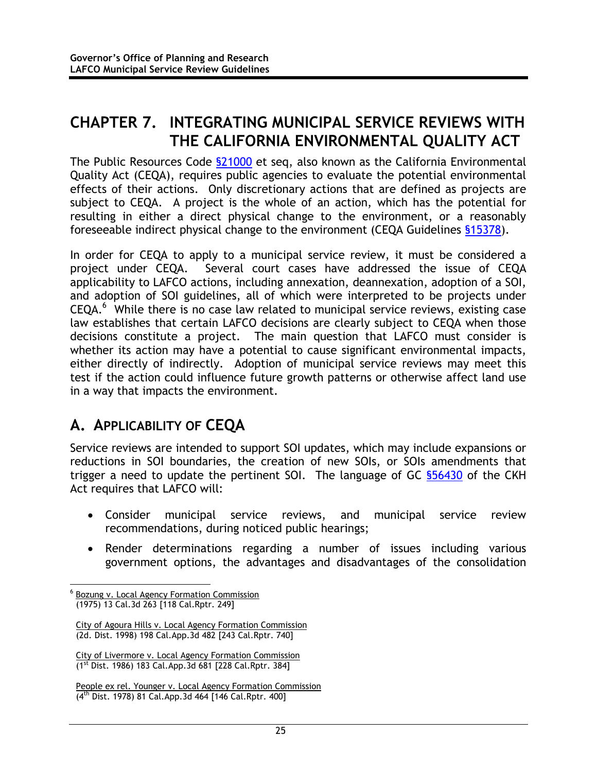# CHAPTER 7. INTEGRATING MUNICIPAL SERVICE REVIEWS WITH THE CALIFORNIA ENVIRONMENTAL QUALITY ACT

The Public Resources Code §21000 et seq, also known as the California Environmental Quality Act (CEQA), requires public agencies to evaluate the potential environmental effects of their actions. Only discretionary actions that are defined as projects are subject to CEQA. A project is the whole of an action, which has the potential for resulting in either a direct physical change to the environment, or a reasonably foreseeable indirect physical change to the environment (CEQA Guidelines §15378).

In order for CEQA to apply to a municipal service review, it must be considered a project under CEQA. Several court cases have addressed the issue of CEQA applicability to LAFCO actions, including annexation, deannexation, adoption of a SOI, and adoption of SOI guidelines, all of which were interpreted to be projects under CEQA.[6] While there is no case law related to municipal service reviews, existing case law establishes that certain LAFCO decisions are clearly subject to CEQA when those decisions constitute a project. The main question that LAFCO must consider is whether its action may have a potential to cause significant environmental impacts, either directly of indirectly. Adoption of municipal service reviews may meet this test if the action could influence future growth patterns or otherwise affect land use in a way that impacts the environment.

## A. APPLICABILITY OF CEQA

Service reviews are intended to support SOI updates, which may include expansions or reductions in SOI boundaries, the creation of new SOIs, or SOIs amendments that trigger a need to update the pertinent SOI. The language of GC §56430 of the CKH Act requires that LAFCO will:

- Consider municipal service reviews, and municipal service review recommendations, during noticed public hearings;
- Render determinations regarding a number of issues including various government options, the advantages and disadvantages of the consolidation

---

[6] Bozung v. Local Agency Formation Commission
(1975) 13 Cal.3d 263 [118 Cal.Rptr. 249]

City of Agoura Hills v. Local Agency Formation Commission
(2d. Dist. 1998) 198 Cal.App.3d 482 [243 Cal.Rptr. 740]

City of Livermore v. Local Agency Formation Commission
(1st Dist. 1986) 183 Cal.App.3d 681 [228 Cal.Rptr. 384]

People ex rel. Younger v. Local Agency Formation Commission
(4th Dist. 1978) 81 Cal.App.3d 464 [146 Cal.Rptr. 400]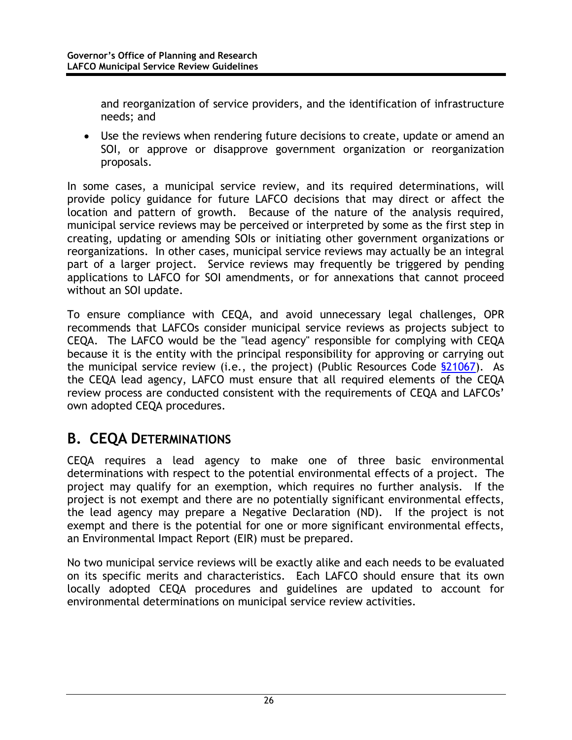and reorganization of service providers, and the identification of infrastructure needs; and

- Use the reviews when rendering future decisions to create, update or amend an SOI, or approve or disapprove government organization or reorganization proposals.

In some cases, a municipal service review, and its required determinations, will provide policy guidance for future LAFCO decisions that may direct or affect the location and pattern of growth. Because of the nature of the analysis required, municipal service reviews may be perceived or interpreted by some as the first step in creating, updating or amending SOIs or initiating other government organizations or reorganizations. In other cases, municipal service reviews may actually be an integral part of a larger project. Service reviews may frequently be triggered by pending applications to LAFCO for SOI amendments, or for annexations that cannot proceed without an SOI update.

To ensure compliance with CEQA, and avoid unnecessary legal challenges, OPR recommends that LAFCOs consider municipal service reviews as projects subject to CEQA. The LAFCO would be the "lead agency" responsible for complying with CEQA because it is the entity with the principal responsibility for approving or carrying out the municipal service review (i.e., the project) (Public Resources Code §21067). As the CEQA lead agency, LAFCO must ensure that all required elements of the CEQA review process are conducted consistent with the requirements of CEQA and LAFCOs' own adopted CEQA procedures.

## B. CEQA Determinations

CEQA requires a lead agency to make one of three basic environmental determinations with respect to the potential environmental effects of a project. The project may qualify for an exemption, which requires no further analysis. If the project is not exempt and there are no potentially significant environmental effects, the lead agency may prepare a Negative Declaration (ND). If the project is not exempt and there is the potential for one or more significant environmental effects, an Environmental Impact Report (EIR) must be prepared.

No two municipal service reviews will be exactly alike and each needs to be evaluated on its specific merits and characteristics. Each LAFCO should ensure that its own locally adopted CEQA procedures and guidelines are updated to account for environmental determinations on municipal service review activities.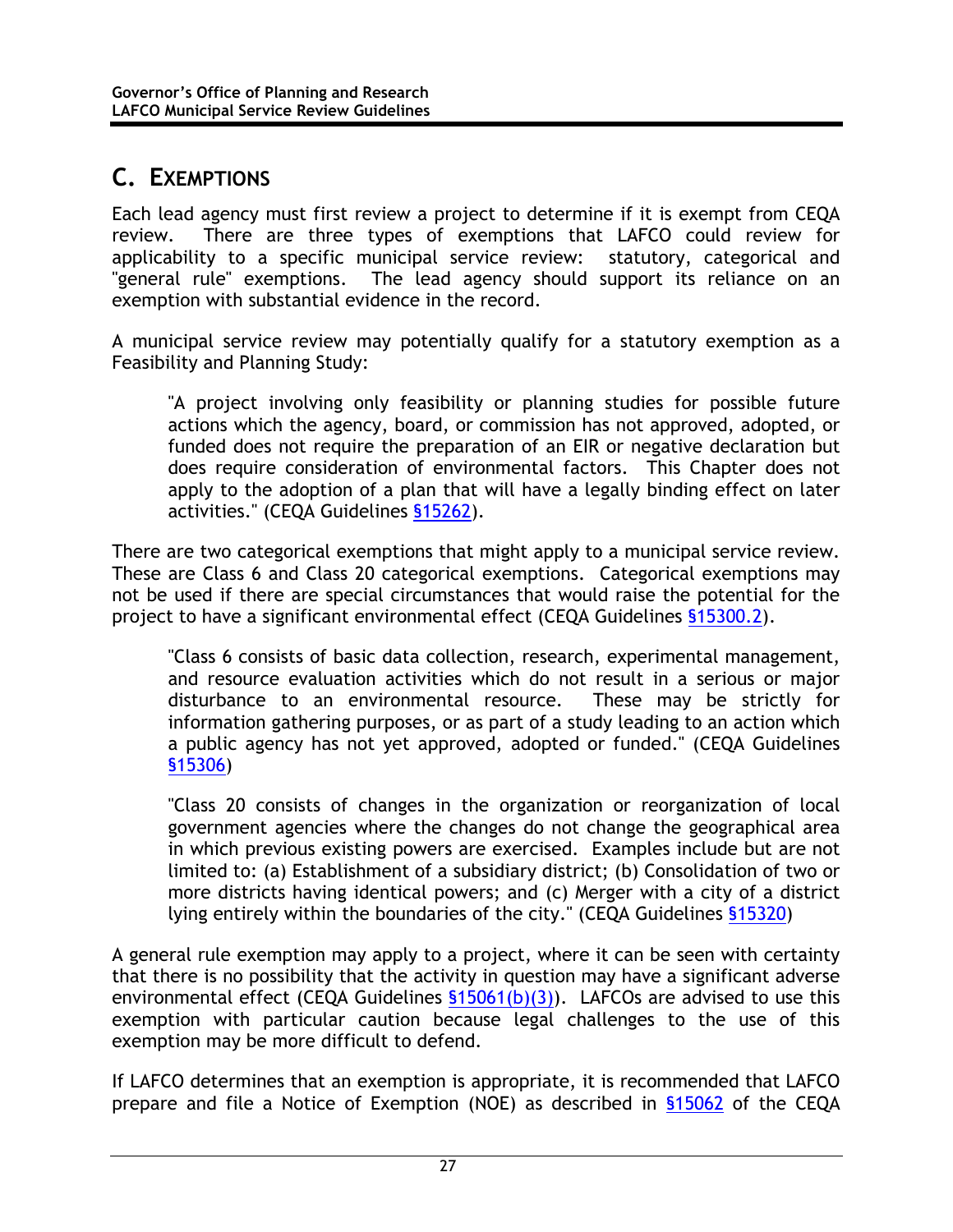## C. EXEMPTIONS

Each lead agency must first review a project to determine if it is exempt from CEQA review. There are three types of exemptions that LAFCO could review for applicability to a specific municipal service review: statutory, categorical and "general rule" exemptions. The lead agency should support its reliance on an exemption with substantial evidence in the record.

A municipal service review may potentially qualify for a statutory exemption as a Feasibility and Planning Study:

> "A project involving only feasibility or planning studies for possible future actions which the agency, board, or commission has not approved, adopted, or funded does not require the preparation of an EIR or negative declaration but does require consideration of environmental factors. This Chapter does not apply to the adoption of a plan that will have a legally binding effect on later activities." (CEQA Guidelines §15262).

There are two categorical exemptions that might apply to a municipal service review. These are Class 6 and Class 20 categorical exemptions. Categorical exemptions may not be used if there are special circumstances that would raise the potential for the project to have a significant environmental effect (CEQA Guidelines §15300.2).

> "Class 6 consists of basic data collection, research, experimental management, and resource evaluation activities which do not result in a serious or major disturbance to an environmental resource. These may be strictly for information gathering purposes, or as part of a study leading to an action which a public agency has not yet approved, adopted or funded." (CEQA Guidelines §15306)

> "Class 20 consists of changes in the organization or reorganization of local government agencies where the changes do not change the geographical area in which previous existing powers are exercised. Examples include but are not limited to: (a) Establishment of a subsidiary district; (b) Consolidation of two or more districts having identical powers; and (c) Merger with a city of a district lying entirely within the boundaries of the city." (CEQA Guidelines §15320)

A general rule exemption may apply to a project, where it can be seen with certainty that there is no possibility that the activity in question may have a significant adverse environmental effect (CEQA Guidelines §15061(b)(3)). LAFCOs are advised to use this exemption with particular caution because legal challenges to the use of this exemption may be more difficult to defend.

If LAFCO determines that an exemption is appropriate, it is recommended that LAFCO prepare and file a Notice of Exemption (NOE) as described in §15062 of the CEQA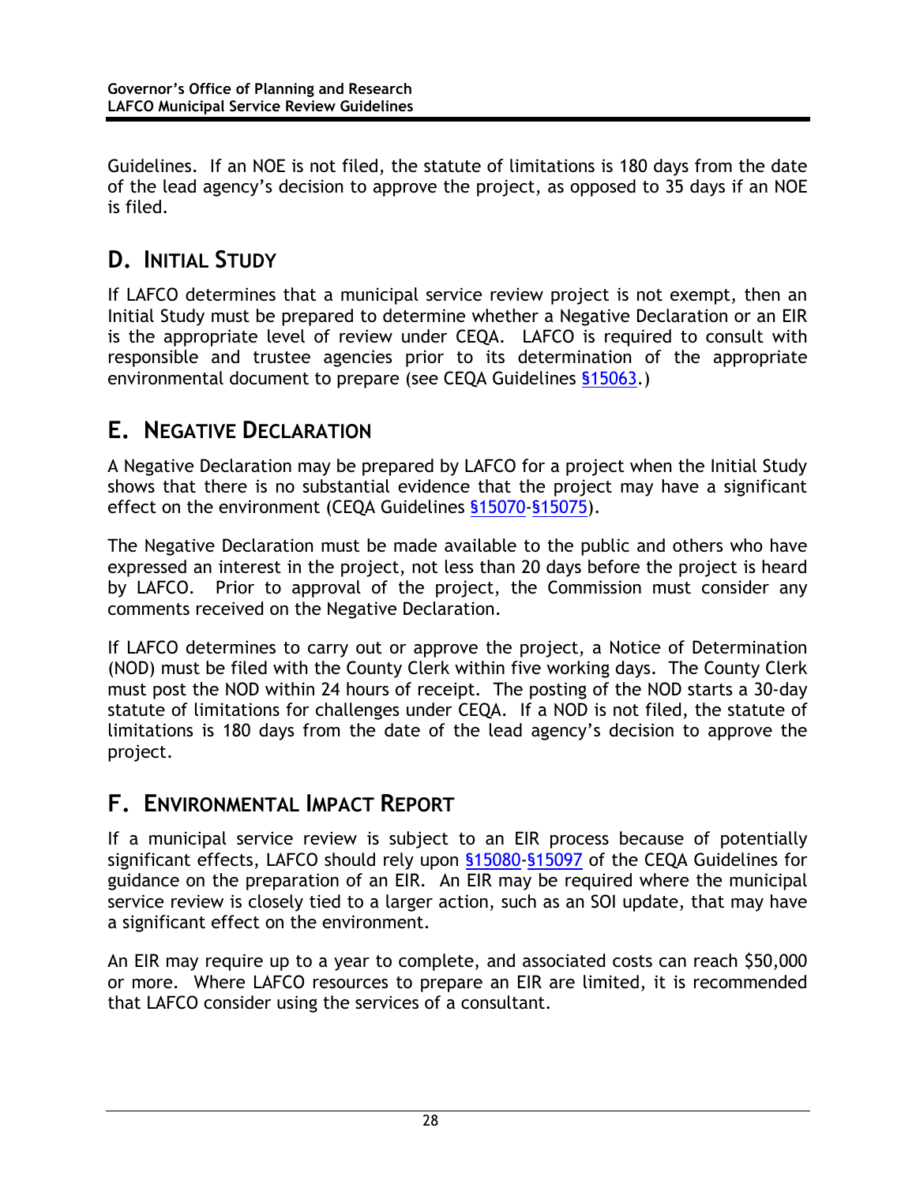Guidelines. If an NOE is not filed, the statute of limitations is 180 days from the date of the lead agency's decision to approve the project, as opposed to 35 days if an NOE is filed.

## D. Initial Study

If LAFCO determines that a municipal service review project is not exempt, then an Initial Study must be prepared to determine whether a Negative Declaration or an EIR is the appropriate level of review under CEQA. LAFCO is required to consult with responsible and trustee agencies prior to its determination of the appropriate environmental document to prepare (see CEQA Guidelines §15063.)

## E. Negative Declaration

A Negative Declaration may be prepared by LAFCO for a project when the Initial Study shows that there is no substantial evidence that the project may have a significant effect on the environment (CEQA Guidelines §15070-§15075).

The Negative Declaration must be made available to the public and others who have expressed an interest in the project, not less than 20 days before the project is heard by LAFCO. Prior to approval of the project, the Commission must consider any comments received on the Negative Declaration.

If LAFCO determines to carry out or approve the project, a Notice of Determination (NOD) must be filed with the County Clerk within five working days. The County Clerk must post the NOD within 24 hours of receipt. The posting of the NOD starts a 30-day statute of limitations for challenges under CEQA. If a NOD is not filed, the statute of limitations is 180 days from the date of the lead agency's decision to approve the project.

## F. Environmental Impact Report

If a municipal service review is subject to an EIR process because of potentially significant effects, LAFCO should rely upon §15080-§15097 of the CEQA Guidelines for guidance on the preparation of an EIR. An EIR may be required where the municipal service review is closely tied to a larger action, such as an SOI update, that may have a significant effect on the environment.

An EIR may require up to a year to complete, and associated costs can reach $50,000 or more. Where LAFCO resources to prepare an EIR are limited, it is recommended that LAFCO consider using the services of a consultant.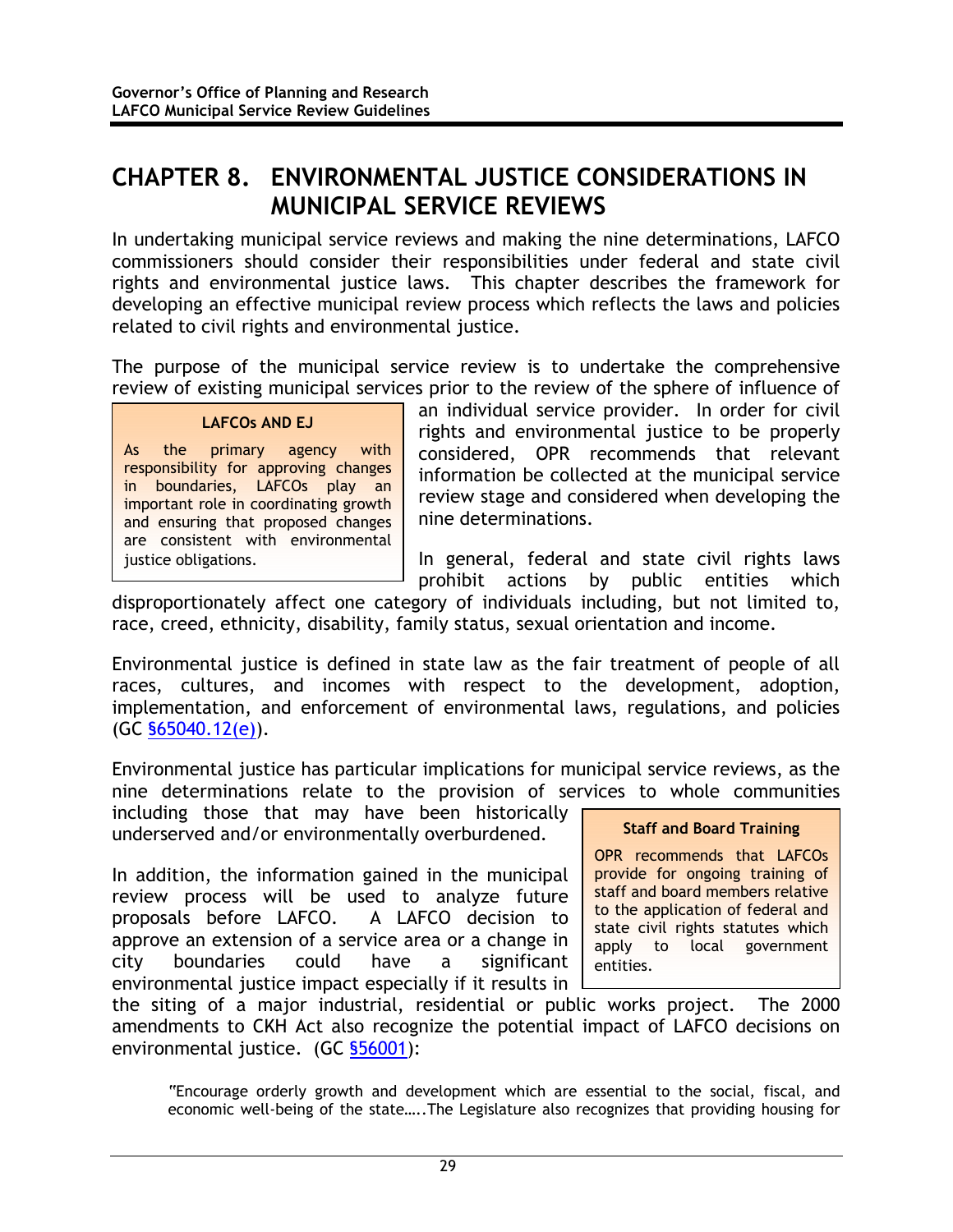# CHAPTER 8. ENVIRONMENTAL JUSTICE CONSIDERATIONS IN MUNICIPAL SERVICE REVIEWS

In undertaking municipal service reviews and making the nine determinations, LAFCO commissioners should consider their responsibilities under federal and state civil rights and environmental justice laws. This chapter describes the framework for developing an effective municipal review process which reflects the laws and policies related to civil rights and environmental justice.

The purpose of the municipal service review is to undertake the comprehensive review of existing municipal services prior to the review of the sphere of influence of an individual service provider. In order for civil rights and environmental justice to be properly considered, OPR recommends that relevant information be collected at the municipal service review stage and considered when developing the nine determinations.

> **LAFCOs AND EJ**
>
> As the primary agency with responsibility for approving changes in boundaries, LAFCOs play an important role in coordinating growth and ensuring that proposed changes are consistent with environmental justice obligations.

In general, federal and state civil rights laws prohibit actions by public entities which disproportionately affect one category of individuals including, but not limited to, race, creed, ethnicity, disability, family status, sexual orientation and income.

Environmental justice is defined in state law as the fair treatment of people of all races, cultures, and incomes with respect to the development, adoption, implementation, and enforcement of environmental laws, regulations, and policies (GC §65040.12(e)).

Environmental justice has particular implications for municipal service reviews, as the nine determinations relate to the provision of services to whole communities including those that may have been historically underserved and/or environmentally overburdened.

> **Staff and Board Training**
>
> OPR recommends that LAFCOs provide for ongoing training of staff and board members relative to the application of federal and state civil rights statutes which apply to local government entities.

In addition, the information gained in the municipal review process will be used to analyze future proposals before LAFCO. A LAFCO decision to approve an extension of a service area or a change in city boundaries could have a significant environmental justice impact especially if it results in the siting of a major industrial, residential or public works project. The 2000 amendments to CKH Act also recognize the potential impact of LAFCO decisions on environmental justice. (GC §56001):

> "Encourage orderly growth and development which are essential to the social, fiscal, and economic well-being of the state…..The Legislature also recognizes that providing housing for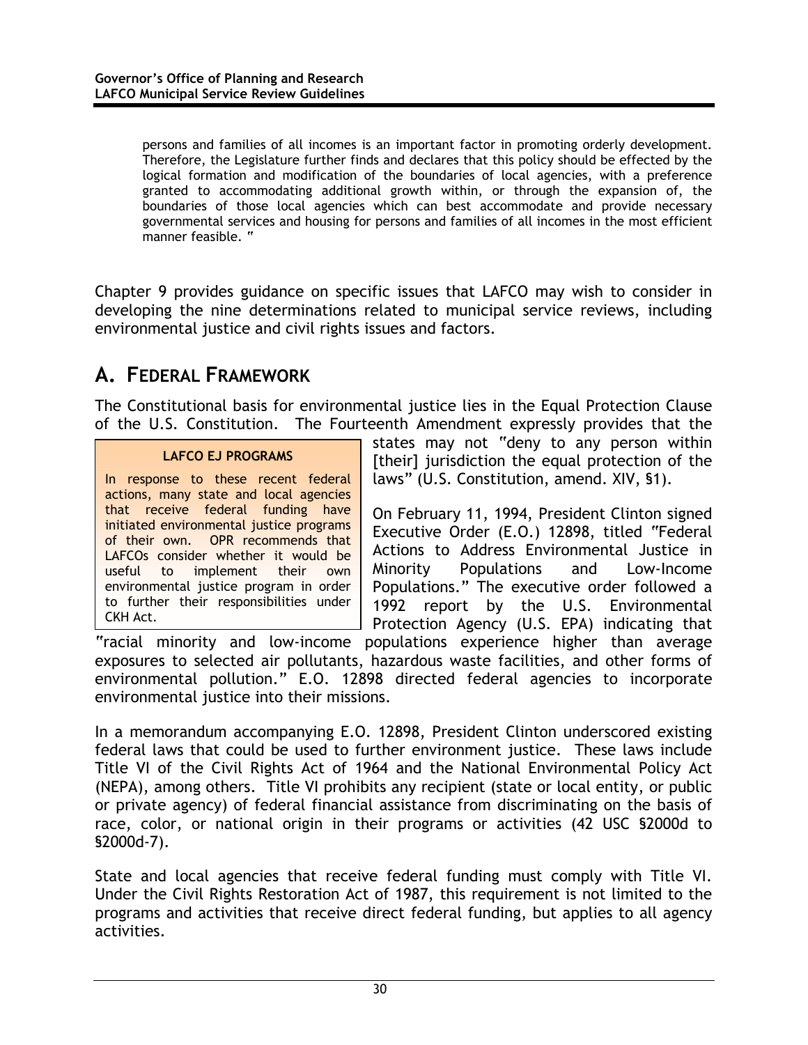> persons and families of all incomes is an important factor in promoting orderly development. Therefore, the Legislature further finds and declares that this policy should be effected by the logical formation and modification of the boundaries of local agencies, with a preference granted to accommodating additional growth within, or through the expansion of, the boundaries of those local agencies which can best accommodate and provide necessary governmental services and housing for persons and families of all incomes in the most efficient manner feasible. "

Chapter 9 provides guidance on specific issues that LAFCO may wish to consider in developing the nine determinations related to municipal service reviews, including environmental justice and civil rights issues and factors.

## A. FEDERAL FRAMEWORK

The Constitutional basis for environmental justice lies in the Equal Protection Clause of the U.S. Constitution. The Fourteenth Amendment expressly provides that the states may not "deny to any person within [their] jurisdiction the equal protection of the laws" (U.S. Constitution, amend. XIV, §1).

> **LAFCO EJ PROGRAMS**
>
> In response to these recent federal actions, many state and local agencies that receive federal funding have initiated environmental justice programs of their own. OPR recommends that LAFCOs consider whether it would be useful to implement their own environmental justice program in order to further their responsibilities under CKH Act.

On February 11, 1994, President Clinton signed Executive Order (E.O.) 12898, titled "Federal Actions to Address Environmental Justice in Minority Populations and Low-Income Populations." The executive order followed a 1992 report by the U.S. Environmental Protection Agency (U.S. EPA) indicating that "racial minority and low-income populations experience higher than average exposures to selected air pollutants, hazardous waste facilities, and other forms of environmental pollution." E.O. 12898 directed federal agencies to incorporate environmental justice into their missions.

In a memorandum accompanying E.O. 12898, President Clinton underscored existing federal laws that could be used to further environment justice. These laws include Title VI of the Civil Rights Act of 1964 and the National Environmental Policy Act (NEPA), among others. Title VI prohibits any recipient (state or local entity, or public or private agency) of federal financial assistance from discriminating on the basis of race, color, or national origin in their programs or activities (42 USC §2000d to §2000d-7).

State and local agencies that receive federal funding must comply with Title VI. Under the Civil Rights Restoration Act of 1987, this requirement is not limited to the programs and activities that receive direct federal funding, but applies to all agency activities.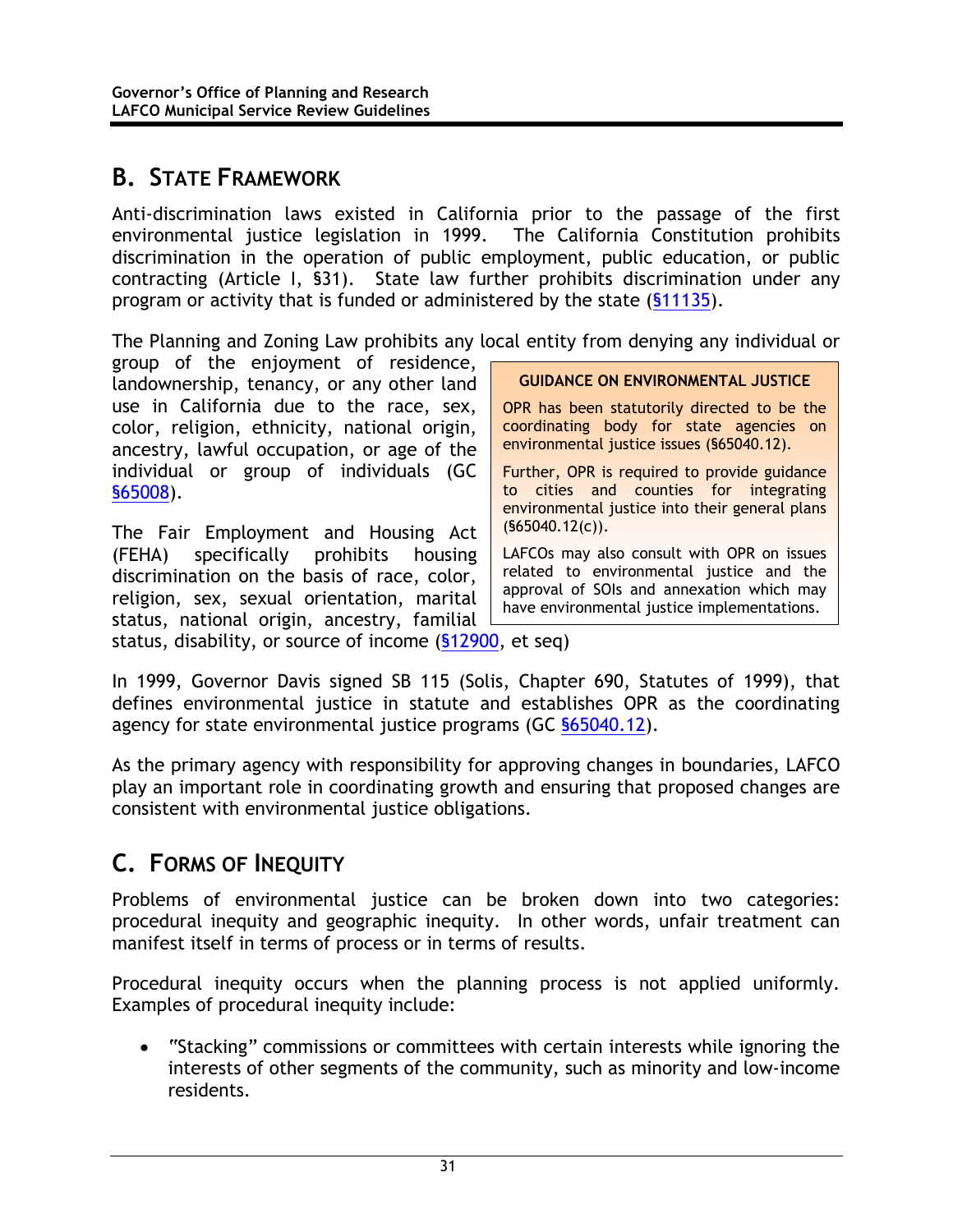## B. State Framework

Anti-discrimination laws existed in California prior to the passage of the first environmental justice legislation in 1999. The California Constitution prohibits discrimination in the operation of public employment, public education, or public contracting (Article I, §31). State law further prohibits discrimination under any program or activity that is funded or administered by the state (§11135).

The Planning and Zoning Law prohibits any local entity from denying any individual or group of the enjoyment of residence, landownership, tenancy, or any other land use in California due to the race, sex, color, religion, ethnicity, national origin, ancestry, lawful occupation, or age of the individual or group of individuals (GC §65008).

The Fair Employment and Housing Act (FEHA) specifically prohibits housing discrimination on the basis of race, color, religion, sex, sexual orientation, marital status, national origin, ancestry, familial status, disability, or source of income (§12900, et seq)

> **GUIDANCE ON ENVIRONMENTAL JUSTICE**
>
> OPR has been statutorily directed to be the coordinating body for state agencies on environmental justice issues (§65040.12).
>
> Further, OPR is required to provide guidance to cities and counties for integrating environmental justice into their general plans (§65040.12(c)).
>
> LAFCOs may also consult with OPR on issues related to environmental justice and the approval of SOIs and annexation which may have environmental justice implementations.

In 1999, Governor Davis signed SB 115 (Solis, Chapter 690, Statutes of 1999), that defines environmental justice in statute and establishes OPR as the coordinating agency for state environmental justice programs (GC §65040.12).

As the primary agency with responsibility for approving changes in boundaries, LAFCO play an important role in coordinating growth and ensuring that proposed changes are consistent with environmental justice obligations.

## C. Forms of Inequity

Problems of environmental justice can be broken down into two categories: procedural inequity and geographic inequity. In other words, unfair treatment can manifest itself in terms of process or in terms of results.

Procedural inequity occurs when the planning process is not applied uniformly. Examples of procedural inequity include:

- "Stacking" commissions or committees with certain interests while ignoring the interests of other segments of the community, such as minority and low-income residents.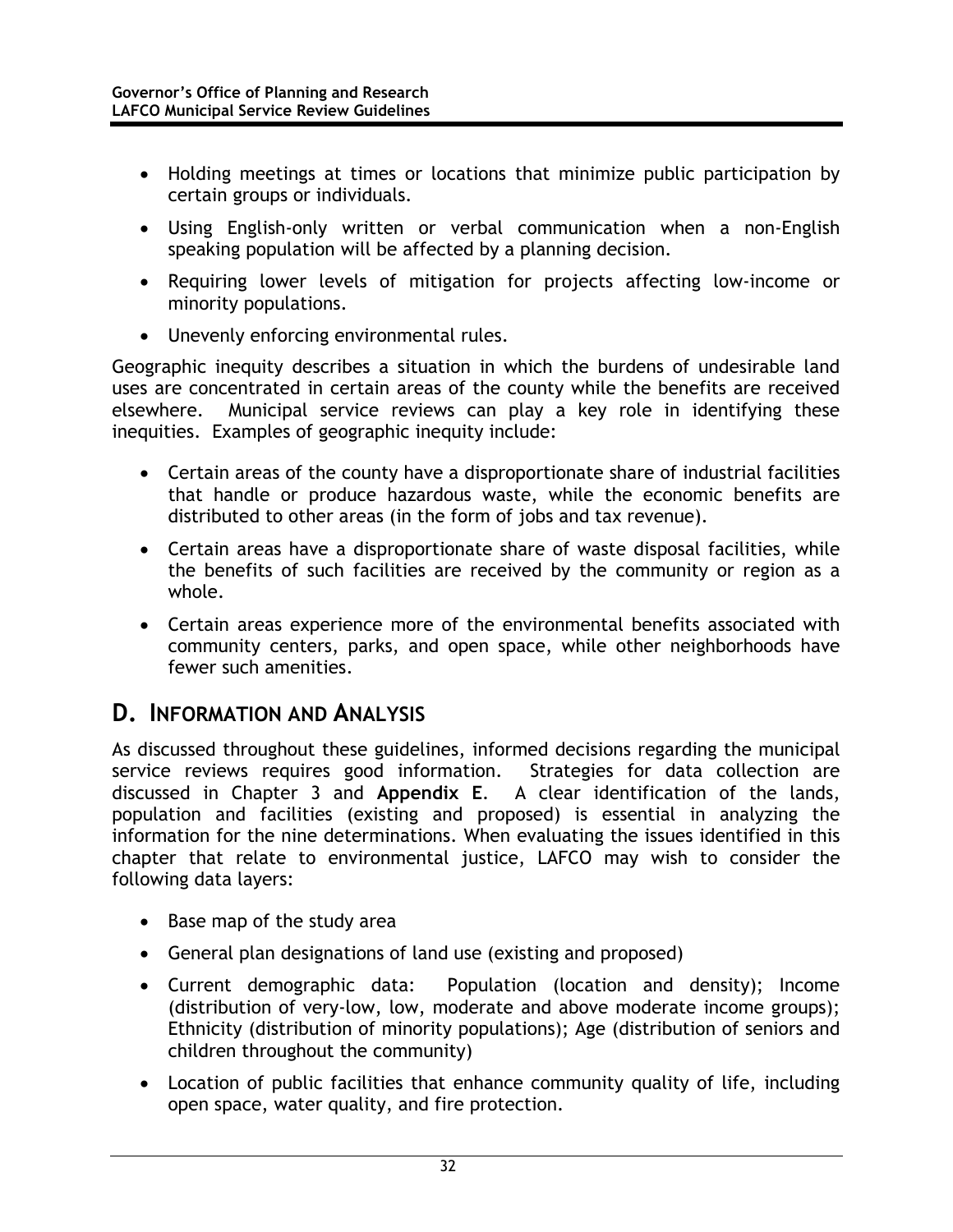- Holding meetings at times or locations that minimize public participation by certain groups or individuals.
- Using English-only written or verbal communication when a non-English speaking population will be affected by a planning decision.
- Requiring lower levels of mitigation for projects affecting low-income or minority populations.
- Unevenly enforcing environmental rules.

Geographic inequity describes a situation in which the burdens of undesirable land uses are concentrated in certain areas of the county while the benefits are received elsewhere. Municipal service reviews can play a key role in identifying these inequities. Examples of geographic inequity include:

- Certain areas of the county have a disproportionate share of industrial facilities that handle or produce hazardous waste, while the economic benefits are distributed to other areas (in the form of jobs and tax revenue).
- Certain areas have a disproportionate share of waste disposal facilities, while the benefits of such facilities are received by the community or region as a whole.
- Certain areas experience more of the environmental benefits associated with community centers, parks, and open space, while other neighborhoods have fewer such amenities.

## D. Information and Analysis

As discussed throughout these guidelines, informed decisions regarding the municipal service reviews requires good information. Strategies for data collection are discussed in Chapter 3 and **Appendix E**. A clear identification of the lands, population and facilities (existing and proposed) is essential in analyzing the information for the nine determinations. When evaluating the issues identified in this chapter that relate to environmental justice, LAFCO may wish to consider the following data layers:

- Base map of the study area
- General plan designations of land use (existing and proposed)
- Current demographic data: Population (location and density); Income (distribution of very-low, low, moderate and above moderate income groups); Ethnicity (distribution of minority populations); Age (distribution of seniors and children throughout the community)
- Location of public facilities that enhance community quality of life, including open space, water quality, and fire protection.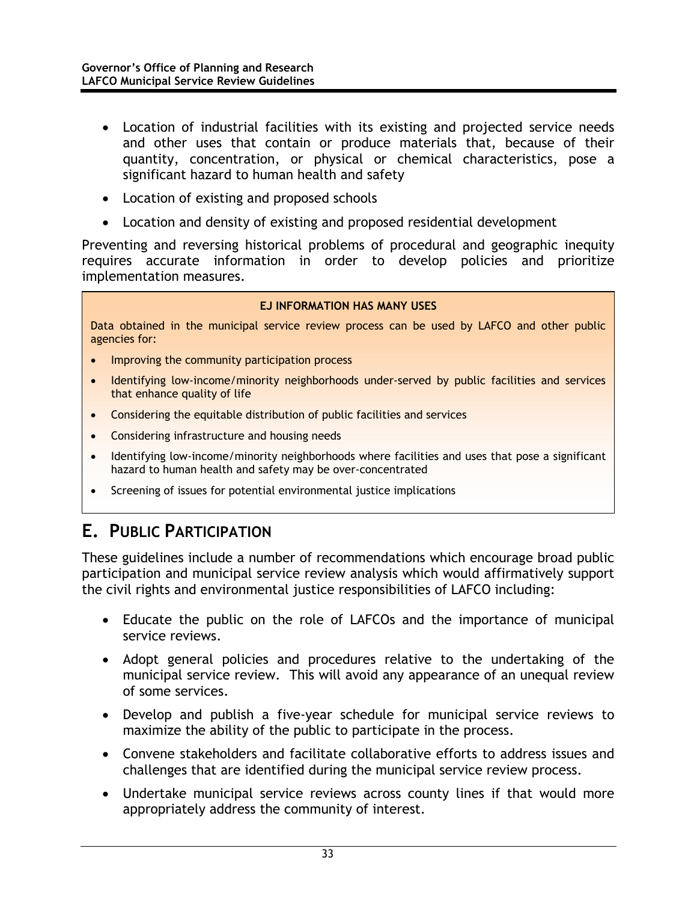- Location of industrial facilities with its existing and projected service needs and other uses that contain or produce materials that, because of their quantity, concentration, or physical or chemical characteristics, pose a significant hazard to human health and safety
- Location of existing and proposed schools
- Location and density of existing and proposed residential development

Preventing and reversing historical problems of procedural and geographic inequity requires accurate information in order to develop policies and prioritize implementation measures.

> **EJ INFORMATION HAS MANY USES**
>
> Data obtained in the municipal service review process can be used by LAFCO and other public agencies for:
>
> - Improving the community participation process
> - Identifying low-income/minority neighborhoods under-served by public facilities and services that enhance quality of life
> - Considering the equitable distribution of public facilities and services
> - Considering infrastructure and housing needs
> - Identifying low-income/minority neighborhoods where facilities and uses that pose a significant hazard to human health and safety may be over-concentrated
> - Screening of issues for potential environmental justice implications

## E. PUBLIC PARTICIPATION

These guidelines include a number of recommendations which encourage broad public participation and municipal service review analysis which would affirmatively support the civil rights and environmental justice responsibilities of LAFCO including:

- Educate the public on the role of LAFCOs and the importance of municipal service reviews.
- Adopt general policies and procedures relative to the undertaking of the municipal service review. This will avoid any appearance of an unequal review of some services.
- Develop and publish a five-year schedule for municipal service reviews to maximize the ability of the public to participate in the process.
- Convene stakeholders and facilitate collaborative efforts to address issues and challenges that are identified during the municipal service review process.
- Undertake municipal service reviews across county lines if that would more appropriately address the community of interest.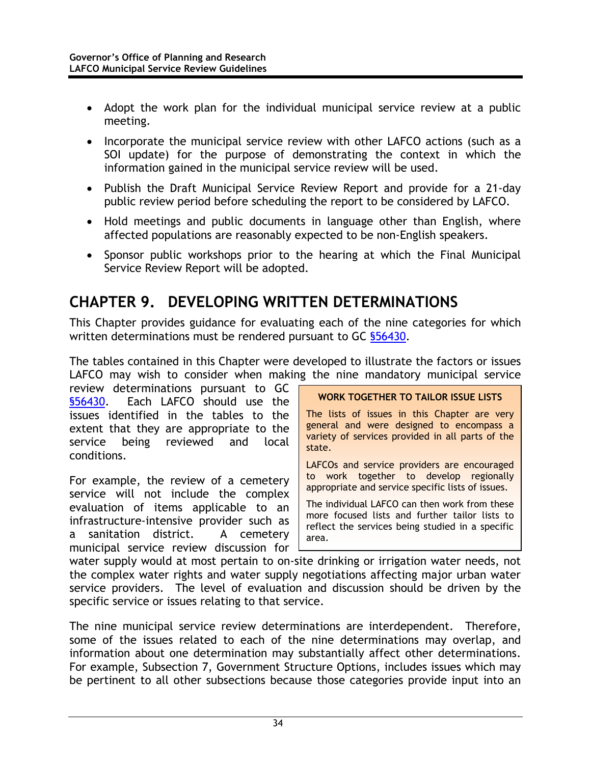- Adopt the work plan for the individual municipal service review at a public meeting.
- Incorporate the municipal service review with other LAFCO actions (such as a SOI update) for the purpose of demonstrating the context in which the information gained in the municipal service review will be used.
- Publish the Draft Municipal Service Review Report and provide for a 21-day public review period before scheduling the report to be considered by LAFCO.
- Hold meetings and public documents in language other than English, where affected populations are reasonably expected to be non-English speakers.
- Sponsor public workshops prior to the hearing at which the Final Municipal Service Review Report will be adopted.

# CHAPTER 9. DEVELOPING WRITTEN DETERMINATIONS

This Chapter provides guidance for evaluating each of the nine categories for which written determinations must be rendered pursuant to GC §56430.

The tables contained in this Chapter were developed to illustrate the factors or issues LAFCO may wish to consider when making the nine mandatory municipal service review determinations pursuant to GC §56430. Each LAFCO should use the issues identified in the tables to the extent that they are appropriate to the service being reviewed and local conditions.

> **WORK TOGETHER TO TAILOR ISSUE LISTS**
>
> The lists of issues in this Chapter are very general and were designed to encompass a variety of services provided in all parts of the state.
>
> LAFCOs and service providers are encouraged to work together to develop regionally appropriate and service specific lists of issues.
>
> The individual LAFCO can then work from these more focused lists and further tailor lists to reflect the services being studied in a specific area.

For example, the review of a cemetery service will not include the complex evaluation of items applicable to an infrastructure-intensive provider such as a sanitation district. A cemetery municipal service review discussion for water supply would at most pertain to on-site drinking or irrigation water needs, not the complex water rights and water supply negotiations affecting major urban water service providers. The level of evaluation and discussion should be driven by the specific service or issues relating to that service.

The nine municipal service review determinations are interdependent. Therefore, some of the issues related to each of the nine determinations may overlap, and information about one determination may substantially affect other determinations. For example, Subsection 7, Government Structure Options, includes issues which may be pertinent to all other subsections because those categories provide input into an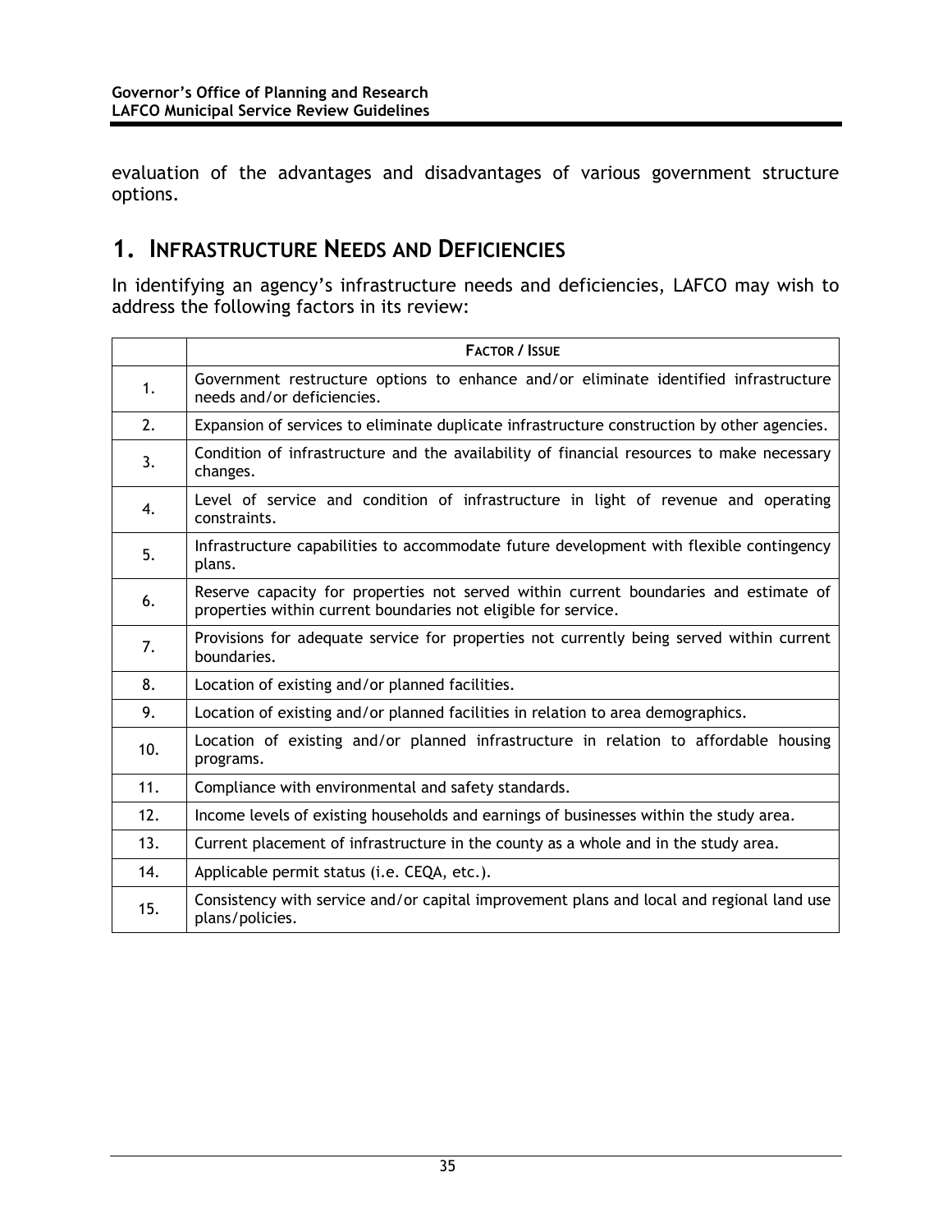evaluation of the advantages and disadvantages of various government structure options.

## 1. INFRASTRUCTURE NEEDS AND DEFICIENCIES

In identifying an agency's infrastructure needs and deficiencies, LAFCO may wish to address the following factors in its review:

| | FACTOR / ISSUE |
|---|---|
| 1. | Government restructure options to enhance and/or eliminate identified infrastructure needs and/or deficiencies. |
| 2. | Expansion of services to eliminate duplicate infrastructure construction by other agencies. |
| 3. | Condition of infrastructure and the availability of financial resources to make necessary changes. |
| 4. | Level of service and condition of infrastructure in light of revenue and operating constraints. |
| 5. | Infrastructure capabilities to accommodate future development with flexible contingency plans. |
| 6. | Reserve capacity for properties not served within current boundaries and estimate of properties within current boundaries not eligible for service. |
| 7. | Provisions for adequate service for properties not currently being served within current boundaries. |
| 8. | Location of existing and/or planned facilities. |
| 9. | Location of existing and/or planned facilities in relation to area demographics. |
| 10. | Location of existing and/or planned infrastructure in relation to affordable housing programs. |
| 11. | Compliance with environmental and safety standards. |
| 12. | Income levels of existing households and earnings of businesses within the study area. |
| 13. | Current placement of infrastructure in the county as a whole and in the study area. |
| 14. | Applicable permit status (i.e. CEQA, etc.). |
| 15. | Consistency with service and/or capital improvement plans and local and regional land use plans/policies. |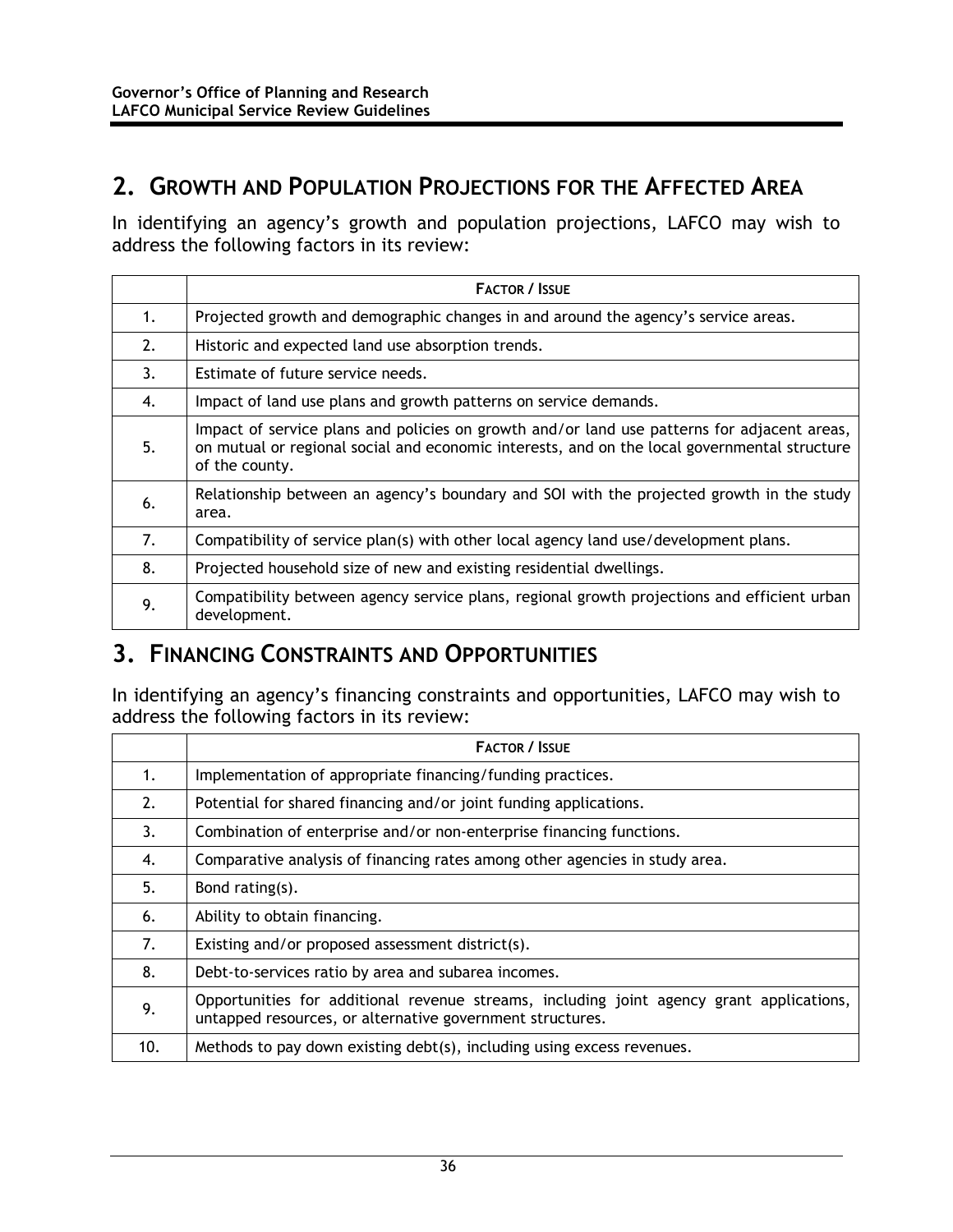## 2. Growth and Population Projections for the Affected Area

In identifying an agency's growth and population projections, LAFCO may wish to address the following factors in its review:

| | Factor / Issue |
|---|---|
| 1. | Projected growth and demographic changes in and around the agency's service areas. |
| 2. | Historic and expected land use absorption trends. |
| 3. | Estimate of future service needs. |
| 4. | Impact of land use plans and growth patterns on service demands. |
| 5. | Impact of service plans and policies on growth and/or land use patterns for adjacent areas, on mutual or regional social and economic interests, and on the local governmental structure of the county. |
| 6. | Relationship between an agency's boundary and SOI with the projected growth in the study area. |
| 7. | Compatibility of service plan(s) with other local agency land use/development plans. |
| 8. | Projected household size of new and existing residential dwellings. |
| 9. | Compatibility between agency service plans, regional growth projections and efficient urban development. |

## 3. Financing Constraints and Opportunities

In identifying an agency's financing constraints and opportunities, LAFCO may wish to address the following factors in its review:

| | Factor / Issue |
|---|---|
| 1. | Implementation of appropriate financing/funding practices. |
| 2. | Potential for shared financing and/or joint funding applications. |
| 3. | Combination of enterprise and/or non-enterprise financing functions. |
| 4. | Comparative analysis of financing rates among other agencies in study area. |
| 5. | Bond rating(s). |
| 6. | Ability to obtain financing. |
| 7. | Existing and/or proposed assessment district(s). |
| 8. | Debt-to-services ratio by area and subarea incomes. |
| 9. | Opportunities for additional revenue streams, including joint agency grant applications, untapped resources, or alternative government structures. |
| 10. | Methods to pay down existing debt(s), including using excess revenues. |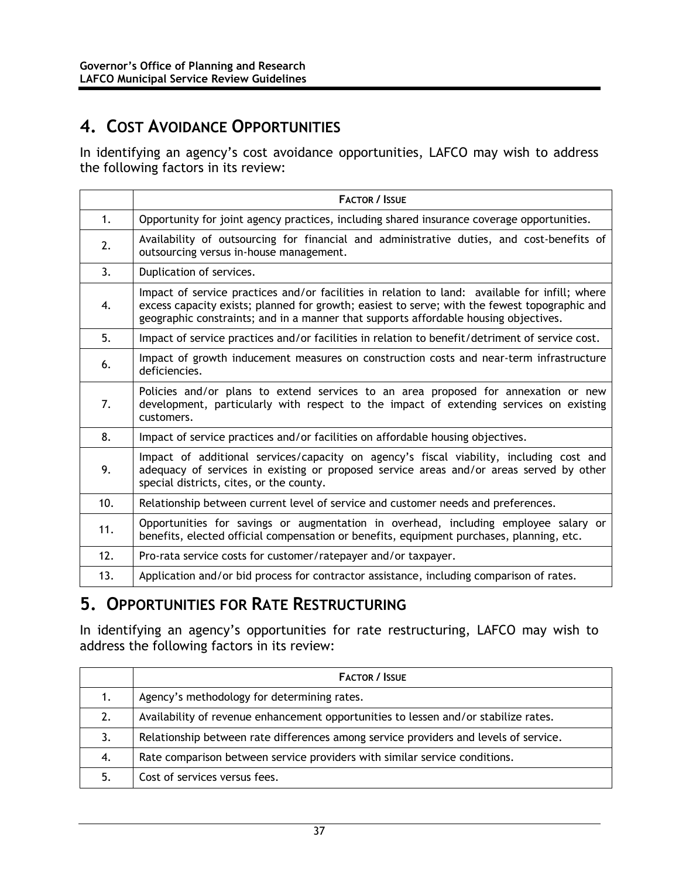## 4. Cost Avoidance Opportunities

In identifying an agency's cost avoidance opportunities, LAFCO may wish to address the following factors in its review:

| | Factor / Issue |
|---|---|
| 1. | Opportunity for joint agency practices, including shared insurance coverage opportunities. |
| 2. | Availability of outsourcing for financial and administrative duties, and cost-benefits of outsourcing versus in-house management. |
| 3. | Duplication of services. |
| 4. | Impact of service practices and/or facilities in relation to land: available for infill; where excess capacity exists; planned for growth; easiest to serve; with the fewest topographic and geographic constraints; and in a manner that supports affordable housing objectives. |
| 5. | Impact of service practices and/or facilities in relation to benefit/detriment of service cost. |
| 6. | Impact of growth inducement measures on construction costs and near-term infrastructure deficiencies. |
| 7. | Policies and/or plans to extend services to an area proposed for annexation or new development, particularly with respect to the impact of extending services on existing customers. |
| 8. | Impact of service practices and/or facilities on affordable housing objectives. |
| 9. | Impact of additional services/capacity on agency's fiscal viability, including cost and adequacy of services in existing or proposed service areas and/or areas served by other special districts, cites, or the county. |
| 10. | Relationship between current level of service and customer needs and preferences. |
| 11. | Opportunities for savings or augmentation in overhead, including employee salary or benefits, elected official compensation or benefits, equipment purchases, planning, etc. |
| 12. | Pro-rata service costs for customer/ratepayer and/or taxpayer. |
| 13. | Application and/or bid process for contractor assistance, including comparison of rates. |

## 5. Opportunities for Rate Restructuring

In identifying an agency's opportunities for rate restructuring, LAFCO may wish to address the following factors in its review:

| | Factor / Issue |
|---|---|
| 1. | Agency's methodology for determining rates. |
| 2. | Availability of revenue enhancement opportunities to lessen and/or stabilize rates. |
| 3. | Relationship between rate differences among service providers and levels of service. |
| 4. | Rate comparison between service providers with similar service conditions. |
| 5. | Cost of services versus fees. |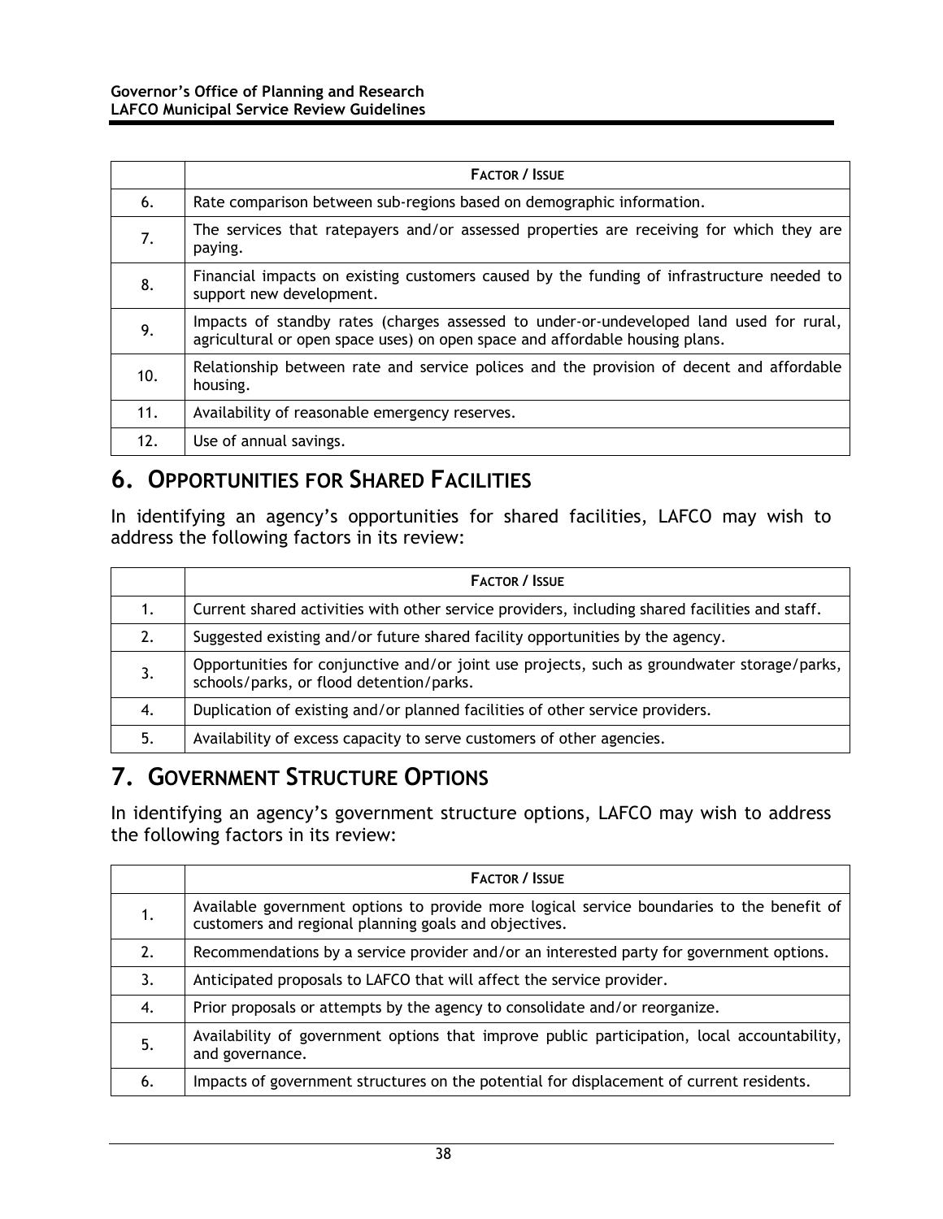| | **FACTOR / ISSUE** |
|---|---|
| 6. | Rate comparison between sub-regions based on demographic information. |
| 7. | The services that ratepayers and/or assessed properties are receiving for which they are paying. |
| 8. | Financial impacts on existing customers caused by the funding of infrastructure needed to support new development. |
| 9. | Impacts of standby rates (charges assessed to under-or-undeveloped land used for rural, agricultural or open space uses) on open space and affordable housing plans. |
| 10. | Relationship between rate and service polices and the provision of decent and affordable housing. |
| 11. | Availability of reasonable emergency reserves. |
| 12. | Use of annual savings. |

## 6. OPPORTUNITIES FOR SHARED FACILITIES

In identifying an agency's opportunities for shared facilities, LAFCO may wish to address the following factors in its review:

| | **FACTOR / ISSUE** |
|---|---|
| 1. | Current shared activities with other service providers, including shared facilities and staff. |
| 2. | Suggested existing and/or future shared facility opportunities by the agency. |
| 3. | Opportunities for conjunctive and/or joint use projects, such as groundwater storage/parks, schools/parks, or flood detention/parks. |
| 4. | Duplication of existing and/or planned facilities of other service providers. |
| 5. | Availability of excess capacity to serve customers of other agencies. |

## 7. GOVERNMENT STRUCTURE OPTIONS

In identifying an agency's government structure options, LAFCO may wish to address the following factors in its review:

| | **FACTOR / ISSUE** |
|---|---|
| 1. | Available government options to provide more logical service boundaries to the benefit of customers and regional planning goals and objectives. |
| 2. | Recommendations by a service provider and/or an interested party for government options. |
| 3. | Anticipated proposals to LAFCO that will affect the service provider. |
| 4. | Prior proposals or attempts by the agency to consolidate and/or reorganize. |
| 5. | Availability of government options that improve public participation, local accountability, and governance. |
| 6. | Impacts of government structures on the potential for displacement of current residents. |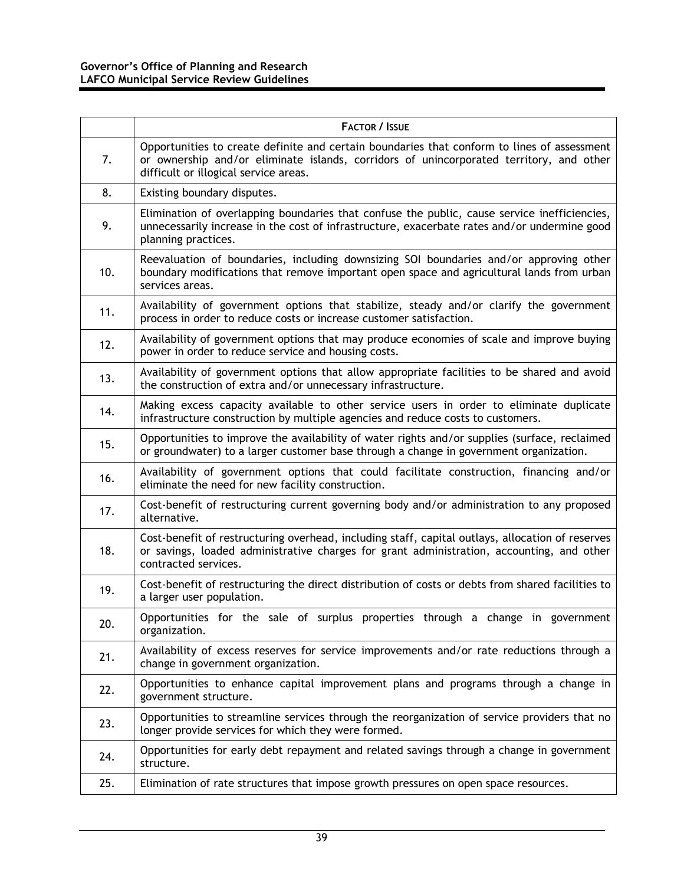| | FACTOR / ISSUE |
|---|---|
| 7. | Opportunities to create definite and certain boundaries that conform to lines of assessment or ownership and/or eliminate islands, corridors of unincorporated territory, and other difficult or illogical service areas. |
| 8. | Existing boundary disputes. |
| 9. | Elimination of overlapping boundaries that confuse the public, cause service inefficiencies, unnecessarily increase in the cost of infrastructure, exacerbate rates and/or undermine good planning practices. |
| 10. | Reevaluation of boundaries, including downsizing SOI boundaries and/or approving other boundary modifications that remove important open space and agricultural lands from urban services areas. |
| 11. | Availability of government options that stabilize, steady and/or clarify the government process in order to reduce costs or increase customer satisfaction. |
| 12. | Availability of government options that may produce economies of scale and improve buying power in order to reduce service and housing costs. |
| 13. | Availability of government options that allow appropriate facilities to be shared and avoid the construction of extra and/or unnecessary infrastructure. |
| 14. | Making excess capacity available to other service users in order to eliminate duplicate infrastructure construction by multiple agencies and reduce costs to customers. |
| 15. | Opportunities to improve the availability of water rights and/or supplies (surface, reclaimed or groundwater) to a larger customer base through a change in government organization. |
| 16. | Availability of government options that could facilitate construction, financing and/or eliminate the need for new facility construction. |
| 17. | Cost-benefit of restructuring current governing body and/or administration to any proposed alternative. |
| 18. | Cost-benefit of restructuring overhead, including staff, capital outlays, allocation of reserves or savings, loaded administrative charges for grant administration, accounting, and other contracted services. |
| 19. | Cost-benefit of restructuring the direct distribution of costs or debts from shared facilities to a larger user population. |
| 20. | Opportunities for the sale of surplus properties through a change in government organization. |
| 21. | Availability of excess reserves for service improvements and/or rate reductions through a change in government organization. |
| 22. | Opportunities to enhance capital improvement plans and programs through a change in government structure. |
| 23. | Opportunities to streamline services through the reorganization of service providers that no longer provide services for which they were formed. |
| 24. | Opportunities for early debt repayment and related savings through a change in government structure. |
| 25. | Elimination of rate structures that impose growth pressures on open space resources. |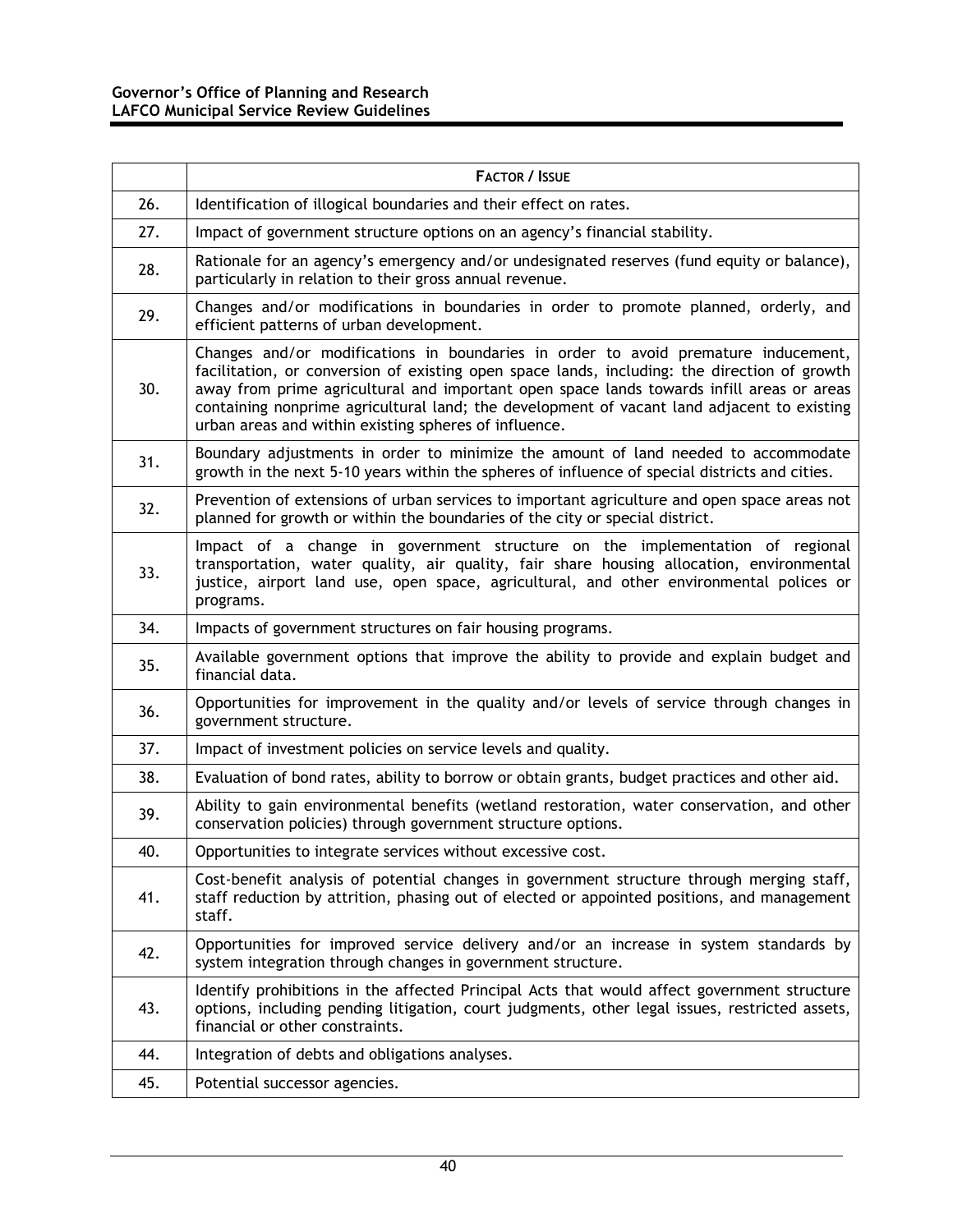| | **FACTOR / ISSUE** |
|---|---|
| 26. | Identification of illogical boundaries and their effect on rates. |
| 27. | Impact of government structure options on an agency's financial stability. |
| 28. | Rationale for an agency's emergency and/or undesignated reserves (fund equity or balance), particularly in relation to their gross annual revenue. |
| 29. | Changes and/or modifications in boundaries in order to promote planned, orderly, and efficient patterns of urban development. |
| 30. | Changes and/or modifications in boundaries in order to avoid premature inducement, facilitation, or conversion of existing open space lands, including: the direction of growth away from prime agricultural and important open space lands towards infill areas or areas containing nonprime agricultural land; the development of vacant land adjacent to existing urban areas and within existing spheres of influence. |
| 31. | Boundary adjustments in order to minimize the amount of land needed to accommodate growth in the next 5-10 years within the spheres of influence of special districts and cities. |
| 32. | Prevention of extensions of urban services to important agriculture and open space areas not planned for growth or within the boundaries of the city or special district. |
| 33. | Impact of a change in government structure on the implementation of regional transportation, water quality, air quality, fair share housing allocation, environmental justice, airport land use, open space, agricultural, and other environmental polices or programs. |
| 34. | Impacts of government structures on fair housing programs. |
| 35. | Available government options that improve the ability to provide and explain budget and financial data. |
| 36. | Opportunities for improvement in the quality and/or levels of service through changes in government structure. |
| 37. | Impact of investment policies on service levels and quality. |
| 38. | Evaluation of bond rates, ability to borrow or obtain grants, budget practices and other aid. |
| 39. | Ability to gain environmental benefits (wetland restoration, water conservation, and other conservation policies) through government structure options. |
| 40. | Opportunities to integrate services without excessive cost. |
| 41. | Cost-benefit analysis of potential changes in government structure through merging staff, staff reduction by attrition, phasing out of elected or appointed positions, and management staff. |
| 42. | Opportunities for improved service delivery and/or an increase in system standards by system integration through changes in government structure. |
| 43. | Identify prohibitions in the affected Principal Acts that would affect government structure options, including pending litigation, court judgments, other legal issues, restricted assets, financial or other constraints. |
| 44. | Integration of debts and obligations analyses. |
| 45. | Potential successor agencies. |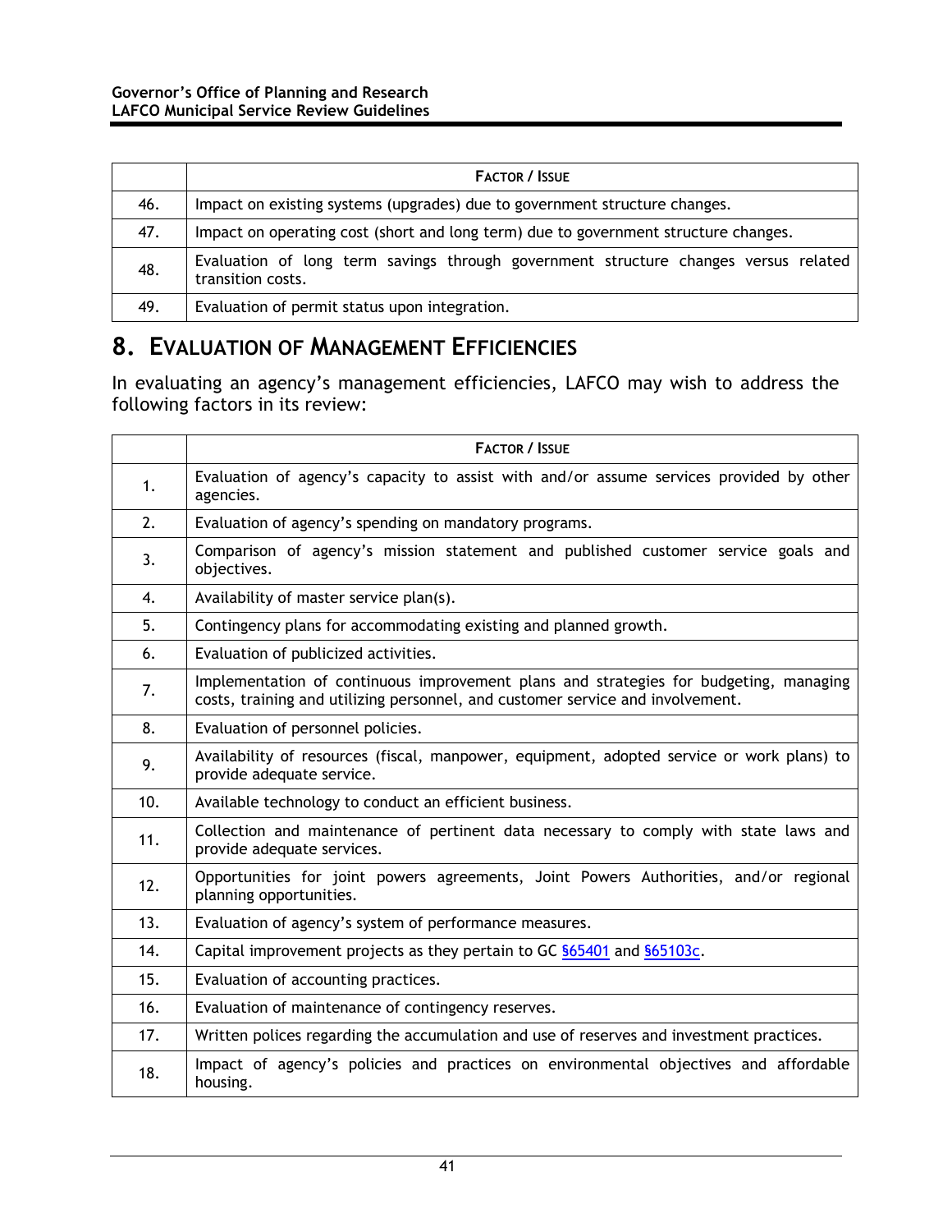| | Factor / Issue |
|---|---|
| 46. | Impact on existing systems (upgrades) due to government structure changes. |
| 47. | Impact on operating cost (short and long term) due to government structure changes. |
| 48. | Evaluation of long term savings through government structure changes versus related transition costs. |
| 49. | Evaluation of permit status upon integration. |

## 8. Evaluation of Management Efficiencies

In evaluating an agency's management efficiencies, LAFCO may wish to address the following factors in its review:

| | Factor / Issue |
|---|---|
| 1. | Evaluation of agency's capacity to assist with and/or assume services provided by other agencies. |
| 2. | Evaluation of agency's spending on mandatory programs. |
| 3. | Comparison of agency's mission statement and published customer service goals and objectives. |
| 4. | Availability of master service plan(s). |
| 5. | Contingency plans for accommodating existing and planned growth. |
| 6. | Evaluation of publicized activities. |
| 7. | Implementation of continuous improvement plans and strategies for budgeting, managing costs, training and utilizing personnel, and customer service and involvement. |
| 8. | Evaluation of personnel policies. |
| 9. | Availability of resources (fiscal, manpower, equipment, adopted service or work plans) to provide adequate service. |
| 10. | Available technology to conduct an efficient business. |
| 11. | Collection and maintenance of pertinent data necessary to comply with state laws and provide adequate services. |
| 12. | Opportunities for joint powers agreements, Joint Powers Authorities, and/or regional planning opportunities. |
| 13. | Evaluation of agency's system of performance measures. |
| 14. | Capital improvement projects as they pertain to GC §65401 and §65103c. |
| 15. | Evaluation of accounting practices. |
| 16. | Evaluation of maintenance of contingency reserves. |
| 17. | Written polices regarding the accumulation and use of reserves and investment practices. |
| 18. | Impact of agency's policies and practices on environmental objectives and affordable housing. |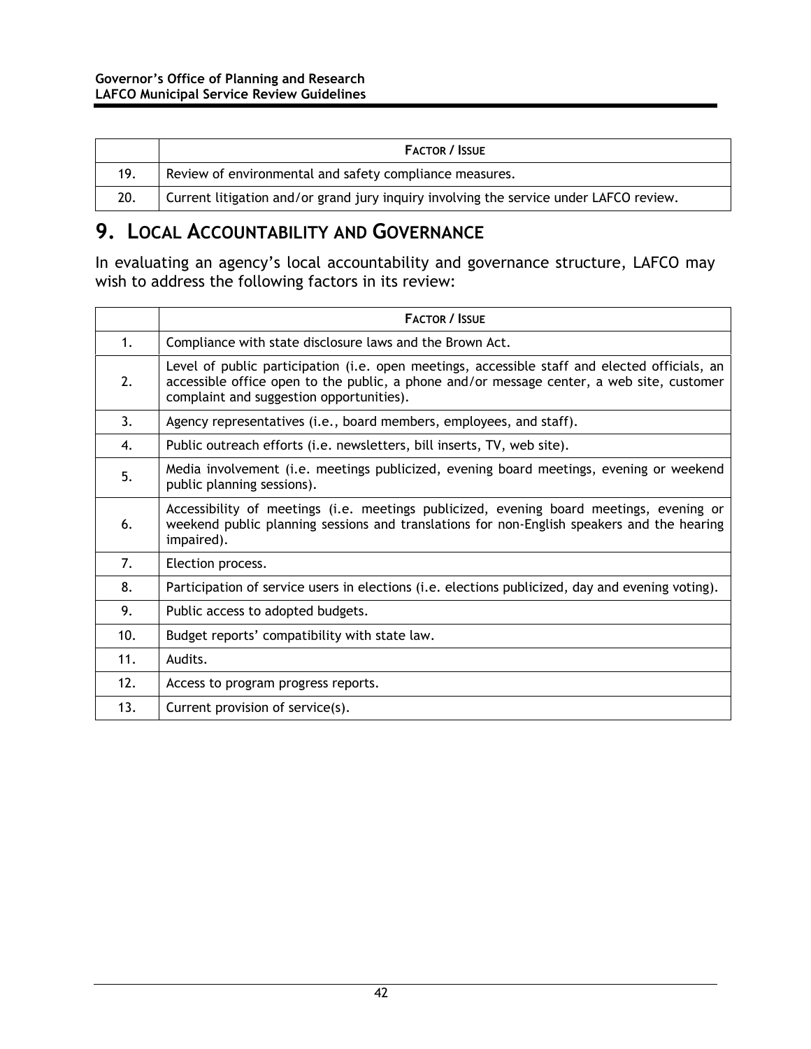| | FACTOR / ISSUE |
|---|---|
| 19. | Review of environmental and safety compliance measures. |
| 20. | Current litigation and/or grand jury inquiry involving the service under LAFCO review. |

# 9. LOCAL ACCOUNTABILITY AND GOVERNANCE

In evaluating an agency's local accountability and governance structure, LAFCO may wish to address the following factors in its review:

| | FACTOR / ISSUE |
|---|---|
| 1. | Compliance with state disclosure laws and the Brown Act. |
| 2. | Level of public participation (i.e. open meetings, accessible staff and elected officials, an accessible office open to the public, a phone and/or message center, a web site, customer complaint and suggestion opportunities). |
| 3. | Agency representatives (i.e., board members, employees, and staff). |
| 4. | Public outreach efforts (i.e. newsletters, bill inserts, TV, web site). |
| 5. | Media involvement (i.e. meetings publicized, evening board meetings, evening or weekend public planning sessions). |
| 6. | Accessibility of meetings (i.e. meetings publicized, evening board meetings, evening or weekend public planning sessions and translations for non-English speakers and the hearing impaired). |
| 7. | Election process. |
| 8. | Participation of service users in elections (i.e. elections publicized, day and evening voting). |
| 9. | Public access to adopted budgets. |
| 10. | Budget reports' compatibility with state law. |
| 11. | Audits. |
| 12. | Access to program progress reports. |
| 13. | Current provision of service(s). |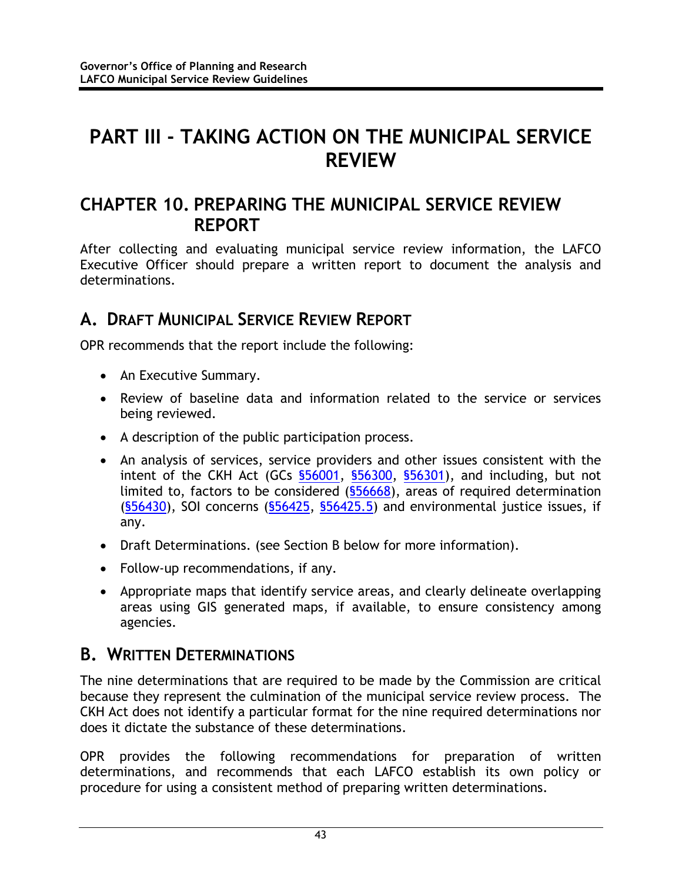# PART III - TAKING ACTION ON THE MUNICIPAL SERVICE REVIEW

## CHAPTER 10. PREPARING THE MUNICIPAL SERVICE REVIEW REPORT

After collecting and evaluating municipal service review information, the LAFCO Executive Officer should prepare a written report to document the analysis and determinations.

### A. DRAFT MUNICIPAL SERVICE REVIEW REPORT

OPR recommends that the report include the following:

- An Executive Summary.
- Review of baseline data and information related to the service or services being reviewed.
- A description of the public participation process.
- An analysis of services, service providers and other issues consistent with the intent of the CKH Act (GCs §56001, §56300, §56301), and including, but not limited to, factors to be considered (§56668), areas of required determination (§56430), SOI concerns (§56425, §56425.5) and environmental justice issues, if any.
- Draft Determinations. (see Section B below for more information).
- Follow-up recommendations, if any.
- Appropriate maps that identify service areas, and clearly delineate overlapping areas using GIS generated maps, if available, to ensure consistency among agencies.

### B. WRITTEN DETERMINATIONS

The nine determinations that are required to be made by the Commission are critical because they represent the culmination of the municipal service review process. The CKH Act does not identify a particular format for the nine required determinations nor does it dictate the substance of these determinations.

OPR provides the following recommendations for preparation of written determinations, and recommends that each LAFCO establish its own policy or procedure for using a consistent method of preparing written determinations.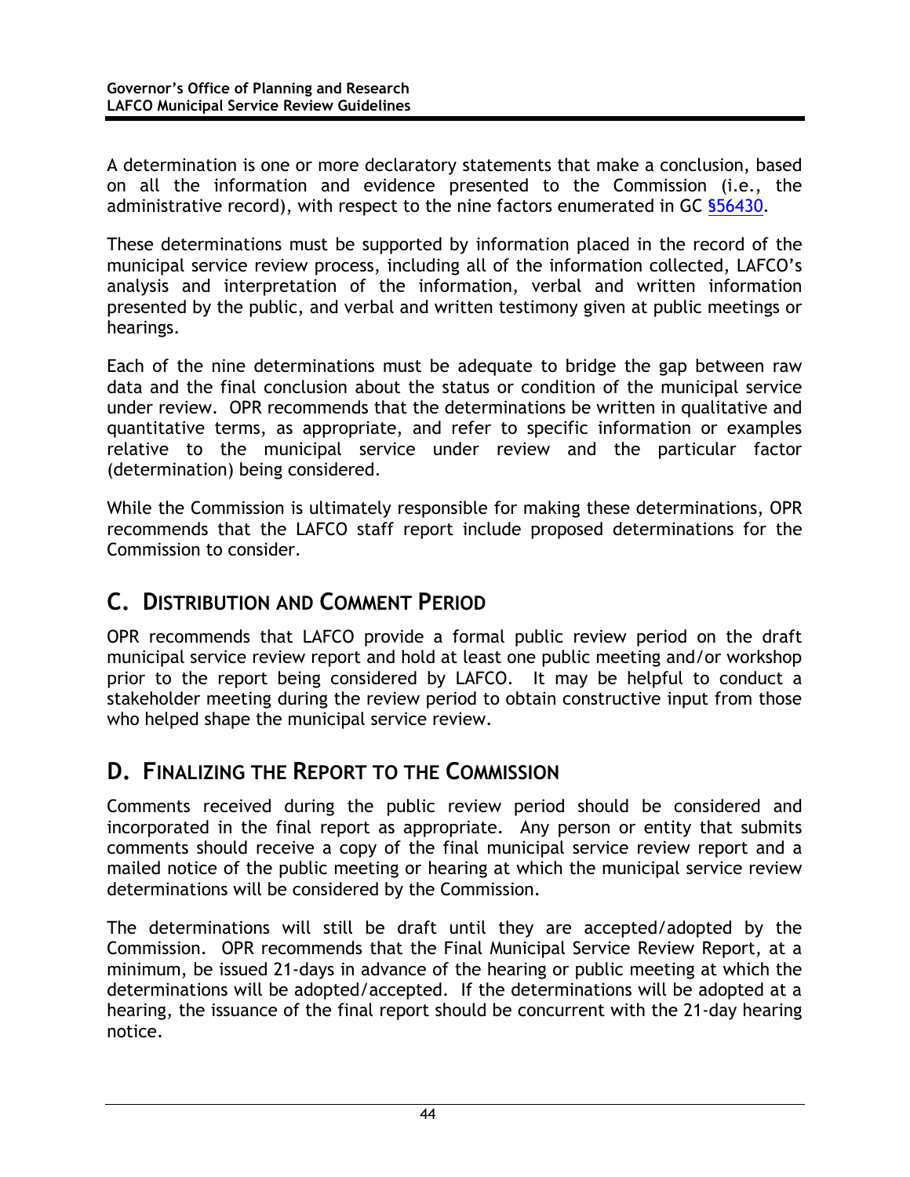A determination is one or more declaratory statements that make a conclusion, based on all the information and evidence presented to the Commission (i.e., the administrative record), with respect to the nine factors enumerated in GC §56430.

These determinations must be supported by information placed in the record of the municipal service review process, including all of the information collected, LAFCO's analysis and interpretation of the information, verbal and written information presented by the public, and verbal and written testimony given at public meetings or hearings.

Each of the nine determinations must be adequate to bridge the gap between raw data and the final conclusion about the status or condition of the municipal service under review. OPR recommends that the determinations be written in qualitative and quantitative terms, as appropriate, and refer to specific information or examples relative to the municipal service under review and the particular factor (determination) being considered.

While the Commission is ultimately responsible for making these determinations, OPR recommends that the LAFCO staff report include proposed determinations for the Commission to consider.

## C. Distribution and Comment Period

OPR recommends that LAFCO provide a formal public review period on the draft municipal service review report and hold at least one public meeting and/or workshop prior to the report being considered by LAFCO. It may be helpful to conduct a stakeholder meeting during the review period to obtain constructive input from those who helped shape the municipal service review.

## D. Finalizing the Report to the Commission

Comments received during the public review period should be considered and incorporated in the final report as appropriate. Any person or entity that submits comments should receive a copy of the final municipal service review report and a mailed notice of the public meeting or hearing at which the municipal service review determinations will be considered by the Commission.

The determinations will still be draft until they are accepted/adopted by the Commission. OPR recommends that the Final Municipal Service Review Report, at a minimum, be issued 21-days in advance of the hearing or public meeting at which the determinations will be adopted/accepted. If the determinations will be adopted at a hearing, the issuance of the final report should be concurrent with the 21-day hearing notice.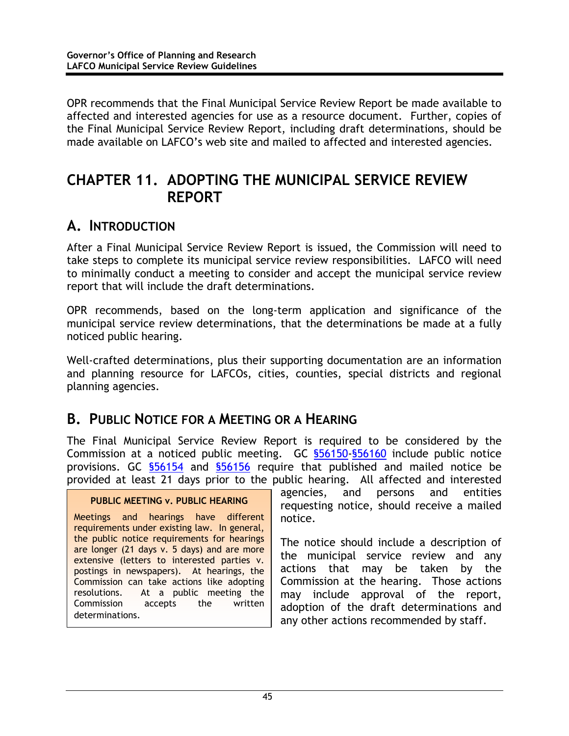OPR recommends that the Final Municipal Service Review Report be made available to affected and interested agencies for use as a resource document. Further, copies of the Final Municipal Service Review Report, including draft determinations, should be made available on LAFCO's web site and mailed to affected and interested agencies.

# CHAPTER 11. ADOPTING THE MUNICIPAL SERVICE REVIEW REPORT

## A. INTRODUCTION

After a Final Municipal Service Review Report is issued, the Commission will need to take steps to complete its municipal service review responsibilities. LAFCO will need to minimally conduct a meeting to consider and accept the municipal service review report that will include the draft determinations.

OPR recommends, based on the long-term application and significance of the municipal service review determinations, that the determinations be made at a fully noticed public hearing.

Well-crafted determinations, plus their supporting documentation are an information and planning resource for LAFCOs, cities, counties, special districts and regional planning agencies.

## B. PUBLIC NOTICE FOR A MEETING OR A HEARING

The Final Municipal Service Review Report is required to be considered by the Commission at a noticed public meeting. GC §56150-§56160 include public notice provisions. GC §56154 and §56156 require that published and mailed notice be provided at least 21 days prior to the public hearing. All affected and interested agencies, and persons and entities requesting notice, should receive a mailed notice.

The notice should include a description of the municipal service review and any actions that may be taken by the Commission at the hearing. Those actions may include approval of the report, adoption of the draft determinations and any other actions recommended by staff.

> **PUBLIC MEETING v. PUBLIC HEARING**
>
> Meetings and hearings have different requirements under existing law. In general, the public notice requirements for hearings are longer (21 days v. 5 days) and are more extensive (letters to interested parties v. postings in newspapers). At hearings, the Commission can take actions like adopting resolutions. At a public meeting the Commission accepts the written determinations.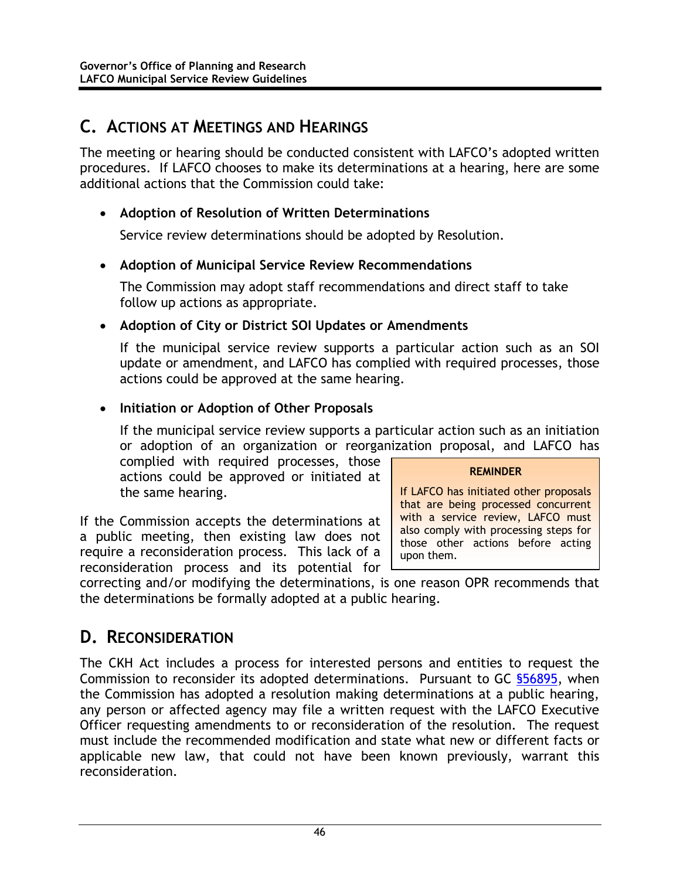## C. Actions at Meetings and Hearings

The meeting or hearing should be conducted consistent with LAFCO's adopted written procedures. If LAFCO chooses to make its determinations at a hearing, here are some additional actions that the Commission could take:

- **Adoption of Resolution of Written Determinations**

  Service review determinations should be adopted by Resolution.

- **Adoption of Municipal Service Review Recommendations**

  The Commission may adopt staff recommendations and direct staff to take follow up actions as appropriate.

- **Adoption of City or District SOI Updates or Amendments**

  If the municipal service review supports a particular action such as an SOI update or amendment, and LAFCO has complied with required processes, those actions could be approved at the same hearing.

- **Initiation or Adoption of Other Proposals**

  If the municipal service review supports a particular action such as an initiation or adoption of an organization or reorganization proposal, and LAFCO has complied with required processes, those actions could be approved or initiated at the same hearing.

> **REMINDER**
>
> If LAFCO has initiated other proposals that are being processed concurrent with a service review, LAFCO must also comply with processing steps for those other actions before acting upon them.

If the Commission accepts the determinations at a public meeting, then existing law does not require a reconsideration process. This lack of a reconsideration process and its potential for correcting and/or modifying the determinations, is one reason OPR recommends that the determinations be formally adopted at a public hearing.

## D. Reconsideration

The CKH Act includes a process for interested persons and entities to request the Commission to reconsider its adopted determinations. Pursuant to GC §56895, when the Commission has adopted a resolution making determinations at a public hearing, any person or affected agency may file a written request with the LAFCO Executive Officer requesting amendments to or reconsideration of the resolution. The request must include the recommended modification and state what new or different facts or applicable new law, that could not have been known previously, warrant this reconsideration.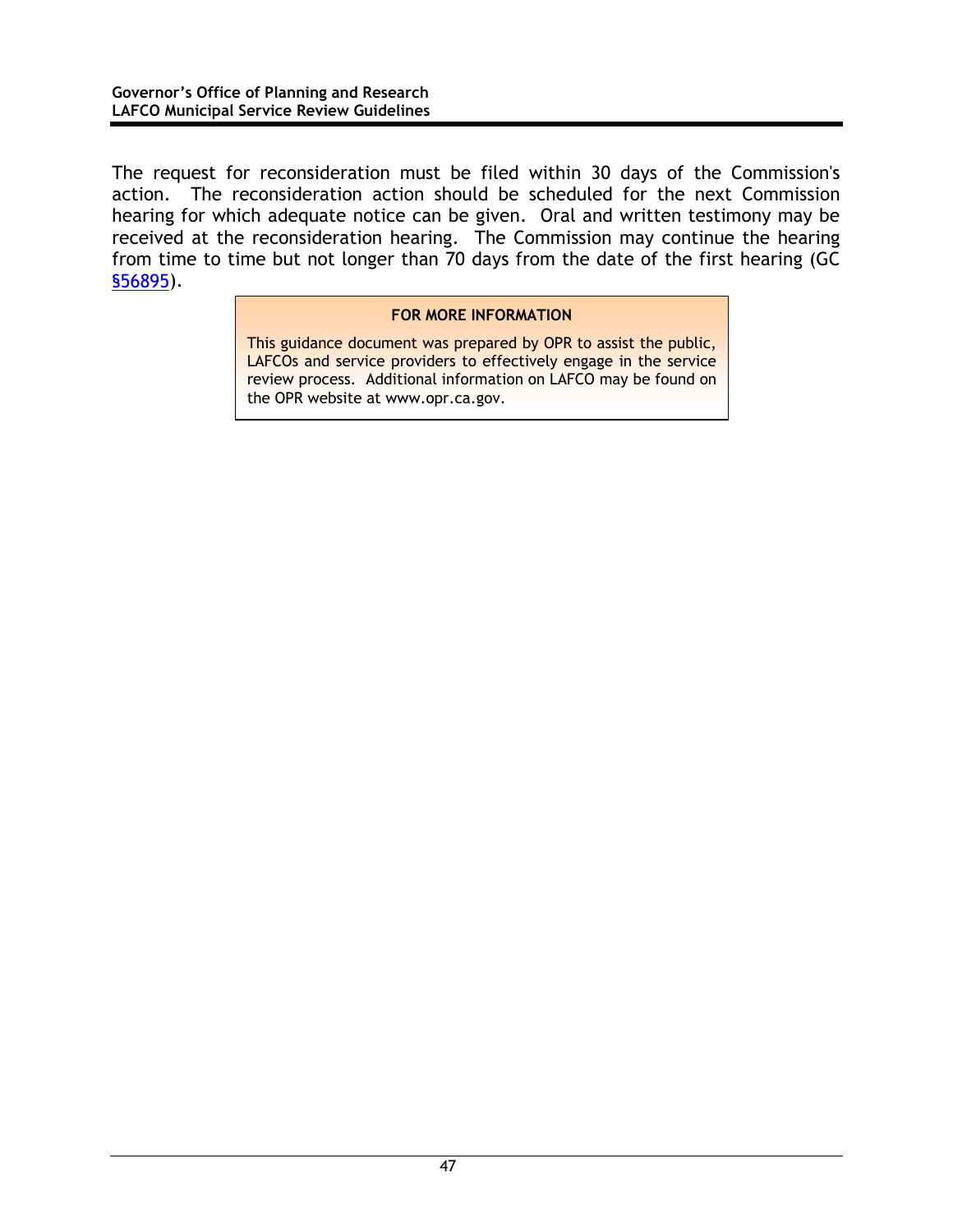The request for reconsideration must be filed within 30 days of the Commission's action. The reconsideration action should be scheduled for the next Commission hearing for which adequate notice can be given. Oral and written testimony may be received at the reconsideration hearing. The Commission may continue the hearing from time to time but not longer than 70 days from the date of the first hearing (GC §56895).

**FOR MORE INFORMATION**

This guidance document was prepared by OPR to assist the public, LAFCOs and service providers to effectively engage in the service review process. Additional information on LAFCO may be found on the OPR website at www.opr.ca.gov.